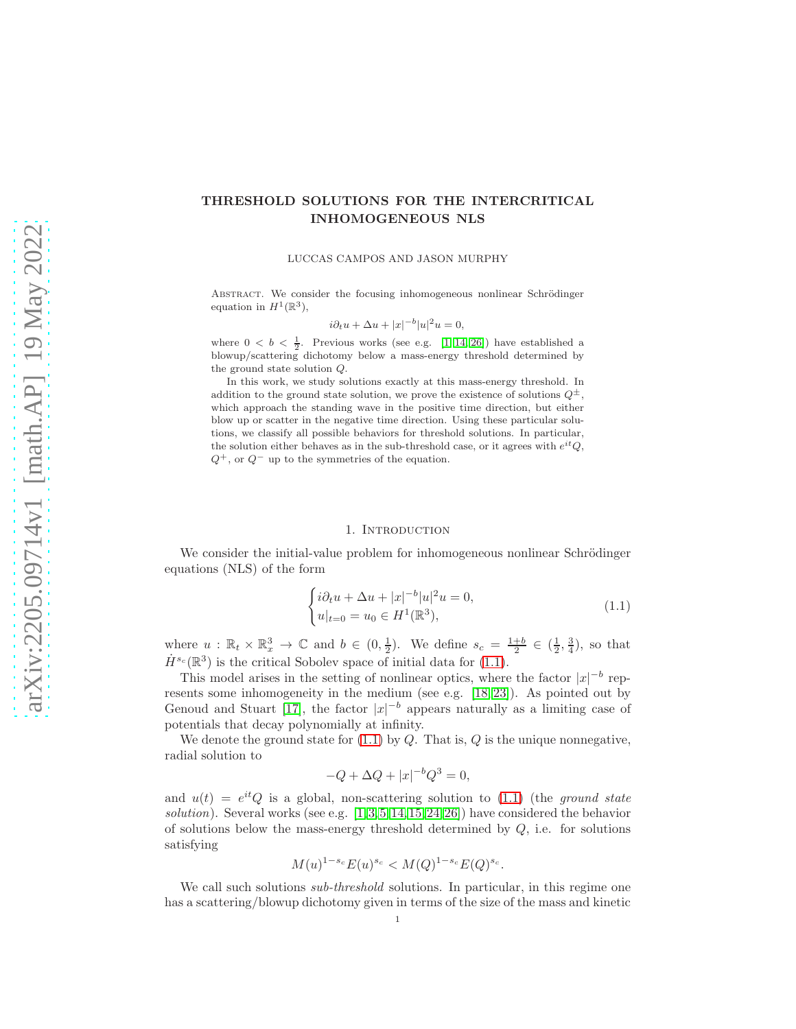# THRESHOLD SOLUTIONS FOR THE INTERCRITICAL INHOMOGENEOUS NLS

LUCCAS CAMPOS AND JASON MURPHY

Abstract. We consider the focusing inhomogeneous nonlinear Schrödinger equation in $H^1(\mathbb{R}^3)$,

$$i\partial_t u + \Delta u + |x|^{-b}|u|^2 u = 0,$$

where $0 < b < \frac{1}{2}$. Previous works (see e.g. [1,14,26]) have established a blowup/scattering dichotomy below a mass-energy threshold determined by the ground state solution $Q$.

In this work, we study solutions exactly at this mass-energy threshold. In addition to the ground state solution, we prove the existence of solutions $Q^{\pm}$, which approach the standing wave in the positive time direction, but either blow up or scatter in the negative time direction. Using these particular solutions, we classify all possible behaviors for threshold solutions. In particular, the solution either behaves as in the sub-threshold case, or it agrees with $e^{it}Q$, $Q^+$, or $Q^-$ up to the symmetries of the equation.

## 1. Introduction

We consider the initial-value problem for inhomogeneous nonlinear Schrödinger equations (NLS) of the form

$$\begin{cases} i\partial_t u + \Delta u + |x|^{-b}|u|^2 u = 0, \\ u|_{t=0} = u_0 \in H^1(\mathbb{R}^3), \end{cases} \tag{1.1}$$

where $u : \mathbb{R}_t \times \mathbb{R}^3_x \to \mathbb{C}$ and $b \in (0, \frac{1}{2})$. We define $s_c = \frac{1+b}{2} \in (\frac{1}{2}, \frac{3}{4})$, so that $\dot{H}^{s_c}(\mathbb{R}^3)$ is the critical Sobolev space of initial data for (1.1).

This model arises in the setting of nonlinear optics, where the factor $|x|^{-b}$ represents some inhomogeneity in the medium (see e.g. [18,23]). As pointed out by Genoud and Stuart [17], the factor $|x|^{-b}$ appears naturally as a limiting case of potentials that decay polynomially at infinity.

We denote the ground state for (1.1) by $Q$. That is, $Q$ is the unique nonnegative, radial solution to

$$-Q + \Delta Q + |x|^{-b}Q^3 = 0,$$

and $u(t) = e^{it}Q$ is a global, non-scattering solution to (1.1) (the *ground state solution*). Several works (see e.g. [1,3,5,14,15,24,26]) have considered the behavior of solutions below the mass-energy threshold determined by $Q$, i.e. for solutions satisfying

$$M(u)^{1-s_c}E(u)^{s_c} < M(Q)^{1-s_c}E(Q)^{s_c}.$$

We call such solutions *sub-threshold* solutions. In particular, in this regime one has a scattering/blowup dichotomy given in terms of the size of the mass and kinetic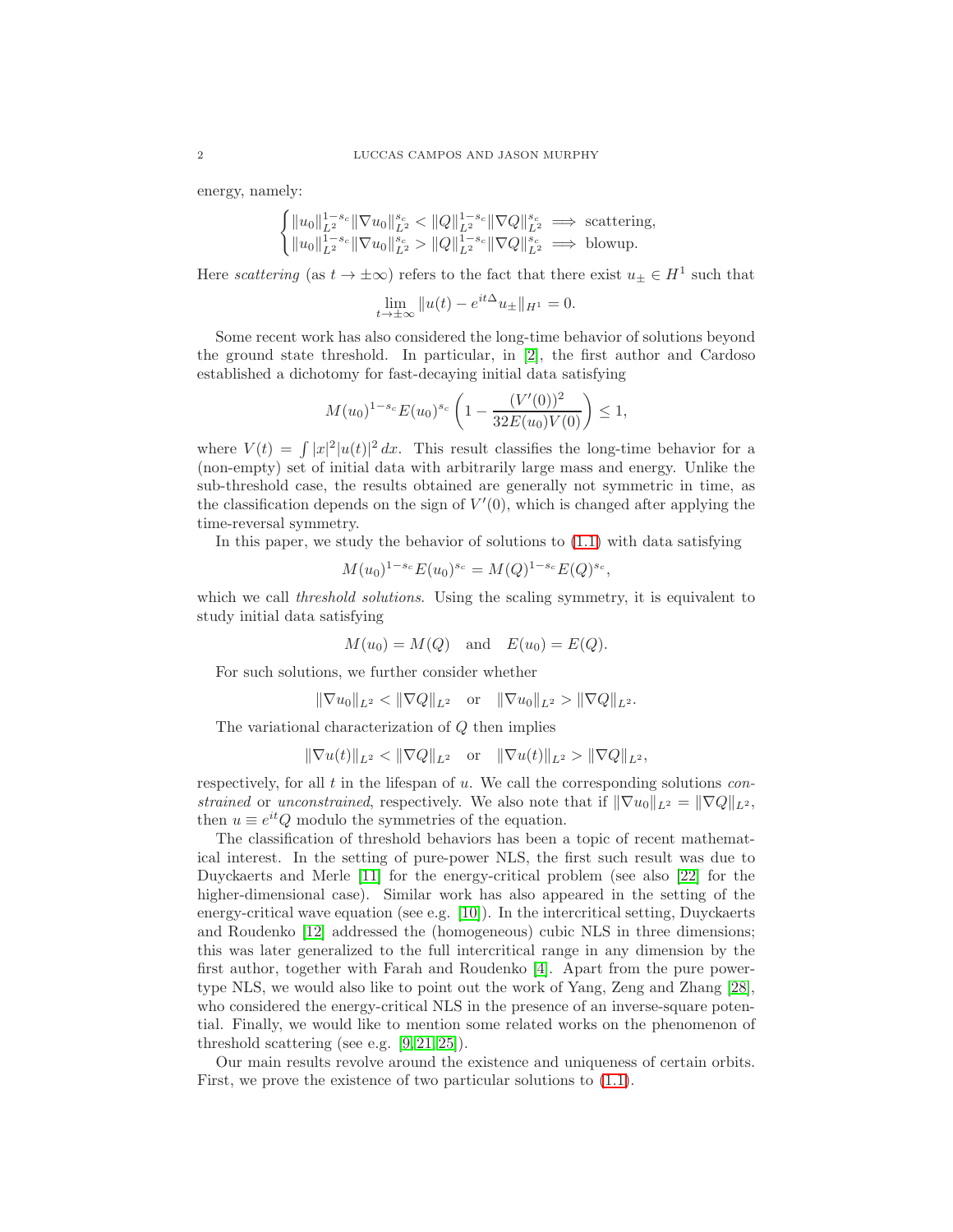energy, namely:

$$\begin{cases} \|u_0\|_{L^2}^{1-s_c}\|\nabla u_0\|_{L^2}^{s_c} < \|Q\|_{L^2}^{1-s_c}\|\nabla Q\|_{L^2}^{s_c} \implies \text{scattering}, \\ \|u_0\|_{L^2}^{1-s_c}\|\nabla u_0\|_{L^2}^{s_c} > \|Q\|_{L^2}^{1-s_c}\|\nabla Q\|_{L^2}^{s_c} \implies \text{blowup}. \end{cases}$$

Here *scattering* (as $t \to \pm\infty$) refers to the fact that there exist $u_\pm \in H^1$ such that

$$\lim_{t\to\pm\infty} \|u(t) - e^{it\Delta}u_\pm\|_{H^1} = 0.$$

Some recent work has also considered the long-time behavior of solutions beyond the ground state threshold. In particular, in [2], the first author and Cardoso established a dichotomy for fast-decaying initial data satisfying

$$M(u_0)^{1-s_c}E(u_0)^{s_c}\left(1 - \frac{(V'(0))^2}{32E(u_0)V(0)}\right) \leq 1,$$

where $V(t) = \int |x|^2|u(t)|^2\,dx$. This result classifies the long-time behavior for a (non-empty) set of initial data with arbitrarily large mass and energy. Unlike the sub-threshold case, the results obtained are generally not symmetric in time, as the classification depends on the sign of $V'(0)$, which is changed after applying the time-reversal symmetry.

In this paper, we study the behavior of solutions to (1.1) with data satisfying

$$M(u_0)^{1-s_c}E(u_0)^{s_c} = M(Q)^{1-s_c}E(Q)^{s_c},$$

which we call *threshold solutions*. Using the scaling symmetry, it is equivalent to study initial data satisfying

$$M(u_0) = M(Q) \quad \text{and} \quad E(u_0) = E(Q).$$

For such solutions, we further consider whether

$$\|\nabla u_0\|_{L^2} < \|\nabla Q\|_{L^2} \quad \text{or} \quad \|\nabla u_0\|_{L^2} > \|\nabla Q\|_{L^2}.$$

The variational characterization of $Q$ then implies

$$\|\nabla u(t)\|_{L^2} < \|\nabla Q\|_{L^2} \quad \text{or} \quad \|\nabla u(t)\|_{L^2} > \|\nabla Q\|_{L^2},$$

respectively, for all $t$ in the lifespan of $u$. We call the corresponding solutions *constrained* or *unconstrained*, respectively. We also note that if $\|\nabla u_0\|_{L^2} = \|\nabla Q\|_{L^2}$, then $u \equiv e^{it}Q$ modulo the symmetries of the equation.

The classification of threshold behaviors has been a topic of recent mathematical interest. In the setting of pure-power NLS, the first such result was due to Duyckaerts and Merle [11] for the energy-critical problem (see also [22] for the higher-dimensional case). Similar work has also appeared in the setting of the energy-critical wave equation (see e.g. [10]). In the intercritical setting, Duyckaerts and Roudenko [12] addressed the (homogeneous) cubic NLS in three dimensions; this was later generalized to the full intercritical range in any dimension by the first author, together with Farah and Roudenko [4]. Apart from the pure power-type NLS, we would also like to point out the work of Yang, Zeng and Zhang [28], who considered the energy-critical NLS in the presence of an inverse-square potential. Finally, we would like to mention some related works on the phenomenon of threshold scattering (see e.g. [9, 21, 25]).

Our main results revolve around the existence and uniqueness of certain orbits. First, we prove the existence of two particular solutions to (1.1).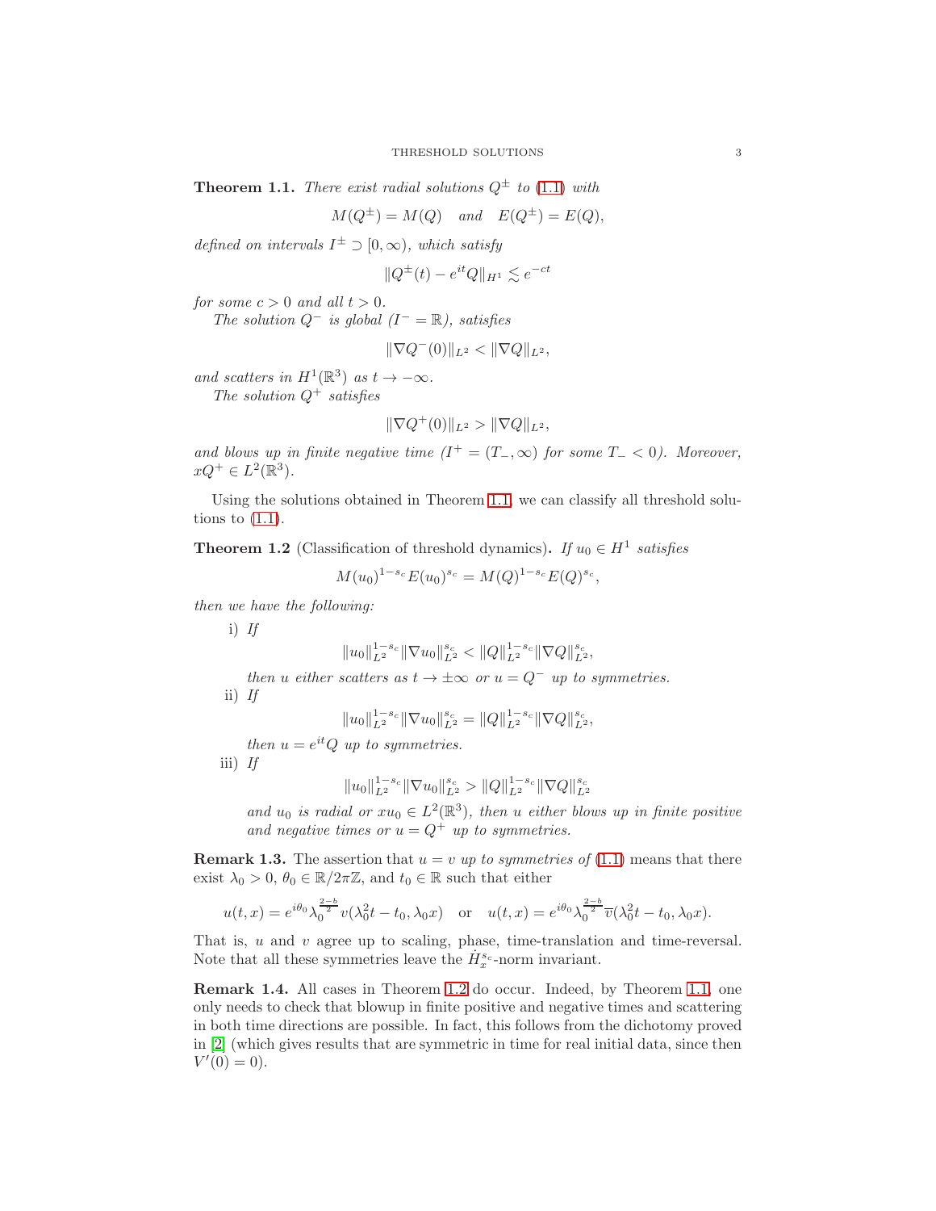**Theorem 1.1.** *There exist radial solutions $Q^\pm$ to (1.1) with*

$$M(Q^\pm) = M(Q) \quad \text{and} \quad E(Q^\pm) = E(Q),$$

*defined on intervals $I^\pm \supset [0,\infty)$, which satisfy*

$$\|Q^\pm(t) - e^{it}Q\|_{H^1} \lesssim e^{-ct}$$

*for some $c > 0$ and all $t > 0$.*

*The solution $Q^-$ is global ($I^- = \mathbb{R}$), satisfies*

$$\|\nabla Q^-(0)\|_{L^2} < \|\nabla Q\|_{L^2},$$

*and scatters in $H^1(\mathbb{R}^3)$ as $t \to -\infty$.*

*The solution $Q^+$ satisfies*

$$\|\nabla Q^+(0)\|_{L^2} > \|\nabla Q\|_{L^2},$$

*and blows up in finite negative time ($I^+ = (T_-, \infty)$ for some $T_- < 0$). Moreover, $xQ^+ \in L^2(\mathbb{R}^3)$.*

Using the solutions obtained in Theorem 1.1, we can classify all threshold solutions to (1.1).

**Theorem 1.2** (Classification of threshold dynamics)**.** *If $u_0 \in H^1$ satisfies*

$$M(u_0)^{1-s_c} E(u_0)^{s_c} = M(Q)^{1-s_c} E(Q)^{s_c},$$

*then we have the following:*

i) *If*

$$\|u_0\|_{L^2}^{1-s_c} \|\nabla u_0\|_{L^2}^{s_c} < \|Q\|_{L^2}^{1-s_c} \|\nabla Q\|_{L^2}^{s_c},$$

*then $u$ either scatters as $t \to \pm\infty$ or $u = Q^-$ up to symmetries.*

ii) *If*

$$\|u_0\|_{L^2}^{1-s_c} \|\nabla u_0\|_{L^2}^{s_c} = \|Q\|_{L^2}^{1-s_c} \|\nabla Q\|_{L^2}^{s_c},$$

*then $u = e^{it}Q$ up to symmetries.*

iii) *If*

$$\|u_0\|_{L^2}^{1-s_c} \|\nabla u_0\|_{L^2}^{s_c} > \|Q\|_{L^2}^{1-s_c} \|\nabla Q\|_{L^2}^{s_c}$$

*and $u_0$ is radial or $xu_0 \in L^2(\mathbb{R}^3)$, then $u$ either blows up in finite positive and negative times or $u = Q^+$ up to symmetries.*

**Remark 1.3.** The assertion that $u = v$ *up to symmetries of* (1.1) means that there exist $\lambda_0 > 0$, $\theta_0 \in \mathbb{R}/2\pi\mathbb{Z}$, and $t_0 \in \mathbb{R}$ such that either

$$u(t,x) = e^{i\theta_0} \lambda_0^{\frac{2-b}{2}} v(\lambda_0^2 t - t_0, \lambda_0 x) \quad \text{or} \quad u(t,x) = e^{i\theta_0} \lambda_0^{\frac{2-b}{2}} \overline{v}(\lambda_0^2 t - t_0, \lambda_0 x).$$

That is, $u$ and $v$ agree up to scaling, phase, time-translation and time-reversal. Note that all these symmetries leave the $\dot{H}_x^{s_c}$-norm invariant.

**Remark 1.4.** All cases in Theorem 1.2 do occur. Indeed, by Theorem 1.1, one only needs to check that blowup in finite positive and negative times and scattering in both time directions are possible. In fact, this follows from the dichotomy proved in [2] (which gives results that are symmetric in time for real initial data, since then $V'(0) = 0$).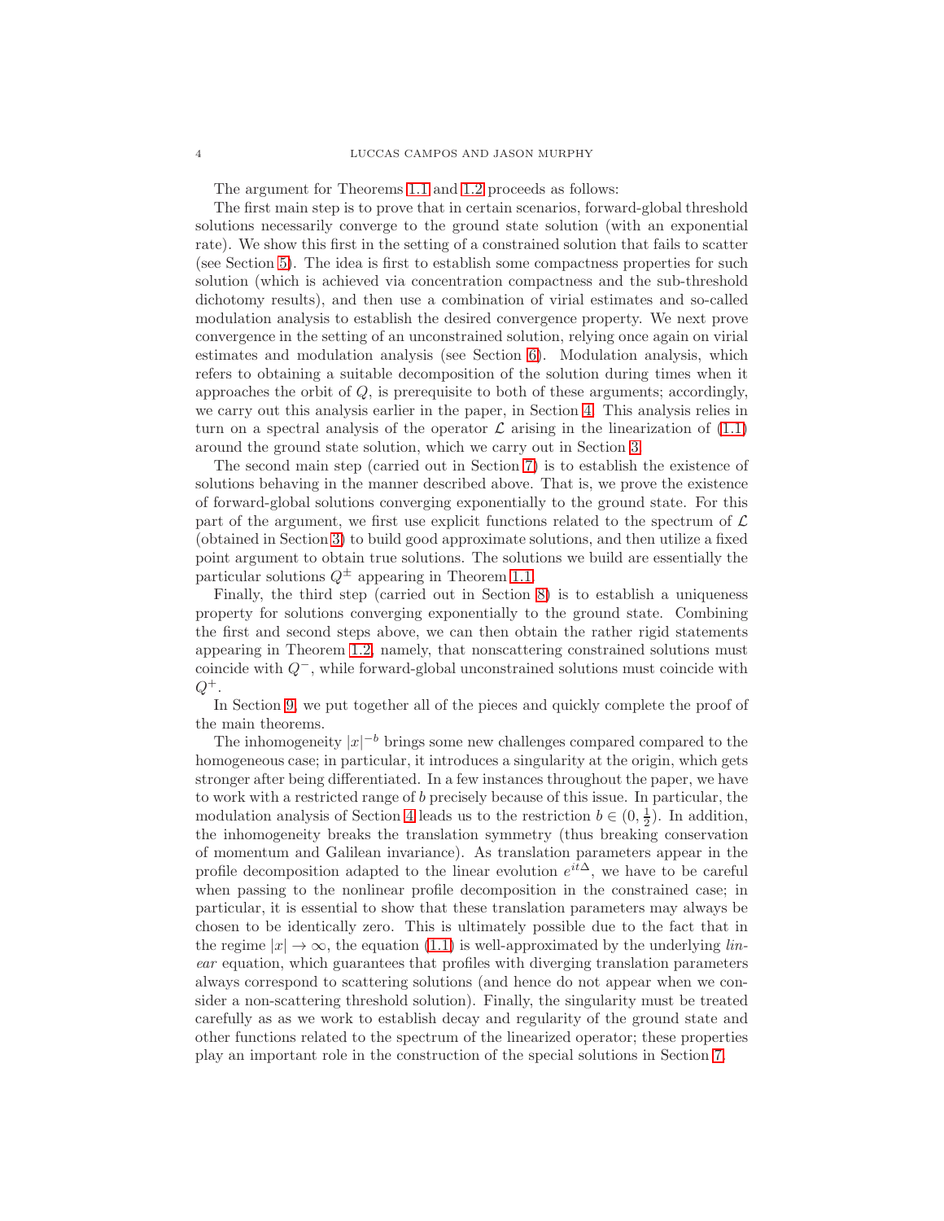The argument for Theorems 1.1 and 1.2 proceeds as follows:

The first main step is to prove that in certain scenarios, forward-global threshold solutions necessarily converge to the ground state solution (with an exponential rate). We show this first in the setting of a constrained solution that fails to scatter (see Section 5). The idea is first to establish some compactness properties for such solution (which is achieved via concentration compactness and the sub-threshold dichotomy results), and then use a combination of virial estimates and so-called modulation analysis to establish the desired convergence property. We next prove convergence in the setting of an unconstrained solution, relying once again on virial estimates and modulation analysis (see Section 6). Modulation analysis, which refers to obtaining a suitable decomposition of the solution during times when it approaches the orbit of $Q$, is prerequisite to both of these arguments; accordingly, we carry out this analysis earlier in the paper, in Section 4. This analysis relies in turn on a spectral analysis of the operator $\mathcal{L}$ arising in the linearization of (1.1) around the ground state solution, which we carry out in Section 3.

The second main step (carried out in Section 7) is to establish the existence of solutions behaving in the manner described above. That is, we prove the existence of forward-global solutions converging exponentially to the ground state. For this part of the argument, we first use explicit functions related to the spectrum of $\mathcal{L}$ (obtained in Section 3) to build good approximate solutions, and then utilize a fixed point argument to obtain true solutions. The solutions we build are essentially the particular solutions $Q^{\pm}$ appearing in Theorem 1.1.

Finally, the third step (carried out in Section 8) is to establish a uniqueness property for solutions converging exponentially to the ground state. Combining the first and second steps above, we can then obtain the rather rigid statements appearing in Theorem 1.2, namely, that nonscattering constrained solutions must coincide with $Q^{-}$, while forward-global unconstrained solutions must coincide with $Q^{+}$.

In Section 9, we put together all of the pieces and quickly complete the proof of the main theorems.

The inhomogeneity $|x|^{-b}$ brings some new challenges compared compared to the homogeneous case; in particular, it introduces a singularity at the origin, which gets stronger after being differentiated. In a few instances throughout the paper, we have to work with a restricted range of $b$ precisely because of this issue. In particular, the modulation analysis of Section 4 leads us to the restriction $b \in (0, \frac{1}{2})$. In addition, the inhomogeneity breaks the translation symmetry (thus breaking conservation of momentum and Galilean invariance). As translation parameters appear in the profile decomposition adapted to the linear evolution $e^{it\Delta}$, we have to be careful when passing to the nonlinear profile decomposition in the constrained case; in particular, it is essential to show that these translation parameters may always be chosen to be identically zero. This is ultimately possible due to the fact that in the regime $|x| \to \infty$, the equation (1.1) is well-approximated by the underlying *linear* equation, which guarantees that profiles with diverging translation parameters always correspond to scattering solutions (and hence do not appear when we consider a non-scattering threshold solution). Finally, the singularity must be treated carefully as as we work to establish decay and regularity of the ground state and other functions related to the spectrum of the linearized operator; these properties play an important role in the construction of the special solutions in Section 7.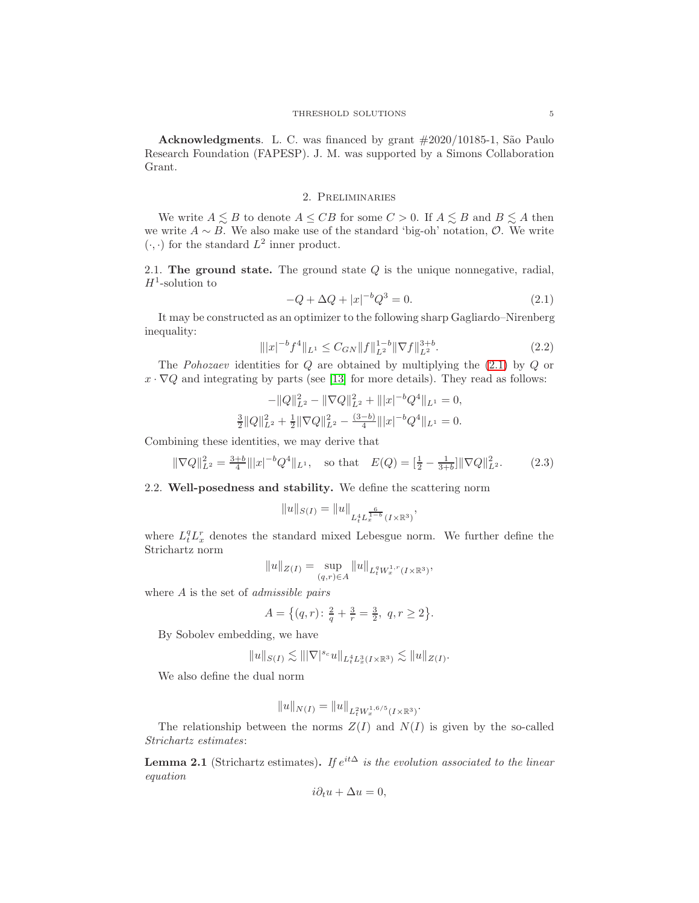**Acknowledgments**. L. C. was financed by grant #2020/10185-1, São Paulo Research Foundation (FAPESP). J. M. was supported by a Simons Collaboration Grant.

## 2. Preliminaries

We write $A \lesssim B$ to denote $A \leq CB$ for some $C > 0$. If $A \lesssim B$ and $B \lesssim A$ then we write $A \sim B$. We also make use of the standard 'big-oh' notation, $\mathcal{O}$. We write $(\cdot, \cdot)$ for the standard $L^2$ inner product.

### 2.1. The ground state.

The ground state $Q$ is the unique nonnegative, radial, $H^1$-solution to

$$-Q + \Delta Q + |x|^{-b} Q^3 = 0. \tag{2.1}$$

It may be constructed as an optimizer to the following sharp Gagliardo–Nirenberg inequality:

$$\||x|^{-b} f^4\|_{L^1} \leq C_{GN} \|f\|_{L^2}^{1-b} \|\nabla f\|_{L^2}^{3+b}. \tag{2.2}$$

The *Pohozaev* identities for $Q$ are obtained by multiplying the (2.1) by $Q$ or $x \cdot \nabla Q$ and integrating by parts (see [13] for more details). They read as follows:

$$-\|Q\|_{L^2}^2 - \|\nabla Q\|_{L^2}^2 + \||x|^{-b} Q^4\|_{L^1} = 0,$$

$$\tfrac{3}{2}\|Q\|_{L^2}^2 + \tfrac{1}{2}\|\nabla Q\|_{L^2}^2 - \tfrac{(3-b)}{4}\||x|^{-b} Q^4\|_{L^1} = 0.$$

Combining these identities, we may derive that

$$\|\nabla Q\|_{L^2}^2 = \tfrac{3+b}{4}\||x|^{-b} Q^4\|_{L^1}, \quad \text{so that} \quad E(Q) = [\tfrac{1}{2} - \tfrac{1}{3+b}]\|\nabla Q\|_{L^2}^2. \tag{2.3}$$

### 2.2. Well-posedness and stability.

We define the scattering norm

$$\|u\|_{S(I)} = \|u\|_{L_t^4 L_x^{\frac{6}{1-b}}(I \times \mathbb{R}^3)},$$

where $L_t^q L_x^r$ denotes the standard mixed Lebesgue norm. We further define the Strichartz norm

$$\|u\|_{Z(I)} = \sup_{(q,r) \in A} \|u\|_{L_t^q W_x^{1,r}(I \times \mathbb{R}^3)},$$

where $A$ is the set of *admissible pairs*

$$A = \big\{(q,r) \colon \tfrac{2}{q} + \tfrac{3}{r} = \tfrac{3}{2},\ q, r \geq 2\big\}.$$

By Sobolev embedding, we have

$$\|u\|_{S(I)} \lesssim \||\nabla|^{s_c} u\|_{L_t^4 L_x^3(I \times \mathbb{R}^3)} \lesssim \|u\|_{Z(I)}.$$

We also define the dual norm

$$\|u\|_{N(I)} = \|u\|_{L_t^2 W_x^{1,6/5}(I \times \mathbb{R}^3)}.$$

The relationship between the norms $Z(I)$ and $N(I)$ is given by the so-called *Strichartz estimates*:

**Lemma 2.1** (Strichartz estimates). *If $e^{it\Delta}$ is the evolution associated to the linear equation*

$$i\partial_t u + \Delta u = 0,$$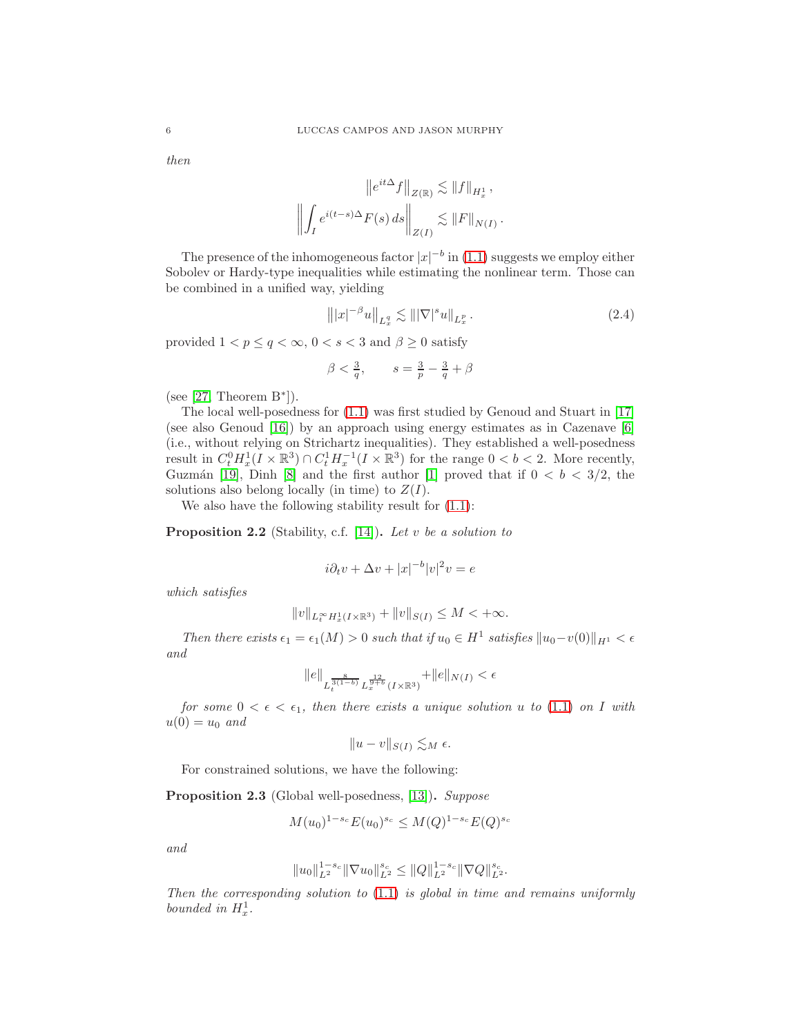*then*

$$\left\| e^{it\Delta} f \right\|_{Z(\mathbb{R})} \lesssim \|f\|_{H^1_x},$$

$$\left\| \int_I e^{i(t-s)\Delta} F(s)\, ds \right\|_{Z(I)} \lesssim \|F\|_{N(I)}.$$

The presence of the inhomogeneous factor $|x|^{-b}$ in (1.1) suggests we employ either Sobolev or Hardy-type inequalities while estimating the nonlinear term. Those can be combined in a unified way, yielding

$$\left\| |x|^{-\beta} u \right\|_{L^q_x} \lesssim \| |\nabla|^s u \|_{L^p_x}. \tag{2.4}$$

provided $1 < p \leq q < \infty$, $0 < s < 3$ and $\beta \geq 0$ satisfy

$$\beta < \tfrac{3}{q}, \qquad s = \tfrac{3}{p} - \tfrac{3}{q} + \beta$$

(see [27, Theorem B*]).

The local well-posedness for (1.1) was first studied by Genoud and Stuart in [17] (see also Genoud [16]) by an approach using energy estimates as in Cazenave [6] (i.e., without relying on Strichartz inequalities). They established a well-posedness result in $C^0_t H^1_x(I \times \mathbb{R}^3) \cap C^1_t H^{-1}_x(I \times \mathbb{R}^3)$ for the range $0 < b < 2$. More recently, Guzmán [19], Dinh [8] and the first author [1] proved that if $0 < b < 3/2$, the solutions also belong locally (in time) to $Z(I)$.

We also have the following stability result for (1.1):

**Proposition 2.2** (Stability, c.f. [14])**.** *Let $v$ be a solution to*

$$i\partial_t v + \Delta v + |x|^{-b}|v|^2 v = e$$

*which satisfies*

$$\|v\|_{L^\infty_t H^1_x(I \times \mathbb{R}^3)} + \|v\|_{S(I)} \leq M < +\infty.$$

*Then there exists $\epsilon_1 = \epsilon_1(M) > 0$ such that if $u_0 \in H^1$ satisfies $\|u_0 - v(0)\|_{H^1} < \epsilon$ and*

$$\|e\|_{L_t^{\frac{8}{3(1-b)}} L_x^{\frac{12}{9+b}}(I \times \mathbb{R}^3)} + \|e\|_{N(I)} < \epsilon$$

*for some $0 < \epsilon < \epsilon_1$, then there exists a unique solution $u$ to (1.1) on $I$ with $u(0) = u_0$ and*

$$\|u - v\|_{S(I)} \lesssim_M \epsilon.$$

For constrained solutions, we have the following:

**Proposition 2.3** (Global well-posedness, [13])**.** *Suppose*

$$M(u_0)^{1-s_c} E(u_0)^{s_c} \leq M(Q)^{1-s_c} E(Q)^{s_c}$$

*and*

$$\|u_0\|_{L^2}^{1-s_c} \|\nabla u_0\|_{L^2}^{s_c} \leq \|Q\|_{L^2}^{1-s_c} \|\nabla Q\|_{L^2}^{s_c}.$$

*Then the corresponding solution to (1.1) is global in time and remains uniformly bounded in $H^1_x$.*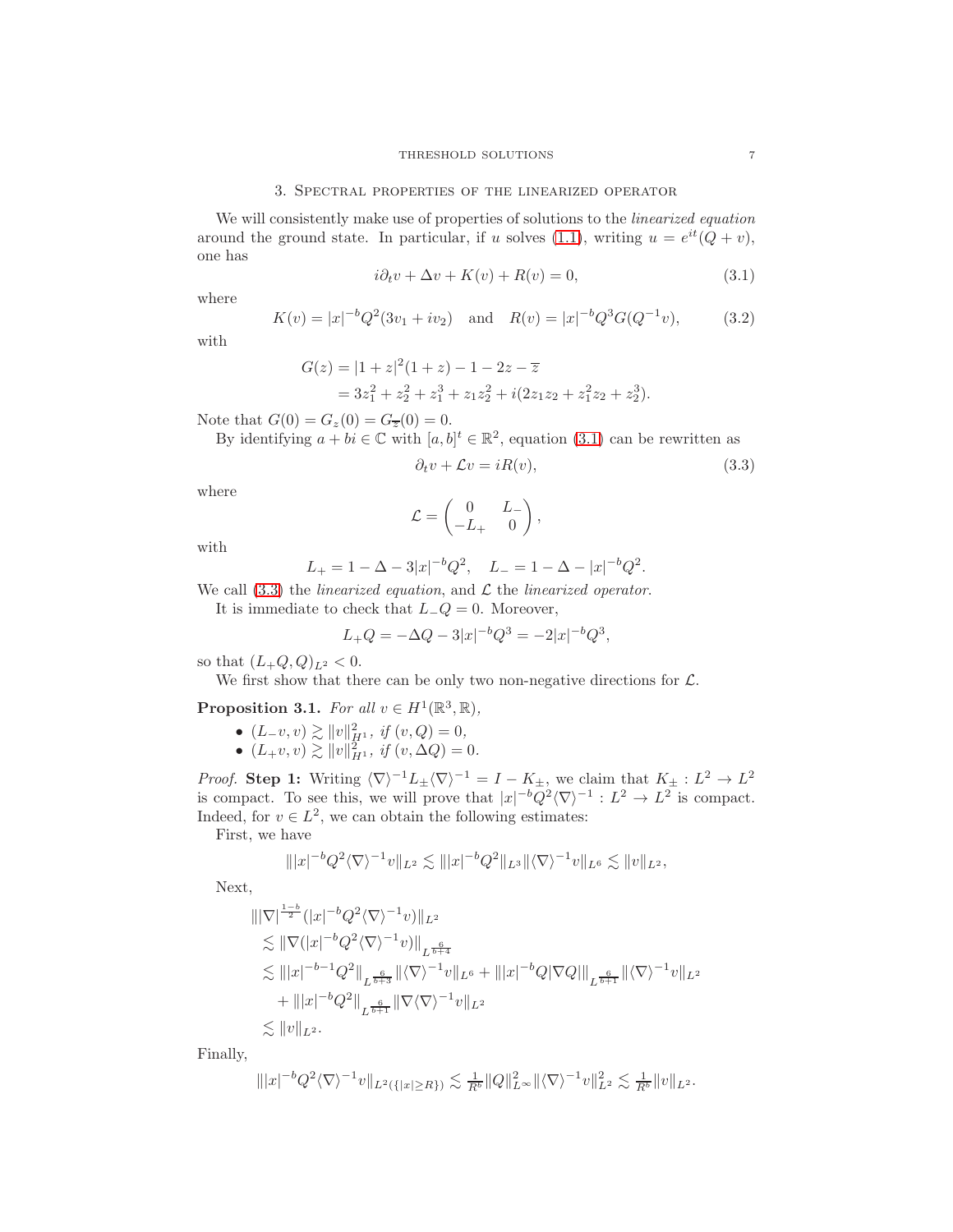## 3. Spectral properties of the linearized operator

We will consistently make use of properties of solutions to the *linearized equation* around the ground state. In particular, if $u$ solves (1.1), writing $u = e^{it}(Q + v)$, one has

$$i\partial_t v + \Delta v + K(v) + R(v) = 0, \tag{3.1}$$

where

$$K(v) = |x|^{-b}Q^2(3v_1 + iv_2) \quad \text{and} \quad R(v) = |x|^{-b}Q^3 G(Q^{-1}v), \tag{3.2}$$

with

$$\begin{aligned} G(z) &= |1+z|^2(1+z) - 1 - 2z - \overline{z} \\ &= 3z_1^2 + z_2^2 + z_1^3 + z_1 z_2^2 + i(2z_1 z_2 + z_1^2 z_2 + z_2^3). \end{aligned}$$

Note that $G(0) = G_z(0) = G_{\overline{z}}(0) = 0$.

By identifying $a + bi \in \mathbb{C}$ with $[a, b]^t \in \mathbb{R}^2$, equation (3.1) can be rewritten as

$$\partial_t v + \mathcal{L} v = iR(v), \tag{3.3}$$

where

$$\mathcal{L} = \begin{pmatrix} 0 & L_- \\ -L_+ & 0 \end{pmatrix},$$

with

$$L_+ = 1 - \Delta - 3|x|^{-b}Q^2, \quad L_- = 1 - \Delta - |x|^{-b}Q^2.$$

We call (3.3) the *linearized equation*, and $\mathcal{L}$ the *linearized operator*.

It is immediate to check that $L_- Q = 0$. Moreover,

$$L_+ Q = -\Delta Q - 3|x|^{-b}Q^3 = -2|x|^{-b}Q^3,$$

so that $(L_+ Q, Q)_{L^2} < 0$.

We first show that there can be only two non-negative directions for $\mathcal{L}$.

**Proposition 3.1.** *For all $v \in H^1(\mathbb{R}^3, \mathbb{R})$,*

- $(L_- v, v) \gtrsim \|v\|_{H^1}^2$, *if* $(v, Q) = 0$,
- $(L_+ v, v) \gtrsim \|v\|_{H^1}^2$, *if* $(v, \Delta Q) = 0$.

*Proof.* **Step 1:** Writing $\langle \nabla \rangle^{-1} L_\pm \langle \nabla \rangle^{-1} = I - K_\pm$, we claim that $K_\pm : L^2 \to L^2$ is compact. To see this, we will prove that $|x|^{-b}Q^2 \langle \nabla \rangle^{-1} : L^2 \to L^2$ is compact. Indeed, for $v \in L^2$, we can obtain the following estimates:

First, we have

$$\||x|^{-b}Q^2 \langle \nabla \rangle^{-1} v\|_{L^2} \lesssim \||x|^{-b}Q^2\|_{L^3} \|\langle \nabla \rangle^{-1} v\|_{L^6} \lesssim \|v\|_{L^2},$$

Next,

$$\begin{aligned} &\||\nabla|^{\frac{1-b}{2}}(|x|^{-b}Q^2 \langle \nabla \rangle^{-1} v)\|_{L^2} \\ &\lesssim \|\nabla(|x|^{-b}Q^2 \langle \nabla \rangle^{-1} v)\|_{L^{\frac{6}{b+4}}} \\ &\lesssim \||x|^{-b-1}Q^2\|_{L^{\frac{6}{b+3}}} \|\langle \nabla \rangle^{-1} v\|_{L^6} + \||x|^{-b}Q|\nabla Q|\|_{L^{\frac{6}{b+1}}} \|\langle \nabla \rangle^{-1} v\|_{L^2} \\ &\quad + \||x|^{-b}Q^2\|_{L^{\frac{6}{b+1}}} \|\nabla \langle \nabla \rangle^{-1} v\|_{L^2} \\ &\lesssim \|v\|_{L^2}. \end{aligned}$$

Finally,

$$\||x|^{-b}Q^2 \langle \nabla \rangle^{-1} v\|_{L^2(\{|x| \geq R\})} \lesssim \tfrac{1}{R^b} \|Q\|_{L^\infty}^2 \|\langle \nabla \rangle^{-1} v\|_{L^2}^2 \lesssim \tfrac{1}{R^b} \|v\|_{L^2}.$$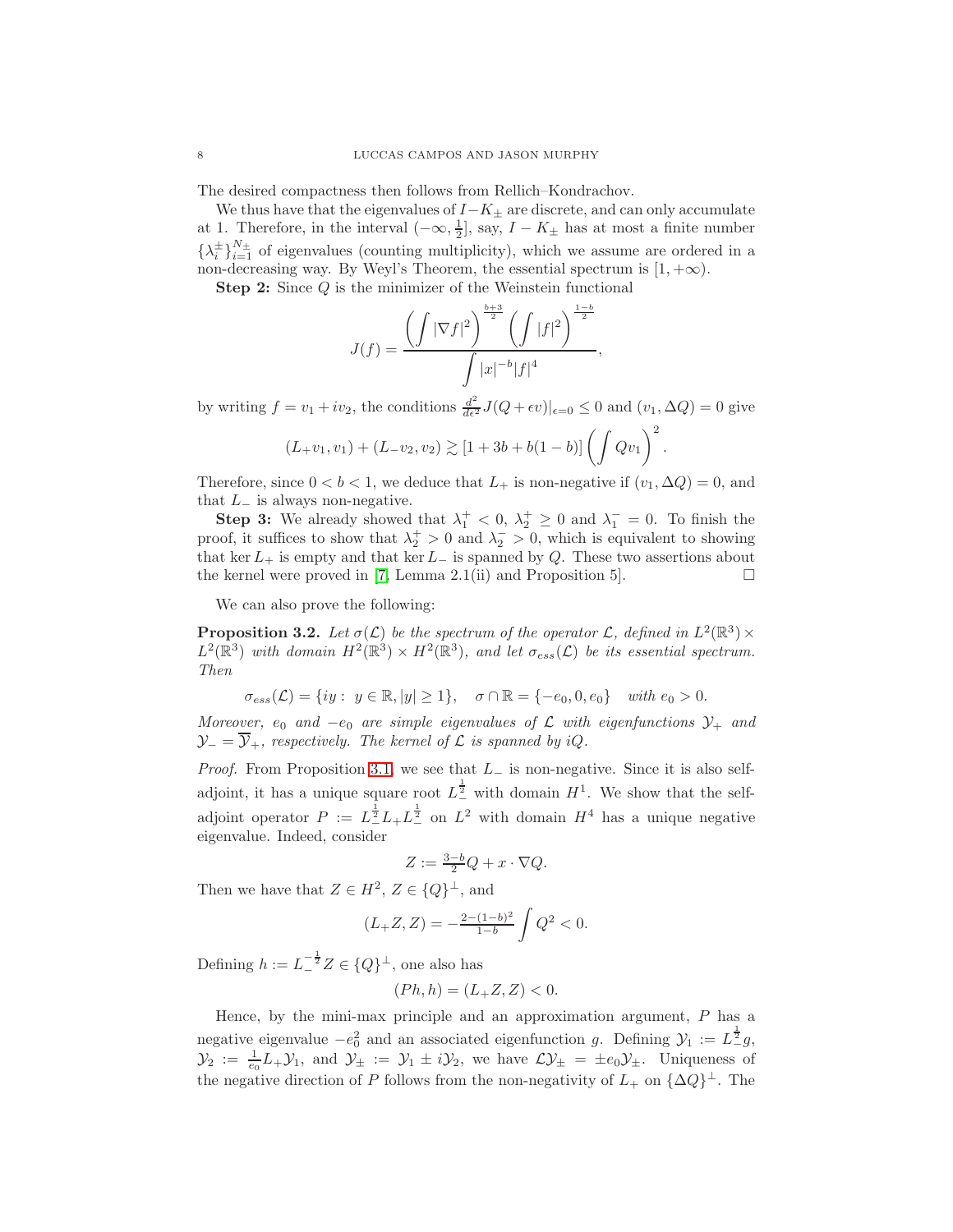The desired compactness then follows from Rellich–Kondrachov.

We thus have that the eigenvalues of $I-K_\pm$ are discrete, and can only accumulate at 1. Therefore, in the interval $(-\infty, \frac{1}{2}]$, say, $I-K_\pm$ has at most a finite number $\{\lambda_i^\pm\}_{i=1}^{N_\pm}$ of eigenvalues (counting multiplicity), which we assume are ordered in a non-decreasing way. By Weyl's Theorem, the essential spectrum is $[1,+\infty)$.

**Step 2:** Since $Q$ is the minimizer of the Weinstein functional

$$J(f) = \frac{\left(\displaystyle\int |\nabla f|^2\right)^{\frac{b+3}{2}} \left(\displaystyle\int |f|^2\right)^{\frac{1-b}{2}}}{\displaystyle\int |x|^{-b}|f|^4},$$

by writing $f = v_1 + iv_2$, the conditions $\frac{d^2}{d\epsilon^2}J(Q+\epsilon v)|_{\epsilon=0} \leq 0$ and $(v_1, \Delta Q) = 0$ give

$$(L_+v_1, v_1) + (L_-v_2, v_2) \gtrsim [1 + 3b + b(1-b)] \left(\int Qv_1\right)^2.$$

Therefore, since $0 < b < 1$, we deduce that $L_+$ is non-negative if $(v_1, \Delta Q) = 0$, and that $L_-$ is always non-negative.

**Step 3:** We already showed that $\lambda_1^+ < 0$, $\lambda_2^+ \geq 0$ and $\lambda_1^- = 0$. To finish the proof, it suffices to show that $\lambda_2^+ > 0$ and $\lambda_2^- > 0$, which is equivalent to showing that $\ker L_+$ is empty and that $\ker L_-$ is spanned by $Q$. These two assertions about the kernel were proved in [7, Lemma 2.1(ii) and Proposition 5]. □

We can also prove the following:

**Proposition 3.2.** *Let $\sigma(\mathcal{L})$ be the spectrum of the operator $\mathcal{L}$, defined in $L^2(\mathbb{R}^3) \times L^2(\mathbb{R}^3)$ with domain $H^2(\mathbb{R}^3) \times H^2(\mathbb{R}^3)$, and let $\sigma_{ess}(\mathcal{L})$ be its essential spectrum. Then*

$$\sigma_{ess}(\mathcal{L}) = \{iy: \ y \in \mathbb{R}, |y| \geq 1\}, \quad \sigma \cap \mathbb{R} = \{-e_0, 0, e_0\} \quad \text{with } e_0 > 0.$$

*Moreover, $e_0$ and $-e_0$ are simple eigenvalues of $\mathcal{L}$ with eigenfunctions $\mathcal{Y}_+$ and $\mathcal{Y}_- = \overline{\mathcal{Y}}_+$, respectively. The kernel of $\mathcal{L}$ is spanned by $iQ$.*

*Proof.* From Proposition 3.1, we see that $L_-$ is non-negative. Since it is also self-adjoint, it has a unique square root $L_-^{\frac{1}{2}}$ with domain $H^1$. We show that the self-adjoint operator $P := L_-^{\frac{1}{2}} L_+ L_-^{\frac{1}{2}}$ on $L^2$ with domain $H^4$ has a unique negative eigenvalue. Indeed, consider

$$Z := \tfrac{3-b}{2}Q + x \cdot \nabla Q.$$

Then we have that $Z \in H^2$, $Z \in \{Q\}^\perp$, and

$$(L_+Z, Z) = -\tfrac{2-(1-b)^2}{1-b}\int Q^2 < 0.$$

Defining $h := L_-^{-\frac{1}{2}}Z \in \{Q\}^\perp$, one also has

$$(Ph, h) = (L_+Z, Z) < 0.$$

Hence, by the mini-max principle and an approximation argument, $P$ has a negative eigenvalue $-e_0^2$ and an associated eigenfunction $g$. Defining $\mathcal{Y}_1 := L_-^{\frac{1}{2}}g$, $\mathcal{Y}_2 := \frac{1}{e_0}L_+\mathcal{Y}_1$, and $\mathcal{Y}_\pm := \mathcal{Y}_1 \pm i\mathcal{Y}_2$, we have $\mathcal{L}\mathcal{Y}_\pm = \pm e_0 \mathcal{Y}_\pm$. Uniqueness of the negative direction of $P$ follows from the non-negativity of $L_+$ on $\{\Delta Q\}^\perp$. The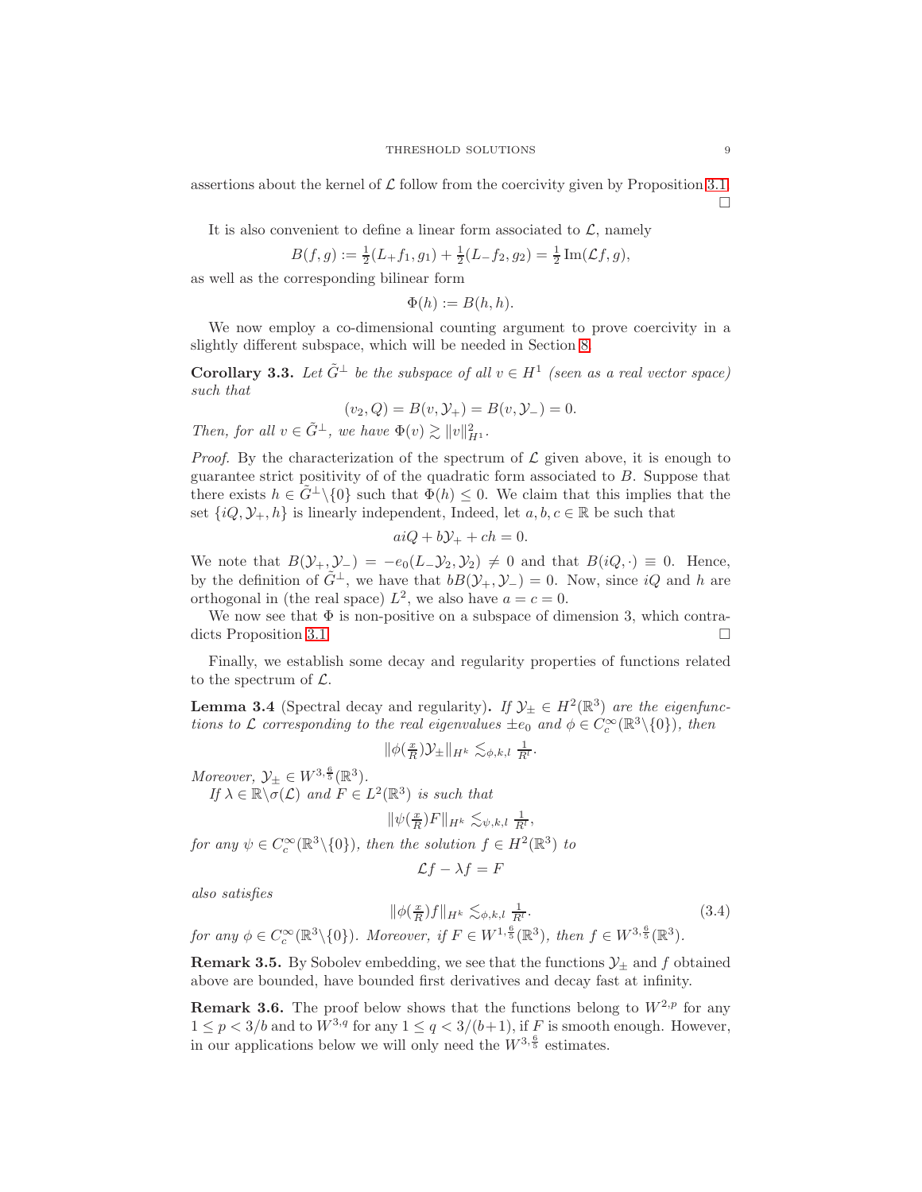assertions about the kernel of $\mathcal{L}$ follow from the coercivity given by Proposition 3.1. □

It is also convenient to define a linear form associated to $\mathcal{L}$, namely

$$B(f,g) := \tfrac{1}{2}(L_+ f_1, g_1) + \tfrac{1}{2}(L_- f_2, g_2) = \tfrac{1}{2}\operatorname{Im}(\mathcal{L}f, g),$$

as well as the corresponding bilinear form

$$\Phi(h) := B(h,h).$$

We now employ a co-dimensional counting argument to prove coercivity in a slightly different subspace, which will be needed in Section 8.

**Corollary 3.3.** *Let $\tilde{G}^\perp$ be the subspace of all $v \in H^1$ (seen as a real vector space) such that*

$$(v_2, Q) = B(v, \mathcal{Y}_+) = B(v, \mathcal{Y}_-) = 0.$$

*Then, for all $v \in \tilde{G}^\perp$, we have $\Phi(v) \gtrsim \|v\|_{H^1}^2$.*

*Proof.* By the characterization of the spectrum of $\mathcal{L}$ given above, it is enough to guarantee strict positivity of of the quadratic form associated to $B$. Suppose that there exists $h \in \tilde{G}^\perp \backslash \{0\}$ such that $\Phi(h) \leq 0$. We claim that this implies that the set $\{iQ, \mathcal{Y}_+, h\}$ is linearly independent, Indeed, let $a, b, c \in \mathbb{R}$ be such that

$$aiQ + b\mathcal{Y}_+ + ch = 0.$$

We note that $B(\mathcal{Y}_+, \mathcal{Y}_-) = -e_0(L_-\mathcal{Y}_2, \mathcal{Y}_2) \neq 0$ and that $B(iQ, \cdot) \equiv 0$. Hence, by the definition of $\tilde{G}^\perp$, we have that $bB(\mathcal{Y}_+, \mathcal{Y}_-) = 0$. Now, since $iQ$ and $h$ are orthogonal in (the real space) $L^2$, we also have $a = c = 0$.

We now see that $\Phi$ is non-positive on a subspace of dimension 3, which contradicts Proposition 3.1. □

Finally, we establish some decay and regularity properties of functions related to the spectrum of $\mathcal{L}$.

**Lemma 3.4** (Spectral decay and regularity)**.** *If $\mathcal{Y}_\pm \in H^2(\mathbb{R}^3)$ are the eigenfunctions to $\mathcal{L}$ corresponding to the real eigenvalues $\pm e_0$ and $\phi \in C_c^\infty(\mathbb{R}^3 \backslash \{0\})$, then*

$$\|\phi(\tfrac{x}{R})\mathcal{Y}_\pm\|_{H^k} \lesssim_{\phi,k,l} \tfrac{1}{R^l}.$$

*Moreover, $\mathcal{Y}_\pm \in W^{3,\frac{6}{5}}(\mathbb{R}^3)$.*

*If $\lambda \in \mathbb{R}\backslash\sigma(\mathcal{L})$ and $F \in L^2(\mathbb{R}^3)$ is such that*

$$\|\psi(\tfrac{x}{R})F\|_{H^k} \lesssim_{\psi,k,l} \tfrac{1}{R^l},$$

*for any $\psi \in C_c^\infty(\mathbb{R}^3\backslash\{0\})$, then the solution $f \in H^2(\mathbb{R}^3)$ to*

$$\mathcal{L}f - \lambda f = F$$

*also satisfies*

$$\|\phi(\tfrac{x}{R})f\|_{H^k} \lesssim_{\phi,k,l} \tfrac{1}{R^l}. \tag{3.4}$$

*for any $\phi \in C_c^\infty(\mathbb{R}^3\backslash\{0\})$. Moreover, if $F \in W^{1,\frac{6}{5}}(\mathbb{R}^3)$, then $f \in W^{3,\frac{6}{5}}(\mathbb{R}^3)$.*

**Remark 3.5.** By Sobolev embedding, we see that the functions $\mathcal{Y}_\pm$ and $f$ obtained above are bounded, have bounded first derivatives and decay fast at infinity.

**Remark 3.6.** The proof below shows that the functions belong to $W^{2,p}$ for any $1 \leq p < 3/b$ and to $W^{3,q}$ for any $1 \leq q < 3/(b+1)$, if $F$ is smooth enough. However, in our applications below we will only need the $W^{3,\frac{6}{5}}$ estimates.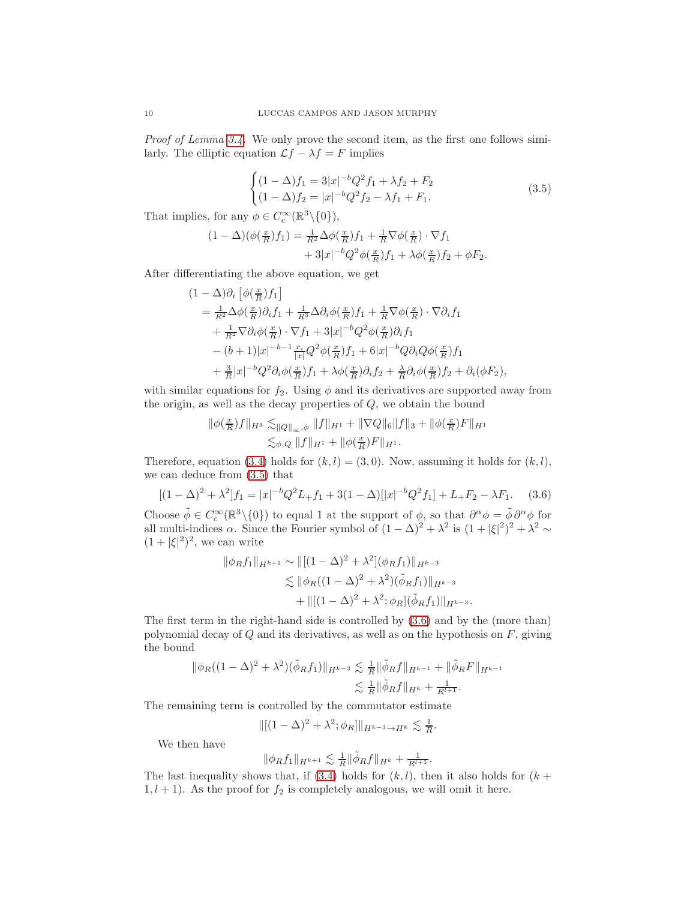*Proof of Lemma 3.4.* We only prove the second item, as the first one follows similarly. The elliptic equation $\mathcal{L}f - \lambda f = F$ implies

$$
\begin{cases}
(1-\Delta)f_1 = 3|x|^{-b}Q^2 f_1 + \lambda f_2 + F_2\\
(1-\Delta)f_2 = |x|^{-b}Q^2 f_2 - \lambda f_1 + F_1.
\end{cases}
\tag{3.5}
$$

That implies, for any $\phi \in C_c^\infty(\mathbb{R}^3\backslash\{0\})$,

$$
\begin{aligned}
(1-\Delta)(\phi(\tfrac{x}{R})f_1) = \tfrac{1}{R^2}\Delta\phi(\tfrac{x}{R})f_1 + \tfrac{1}{R}\nabla\phi(\tfrac{x}{R})\cdot\nabla f_1\\
+ 3|x|^{-b}Q^2\phi(\tfrac{x}{R})f_1 + \lambda\phi(\tfrac{x}{R})f_2 + \phi F_2.
\end{aligned}
$$

After differentiating the above equation, we get

$$
\begin{aligned}
&(1-\Delta)\partial_i\left[\phi(\tfrac{x}{R})f_1\right]\\
&= \tfrac{1}{R^2}\Delta\phi(\tfrac{x}{R})\partial_i f_1 + \tfrac{1}{R^3}\Delta\partial_i\phi(\tfrac{x}{R})f_1 + \tfrac{1}{R}\nabla\phi(\tfrac{x}{R})\cdot\nabla\partial_i f_1\\
&\quad + \tfrac{1}{R^2}\nabla\partial_i\phi(\tfrac{x}{R})\cdot\nabla f_1 + 3|x|^{-b}Q^2\phi(\tfrac{x}{R})\partial_i f_1\\
&\quad - (b+1)|x|^{-b-1}\tfrac{x_i}{|x|}Q^2\phi(\tfrac{x}{R})f_1 + 6|x|^{-b}Q\partial_i Q\phi(\tfrac{x}{R})f_1\\
&\quad + \tfrac{3}{R}|x|^{-b}Q^2\partial_i\phi(\tfrac{x}{R})f_1 + \lambda\phi(\tfrac{x}{R})\partial_i f_2 + \tfrac{\lambda}{R}\partial_i\phi(\tfrac{x}{R})f_2 + \partial_i(\phi F_2),
\end{aligned}
$$

with similar equations for $f_2$. Using $\phi$ and its derivatives are supported away from the origin, as well as the decay properties of $Q$, we obtain the bound

$$
\begin{aligned}
\|\phi(\tfrac{x}{R})f\|_{H^3} &\lesssim_{\|Q\|_\infty,\phi} \|f\|_{H^1} + \|\nabla Q\|_6\|f\|_3 + \|\phi(\tfrac{x}{R})F\|_{H^1}\\
&\lesssim_{\phi,Q} \|f\|_{H^1} + \|\phi(\tfrac{x}{R})F\|_{H^1}.
\end{aligned}
$$

Therefore, equation (3.4) holds for $(k,l) = (3,0)$. Now, assuming it holds for $(k,l)$, we can deduce from (3.5) that

$$
[(1-\Delta)^2 + \lambda^2]f_1 = |x|^{-b}Q^2 L_+ f_1 + 3(1-\Delta)[|x|^{-b}Q^2 f_1] + L_+F_2 - \lambda F_1. \tag{3.6}
$$

Choose $\tilde\phi \in C_c^\infty(\mathbb{R}^3\backslash\{0\})$ to equal 1 at the support of $\phi$, so that $\partial^\alpha\phi = \tilde\phi\,\partial^\alpha\phi$ for all multi-indices $\alpha$. Since the Fourier symbol of $(1-\Delta)^2 + \lambda^2$ is $(1+|\xi|^2)^2 + \lambda^2 \sim (1+|\xi|^2)^2$, we can write

$$
\begin{aligned}
\|\phi_R f_1\|_{H^{k+1}} &\sim \|[(1-\Delta)^2 + \lambda^2](\phi_R f_1)\|_{H^{k-3}}\\
&\lesssim \|\phi_R((1-\Delta)^2 + \lambda^2)(\tilde\phi_R f_1)\|_{H^{k-3}}\\
&\quad + \|[(1-\Delta)^2 + \lambda^2;\phi_R](\tilde\phi_R f_1)\|_{H^{k-3}}.
\end{aligned}
$$

The first term in the right-hand side is controlled by (3.6) and by the (more than) polynomial decay of $Q$ and its derivatives, as well as on the hypothesis on $F$, giving the bound

$$
\begin{aligned}
\|\phi_R((1-\Delta)^2 + \lambda^2)(\tilde\phi_R f_1)\|_{H^{k-3}} &\lesssim \tfrac{1}{R}\|\tilde\phi_R f\|_{H^{k-1}} + \|\tilde\phi_R F\|_{H^{k-1}}\\
&\lesssim \tfrac{1}{R}\|\tilde\phi_R f\|_{H^k} + \tfrac{1}{R^{l+1}}.
\end{aligned}
$$

The remaining term is controlled by the commutator estimate

$$
\|[(1-\Delta)^2 + \lambda^2;\phi_R]\|_{H^{k-3}\to H^k} \lesssim \tfrac{1}{R}.
$$

We then have

$$
\|\phi_R f_1\|_{H^{k+1}} \lesssim \tfrac{1}{R}\|\tilde\phi_R f\|_{H^k} + \tfrac{1}{R^{l+1}}.
$$

The last inequality shows that, if (3.4) holds for $(k,l)$, then it also holds for $(k+1, l+1)$. As the proof for $f_2$ is completely analogous, we will omit it here.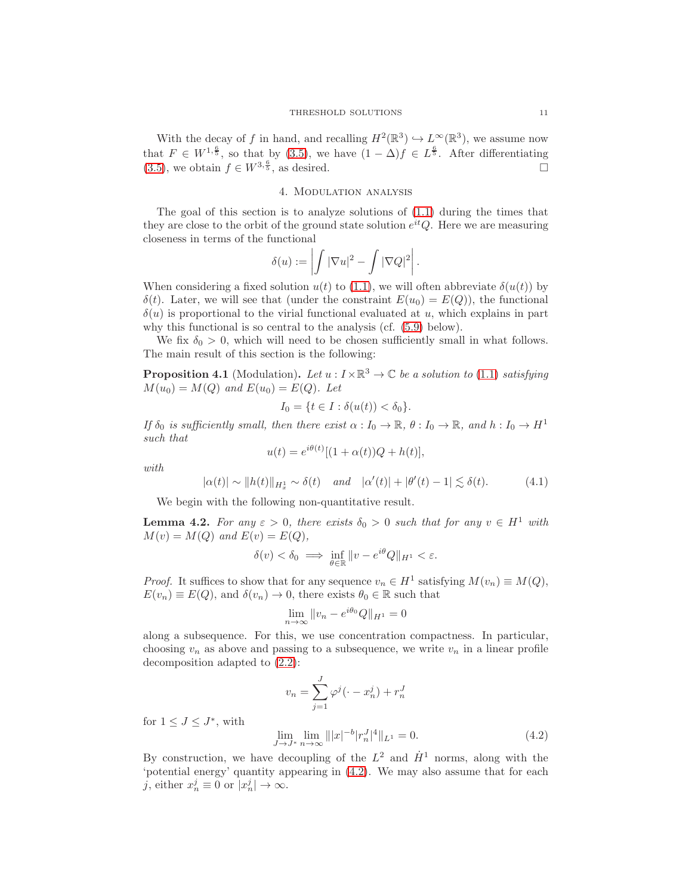With the decay of $f$ in hand, and recalling $H^2(\mathbb{R}^3) \hookrightarrow L^\infty(\mathbb{R}^3)$, we assume now that $F \in W^{1,\frac{6}{5}}$, so that by (3.5), we have $(1-\Delta)f \in L^{\frac{6}{5}}$. After differentiating (3.5), we obtain $f \in W^{3,\frac{6}{5}}$, as desired. □

## 4. Modulation analysis

The goal of this section is to analyze solutions of (1.1) during the times that they are close to the orbit of the ground state solution $e^{it}Q$. Here we are measuring closeness in terms of the functional

$$\delta(u) := \left| \int |\nabla u|^2 - \int |\nabla Q|^2 \right|.$$

When considering a fixed solution $u(t)$ to (1.1), we will often abbreviate $\delta(u(t))$ by $\delta(t)$. Later, we will see that (under the constraint $E(u_0) = E(Q)$), the functional $\delta(u)$ is proportional to the virial functional evaluated at $u$, which explains in part why this functional is so central to the analysis (cf. (5.9) below).

We fix $\delta_0 > 0$, which will need to be chosen sufficiently small in what follows. The main result of this section is the following:

**Proposition 4.1** (Modulation). *Let $u : I \times \mathbb{R}^3 \to \mathbb{C}$ be a solution to (1.1) satisfying $M(u_0) = M(Q)$ and $E(u_0) = E(Q)$. Let*

$$I_0 = \{t \in I : \delta(u(t)) < \delta_0\}.$$

*If $\delta_0$ is sufficiently small, then there exist $\alpha : I_0 \to \mathbb{R}$, $\theta : I_0 \to \mathbb{R}$, and $h : I_0 \to H^1$ such that*

$$u(t) = e^{i\theta(t)}[(1+\alpha(t))Q + h(t)],$$

*with*

$$|\alpha(t)| \sim \|h(t)\|_{H^1_x} \sim \delta(t) \quad \text{and} \quad |\alpha'(t)| + |\theta'(t) - 1| \lesssim \delta(t). \tag{4.1}$$

We begin with the following non-quantitative result.

**Lemma 4.2.** *For any $\varepsilon > 0$, there exists $\delta_0 > 0$ such that for any $v \in H^1$ with $M(v) = M(Q)$ and $E(v) = E(Q)$,*

$$\delta(v) < \delta_0 \implies \inf_{\theta \in \mathbb{R}} \|v - e^{i\theta}Q\|_{H^1} < \varepsilon.$$

*Proof.* It suffices to show that for any sequence $v_n \in H^1$ satisfying $M(v_n) \equiv M(Q)$, $E(v_n) \equiv E(Q)$, and $\delta(v_n) \to 0$, there exists $\theta_0 \in \mathbb{R}$ such that

$$\lim_{n\to\infty} \|v_n - e^{i\theta_0}Q\|_{H^1} = 0$$

along a subsequence. For this, we use concentration compactness. In particular, choosing $v_n$ as above and passing to a subsequence, we write $v_n$ in a linear profile decomposition adapted to (2.2):

$$v_n = \sum_{j=1}^{J} \varphi^j(\cdot - x_n^j) + r_n^J$$

for $1 \leq J \leq J^*$, with

$$\lim_{J\to J^*} \lim_{n\to\infty} \||x|^{-b}|r_n^J|^4\|_{L^1} = 0. \tag{4.2}$$

By construction, we have decoupling of the $L^2$ and $\dot{H}^1$ norms, along with the 'potential energy' quantity appearing in (4.2). We may also assume that for each $j$, either $x_n^j \equiv 0$ or $|x_n^j| \to \infty$.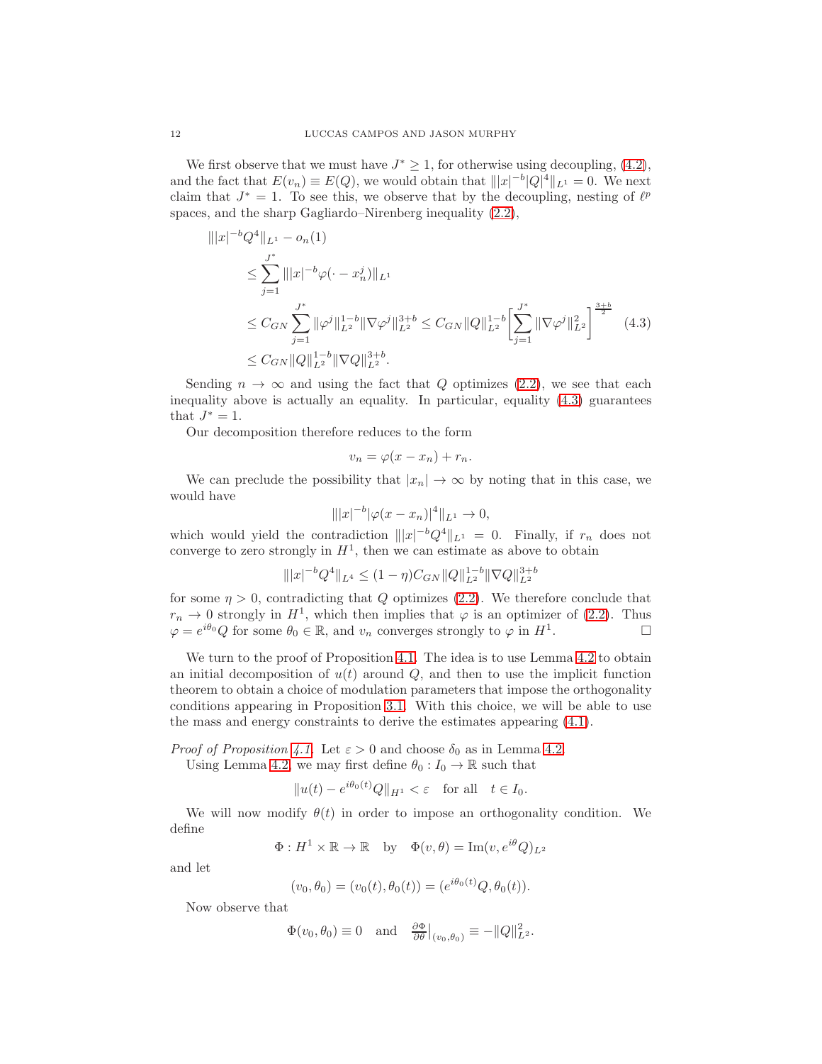We first observe that we must have $J^* \geq 1$, for otherwise using decoupling, (4.2), and the fact that $E(v_n) \equiv E(Q)$, we would obtain that $\||x|^{-b}|Q|^4\|_{L^1} = 0$. We next claim that $J^* = 1$. To see this, we observe that by the decoupling, nesting of $\ell^p$ spaces, and the sharp Gagliardo–Nirenberg inequality (2.2),

$$
\begin{aligned}
&\||x|^{-b} Q^4\|_{L^1} - o_n(1) \\
&\quad \leq \sum_{j=1}^{J^*} \||x|^{-b} \varphi(\cdot - x_n^j)\|_{L^1} \\
&\quad \leq C_{GN} \sum_{j=1}^{J^*} \|\varphi^j\|_{L^2}^{1-b} \|\nabla \varphi^j\|_{L^2}^{3+b} \leq C_{GN} \|Q\|_{L^2}^{1-b} \Big[ \sum_{j=1}^{J^*} \|\nabla \varphi^j\|_{L^2}^2 \Big]^{\frac{3+b}{2}} \qquad (4.3) \\
&\quad \leq C_{GN} \|Q\|_{L^2}^{1-b} \|\nabla Q\|_{L^2}^{3+b}.
\end{aligned}
$$

Sending $n \to \infty$ and using the fact that $Q$ optimizes (2.2), we see that each inequality above is actually an equality. In particular, equality (4.3) guarantees that $J^* = 1$.

Our decomposition therefore reduces to the form

$$v_n = \varphi(x - x_n) + r_n.$$

We can preclude the possibility that $|x_n| \to \infty$ by noting that in this case, we would have

$$\||x|^{-b} |\varphi(x - x_n)|^4\|_{L^1} \to 0,$$

which would yield the contradiction $\||x|^{-b} Q^4\|_{L^1} = 0$. Finally, if $r_n$ does not converge to zero strongly in $H^1$, then we can estimate as above to obtain

$$\||x|^{-b} Q^4\|_{L^4} \leq (1 - \eta) C_{GN} \|Q\|_{L^2}^{1-b} \|\nabla Q\|_{L^2}^{3+b}$$

for some $\eta > 0$, contradicting that $Q$ optimizes (2.2). We therefore conclude that $r_n \to 0$ strongly in $H^1$, which then implies that $\varphi$ is an optimizer of (2.2). Thus $\varphi = e^{i\theta_0} Q$ for some $\theta_0 \in \mathbb{R}$, and $v_n$ converges strongly to $\varphi$ in $H^1$. □

We turn to the proof of Proposition 4.1. The idea is to use Lemma 4.2 to obtain an initial decomposition of $u(t)$ around $Q$, and then to use the implicit function theorem to obtain a choice of modulation parameters that impose the orthogonality conditions appearing in Proposition 3.1. With this choice, we will be able to use the mass and energy constraints to derive the estimates appearing (4.1).

*Proof of Proposition 4.1.* Let $\varepsilon > 0$ and choose $\delta_0$ as in Lemma 4.2.

Using Lemma 4.2, we may first define $\theta_0 : I_0 \to \mathbb{R}$ such that

$$\|u(t) - e^{i\theta_0(t)} Q\|_{H^1} < \varepsilon \quad \text{for all} \quad t \in I_0.$$

We will now modify $\theta(t)$ in order to impose an orthogonality condition. We define

$$\Phi : H^1 \times \mathbb{R} \to \mathbb{R} \quad \text{by} \quad \Phi(v, \theta) = \operatorname{Im}(v, e^{i\theta} Q)_{L^2}$$

and let

$$(v_0, \theta_0) = (v_0(t), \theta_0(t)) = (e^{i\theta_0(t)} Q, \theta_0(t)).$$

Now observe that

$$\Phi(v_0, \theta_0) \equiv 0 \quad \text{and} \quad \tfrac{\partial \Phi}{\partial \theta}\big|_{(v_0, \theta_0)} \equiv -\|Q\|_{L^2}^2.$$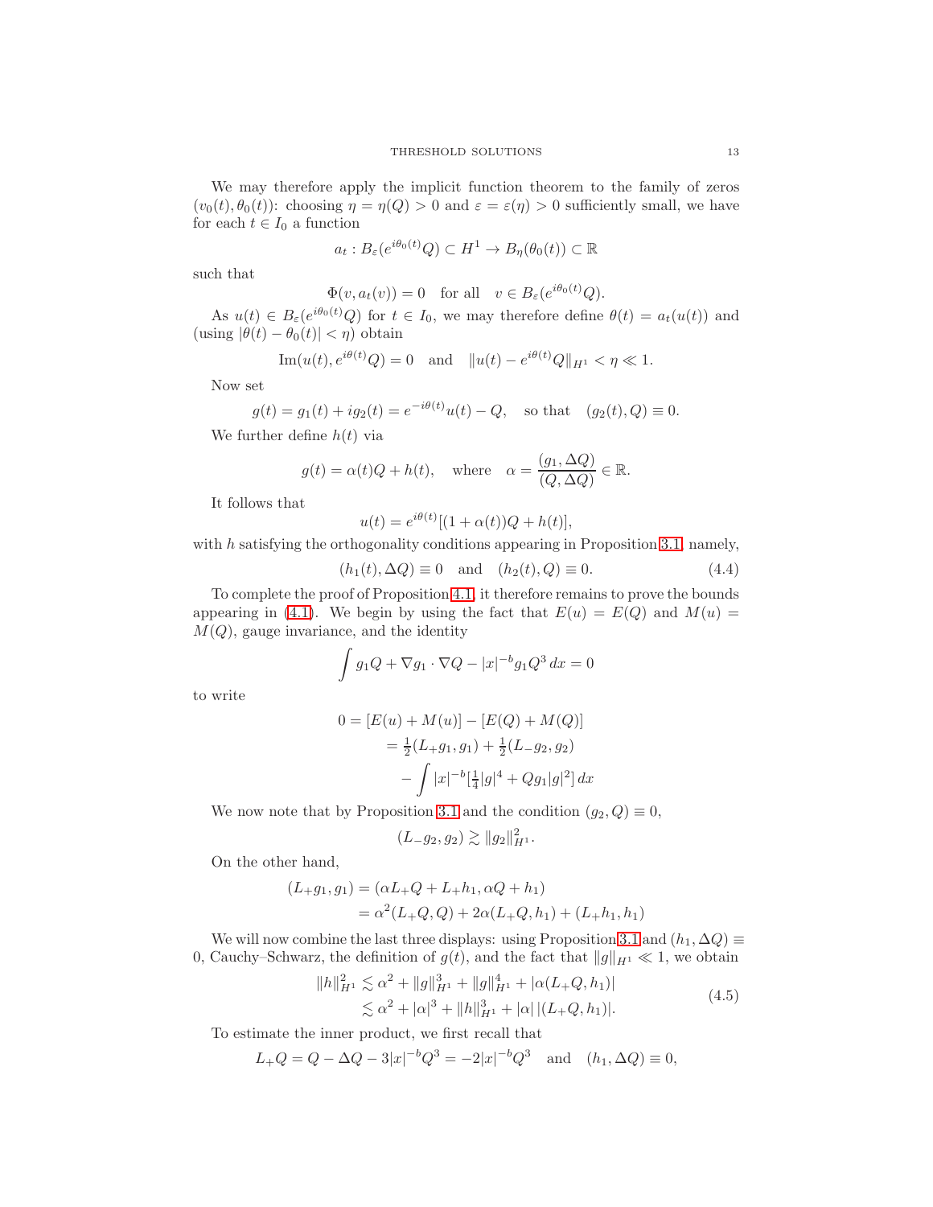We may therefore apply the implicit function theorem to the family of zeros $(v_0(t), \theta_0(t))$: choosing $\eta = \eta(Q) > 0$ and $\varepsilon = \varepsilon(\eta) > 0$ sufficiently small, we have for each $t \in I_0$ a function

$$a_t : B_\varepsilon(e^{i\theta_0(t)}Q) \subset H^1 \to B_\eta(\theta_0(t)) \subset \mathbb{R}$$

such that

$$\Phi(v, a_t(v)) = 0 \quad \text{for all} \quad v \in B_\varepsilon(e^{i\theta_0(t)}Q).$$

As $u(t) \in B_\varepsilon(e^{i\theta_0(t)}Q)$ for $t \in I_0$, we may therefore define $\theta(t) = a_t(u(t))$ and (using $|\theta(t) - \theta_0(t)| < \eta$) obtain

$$\operatorname{Im}(u(t), e^{i\theta(t)}Q) = 0 \quad \text{and} \quad \|u(t) - e^{i\theta(t)}Q\|_{H^1} < \eta \ll 1.$$

Now set

$$g(t) = g_1(t) + ig_2(t) = e^{-i\theta(t)}u(t) - Q, \quad \text{so that} \quad (g_2(t), Q) \equiv 0.$$

We further define $h(t)$ via

$$g(t) = \alpha(t)Q + h(t), \quad \text{where} \quad \alpha = \frac{(g_1, \Delta Q)}{(Q, \Delta Q)} \in \mathbb{R}.$$

It follows that

$$u(t) = e^{i\theta(t)}[(1 + \alpha(t))Q + h(t)],$$

with $h$ satisfying the orthogonality conditions appearing in Proposition 3.1, namely,

$$(h_1(t), \Delta Q) \equiv 0 \quad \text{and} \quad (h_2(t), Q) \equiv 0. \tag{4.4}$$

To complete the proof of Proposition 4.1, it therefore remains to prove the bounds appearing in (4.1). We begin by using the fact that $E(u) = E(Q)$ and $M(u) = M(Q)$, gauge invariance, and the identity

$$\int g_1 Q + \nabla g_1 \cdot \nabla Q - |x|^{-b} g_1 Q^3 \, dx = 0$$

to write

$$\begin{aligned}
0 &= [E(u) + M(u)] - [E(Q) + M(Q)] \\
&= \tfrac{1}{2}(L_+ g_1, g_1) + \tfrac{1}{2}(L_- g_2, g_2) \\
&\quad - \int |x|^{-b}[\tfrac{1}{4}|g|^4 + Q g_1 |g|^2] \, dx
\end{aligned}$$

We now note that by Proposition 3.1 and the condition $(g_2, Q) \equiv 0$,

$$(L_- g_2, g_2) \gtrsim \|g_2\|_{H^1}^2.$$

On the other hand,

$$\begin{aligned}
(L_+ g_1, g_1) &= (\alpha L_+ Q + L_+ h_1, \alpha Q + h_1) \\
&= \alpha^2 (L_+ Q, Q) + 2\alpha(L_+ Q, h_1) + (L_+ h_1, h_1)
\end{aligned}$$

We will now combine the last three displays: using Proposition 3.1 and $(h_1, \Delta Q) \equiv 0$, Cauchy–Schwarz, the definition of $g(t)$, and the fact that $\|g\|_{H^1} \ll 1$, we obtain

$$\begin{aligned}
\|h\|_{H^1}^2 &\lesssim \alpha^2 + \|g\|_{H^1}^3 + \|g\|_{H^1}^4 + |\alpha(L_+ Q, h_1)| \\
&\lesssim \alpha^2 + |\alpha|^3 + \|h\|_{H^1}^3 + |\alpha| \, |(L_+ Q, h_1)|.
\end{aligned} \tag{4.5}$$

To estimate the inner product, we first recall that

$$L_+ Q = Q - \Delta Q - 3|x|^{-b} Q^3 = -2|x|^{-b} Q^3 \quad \text{and} \quad (h_1, \Delta Q) \equiv 0,$$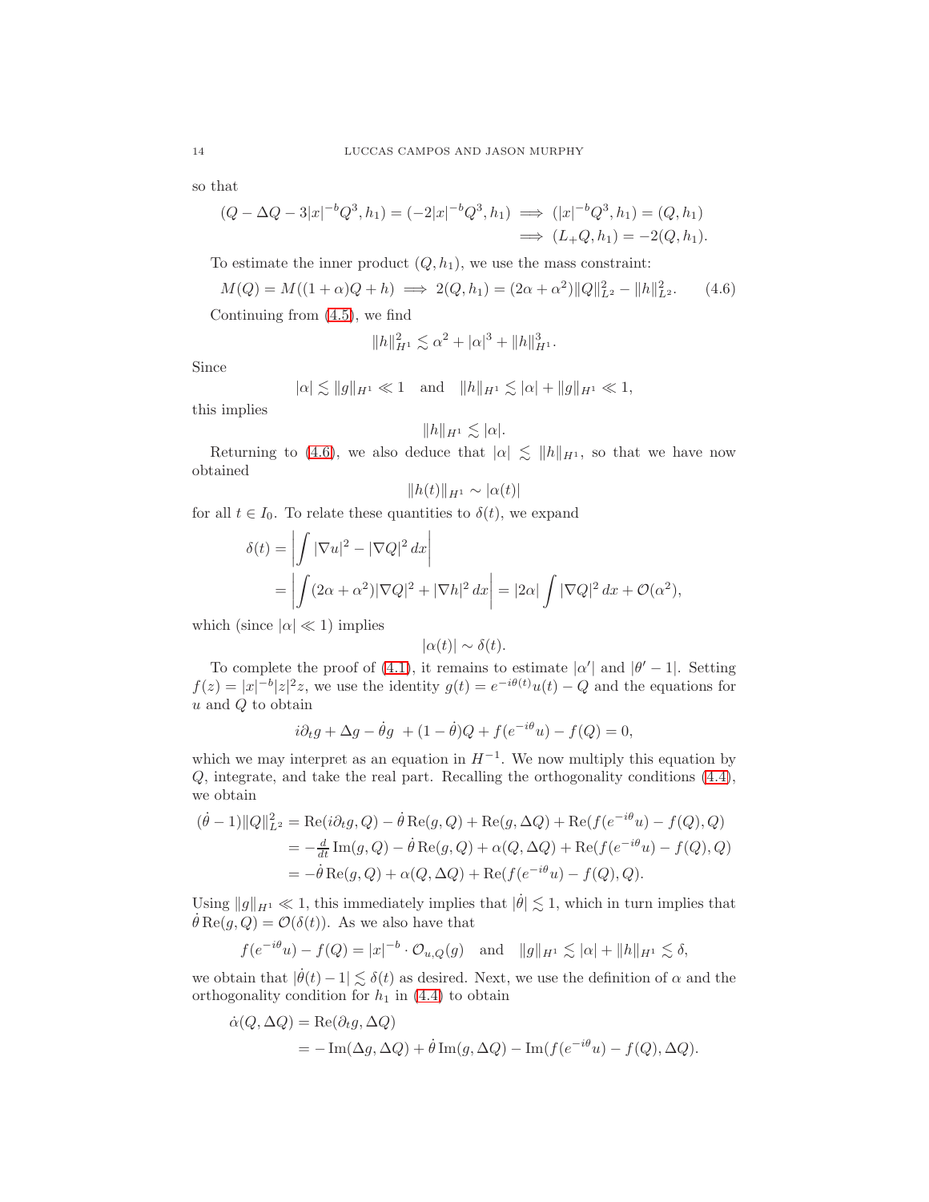so that

$$
\begin{aligned}
(Q-\Delta Q-3|x|^{-b}Q^3,h_1)=(-2|x|^{-b}Q^3,h_1) &\implies (|x|^{-b}Q^3,h_1)=(Q,h_1)\\
&\implies (L_+Q,h_1)=-2(Q,h_1).
\end{aligned}
$$

To estimate the inner product $(Q,h_1)$, we use the mass constraint:

$$
M(Q)=M((1+\alpha)Q+h) \implies 2(Q,h_1)=(2\alpha+\alpha^2)\|Q\|_{L^2}^2-\|h\|_{L^2}^2. \tag{4.6}
$$

Continuing from (4.5), we find

$$
\|h\|_{H^1}^2 \lesssim \alpha^2+|\alpha|^3+\|h\|_{H^1}^3.
$$

Since

$$
|\alpha|\lesssim \|g\|_{H^1}\ll 1 \quad \text{and} \quad \|h\|_{H^1}\lesssim |\alpha|+\|g\|_{H^1}\ll 1,
$$

this implies

$$
\|h\|_{H^1}\lesssim |\alpha|.
$$

Returning to (4.6), we also deduce that $|\alpha|\lesssim \|h\|_{H^1}$, so that we have now obtained

$$
\|h(t)\|_{H^1}\sim|\alpha(t)|
$$

for all $t\in I_0$. To relate these quantities to $\delta(t)$, we expand

$$
\begin{aligned}
\delta(t)&=\left|\int |\nabla u|^2-|\nabla Q|^2\,dx\right|\\
&=\left|\int (2\alpha+\alpha^2)|\nabla Q|^2+|\nabla h|^2\,dx\right|=|2\alpha|\int|\nabla Q|^2\,dx+\mathcal{O}(\alpha^2),
\end{aligned}
$$

which (since $|\alpha|\ll 1$) implies

$$
|\alpha(t)|\sim\delta(t).
$$

To complete the proof of (4.1), it remains to estimate $|\alpha'|$ and $|\theta'-1|$. Setting $f(z)=|x|^{-b}|z|^2z$, we use the identity $g(t)=e^{-i\theta(t)}u(t)-Q$ and the equations for $u$ and $Q$ to obtain

$$
i\partial_t g+\Delta g-\dot\theta g\;+(1-\dot\theta)Q+f(e^{-i\theta}u)-f(Q)=0,
$$

which we may interpret as an equation in $H^{-1}$. We now multiply this equation by $Q$, integrate, and take the real part. Recalling the orthogonality conditions (4.4), we obtain

$$
\begin{aligned}
(\dot\theta-1)\|Q\|_{L^2}^2&=\operatorname{Re}(i\partial_t g,Q)-\dot\theta\operatorname{Re}(g,Q)+\operatorname{Re}(g,\Delta Q)+\operatorname{Re}(f(e^{-i\theta}u)-f(Q),Q)\\
&=-\tfrac{d}{dt}\operatorname{Im}(g,Q)-\dot\theta\operatorname{Re}(g,Q)+\alpha(Q,\Delta Q)+\operatorname{Re}(f(e^{-i\theta}u)-f(Q),Q)\\
&=-\dot\theta\operatorname{Re}(g,Q)+\alpha(Q,\Delta Q)+\operatorname{Re}(f(e^{-i\theta}u)-f(Q),Q).
\end{aligned}
$$

Using $\|g\|_{H^1}\ll 1$, this immediately implies that $|\dot\theta|\lesssim 1$, which in turn implies that $\dot\theta\operatorname{Re}(g,Q)=\mathcal{O}(\delta(t))$. As we also have that

$$
f(e^{-i\theta}u)-f(Q)=|x|^{-b}\cdot\mathcal{O}_{u,Q}(g) \quad \text{and} \quad \|g\|_{H^1}\lesssim|\alpha|+\|h\|_{H^1}\lesssim\delta,
$$

we obtain that $|\dot\theta(t)-1|\lesssim\delta(t)$ as desired. Next, we use the definition of $\alpha$ and the orthogonality condition for $h_1$ in (4.4) to obtain

$$
\begin{aligned}
\dot\alpha(Q,\Delta Q)&=\operatorname{Re}(\partial_t g,\Delta Q)\\
&=-\operatorname{Im}(\Delta g,\Delta Q)+\dot\theta\operatorname{Im}(g,\Delta Q)-\operatorname{Im}(f(e^{-i\theta}u)-f(Q),\Delta Q).
\end{aligned}
$$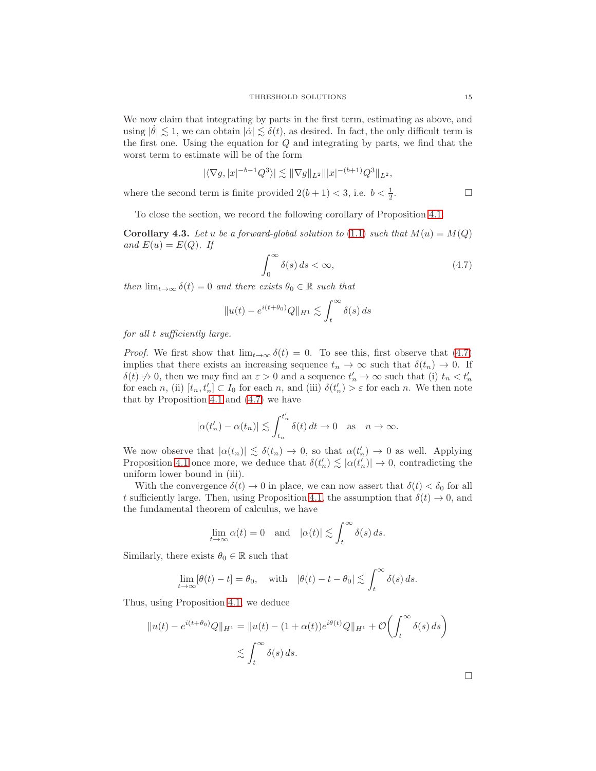We now claim that integrating by parts in the first term, estimating as above, and using $|\dot\theta| \lesssim 1$, we can obtain $|\dot\alpha| \lesssim \delta(t)$, as desired. In fact, the only difficult term is the first one. Using the equation for $Q$ and integrating by parts, we find that the worst term to estimate will be of the form

$$|\langle \nabla g, |x|^{-b-1} Q^3\rangle| \lesssim \|\nabla g\|_{L^2} \||x|^{-(b+1)} Q^3\|_{L^2},$$

where the second term is finite provided $2(b+1) < 3$, i.e. $b < \frac{1}{2}$. □

To close the section, we record the following corollary of Proposition 4.1.

**Corollary 4.3.** *Let $u$ be a forward-global solution to (1.1) such that $M(u) = M(Q)$ and $E(u) = E(Q)$. If*

$$\int_0^\infty \delta(s)\, ds < \infty, \tag{4.7}$$

*then $\lim_{t\to\infty} \delta(t) = 0$ and there exists $\theta_0 \in \mathbb{R}$ such that*

$$\|u(t) - e^{i(t+\theta_0)} Q\|_{H^1} \lesssim \int_t^\infty \delta(s)\, ds$$

*for all $t$ sufficiently large.*

*Proof.* We first show that $\lim_{t\to\infty} \delta(t) = 0$. To see this, first observe that (4.7) implies that there exists an increasing sequence $t_n \to \infty$ such that $\delta(t_n) \to 0$. If $\delta(t) \not\to 0$, then we may find an $\varepsilon > 0$ and a sequence $t_n' \to \infty$ such that (i) $t_n < t_n'$ for each $n$, (ii) $[t_n, t_n'] \subset I_0$ for each $n$, and (iii) $\delta(t_n') > \varepsilon$ for each $n$. We then note that by Proposition 4.1 and (4.7) we have

$$|\alpha(t_n') - \alpha(t_n)| \lesssim \int_{t_n}^{t_n'} \delta(t)\, dt \to 0 \quad \text{as} \quad n \to \infty.$$

We now observe that $|\alpha(t_n)| \lesssim \delta(t_n) \to 0$, so that $\alpha(t_n') \to 0$ as well. Applying Proposition 4.1 once more, we deduce that $\delta(t_n') \lesssim |\alpha(t_n')| \to 0$, contradicting the uniform lower bound in (iii).

With the convergence $\delta(t) \to 0$ in place, we can now assert that $\delta(t) < \delta_0$ for all $t$ sufficiently large. Then, using Proposition 4.1, the assumption that $\delta(t) \to 0$, and the fundamental theorem of calculus, we have

$$\lim_{t\to\infty} \alpha(t) = 0 \quad \text{and} \quad |\alpha(t)| \lesssim \int_t^\infty \delta(s)\, ds.$$

Similarly, there exists $\theta_0 \in \mathbb{R}$ such that

$$\lim_{t\to\infty} [\theta(t) - t] = \theta_0, \quad \text{with} \quad |\theta(t) - t - \theta_0| \lesssim \int_t^\infty \delta(s)\, ds.$$

Thus, using Proposition 4.1, we deduce

$$\begin{aligned}
\|u(t) - e^{i(t+\theta_0)} Q\|_{H^1} &= \|u(t) - (1+\alpha(t)) e^{i\theta(t)} Q\|_{H^1} + \mathcal{O}\bigg(\int_t^\infty \delta(s)\, ds\bigg) \\
&\lesssim \int_t^\infty \delta(s)\, ds.
\end{aligned}$$

□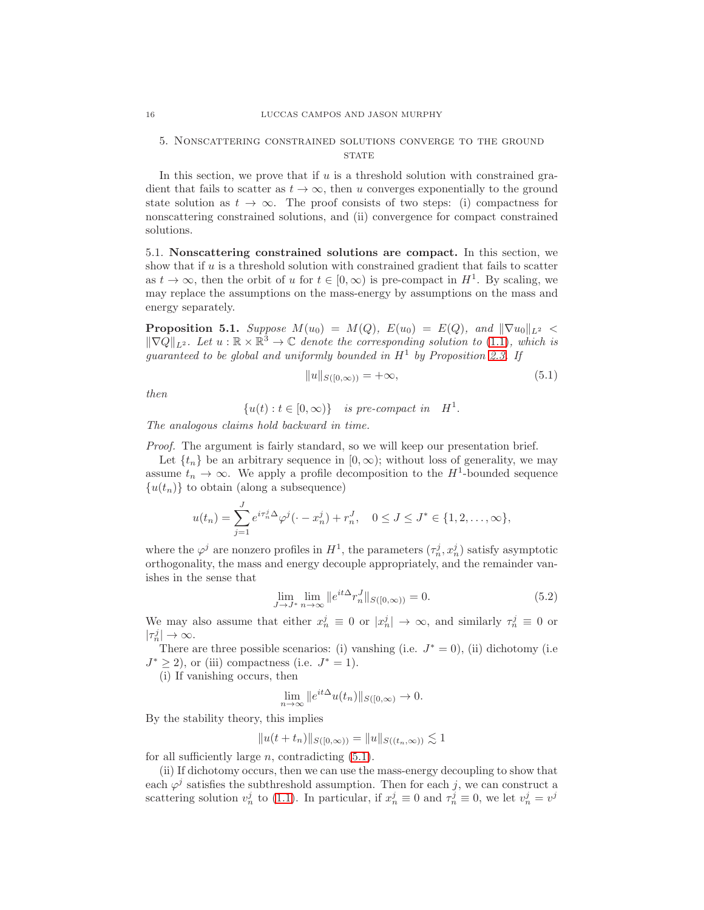## 5. Nonscattering constrained solutions converge to the ground state

In this section, we prove that if $u$ is a threshold solution with constrained gradient that fails to scatter as $t \to \infty$, then $u$ converges exponentially to the ground state solution as $t \to \infty$. The proof consists of two steps: (i) compactness for nonscattering constrained solutions, and (ii) convergence for compact constrained solutions.

### 5.1. Nonscattering constrained solutions are compact.

In this section, we show that if $u$ is a threshold solution with constrained gradient that fails to scatter as $t \to \infty$, then the orbit of $u$ for $t \in [0, \infty)$ is pre-compact in $H^1$. By scaling, we may replace the assumptions on the mass-energy by assumptions on the mass and energy separately.

**Proposition 5.1.** *Suppose $M(u_0) = M(Q)$, $E(u_0) = E(Q)$, and $\|\nabla u_0\|_{L^2} < \|\nabla Q\|_{L^2}$. Let $u : \mathbb{R} \times \mathbb{R}^3 \to \mathbb{C}$ denote the corresponding solution to (1.1), which is guaranteed to be global and uniformly bounded in $H^1$ by Proposition 2.3. If*

$$\|u\|_{S([0,\infty))} = +\infty, \tag{5.1}$$

*then*

$$\{u(t) : t \in [0, \infty)\} \quad \text{is pre-compact in} \quad H^1.$$

*The analogous claims hold backward in time.*

*Proof.* The argument is fairly standard, so we will keep our presentation brief.

Let $\{t_n\}$ be an arbitrary sequence in $[0, \infty)$; without loss of generality, we may assume $t_n \to \infty$. We apply a profile decomposition to the $H^1$-bounded sequence $\{u(t_n)\}$ to obtain (along a subsequence)

$$u(t_n) = \sum_{j=1}^{J} e^{i\tau_n^j \Delta} \varphi^j(\cdot - x_n^j) + r_n^J, \quad 0 \le J \le J^* \in \{1, 2, \ldots, \infty\},$$

where the $\varphi^j$ are nonzero profiles in $H^1$, the parameters $(\tau_n^j, x_n^j)$ satisfy asymptotic orthogonality, the mass and energy decouple appropriately, and the remainder vanishes in the sense that

$$\lim_{J \to J^*} \lim_{n \to \infty} \|e^{it\Delta} r_n^J\|_{S([0,\infty))} = 0. \tag{5.2}$$

We may also assume that either $x_n^j \equiv 0$ or $|x_n^j| \to \infty$, and similarly $\tau_n^j \equiv 0$ or $|\tau_n^j| \to \infty$.

There are three possible scenarios: (i) vanishing (i.e. $J^* = 0$), (ii) dichotomy (i.e $J^* \ge 2$), or (iii) compactness (i.e. $J^* = 1$).

(i) If vanishing occurs, then

$$\lim_{n \to \infty} \|e^{it\Delta} u(t_n)\|_{S([0,\infty)} \to 0.$$

By the stability theory, this implies

$$\|u(t + t_n)\|_{S([0,\infty))} = \|u\|_{S((t_n,\infty))} \lesssim 1$$

for all sufficiently large $n$, contradicting (5.1).

(ii) If dichotomy occurs, then we can use the mass-energy decoupling to show that each $\varphi^j$ satisfies the subthreshold assumption. Then for each $j$, we can construct a scattering solution $v_n^j$ to (1.1). In particular, if $x_n^j \equiv 0$ and $\tau_n^j \equiv 0$, we let $v_n^j = v^j$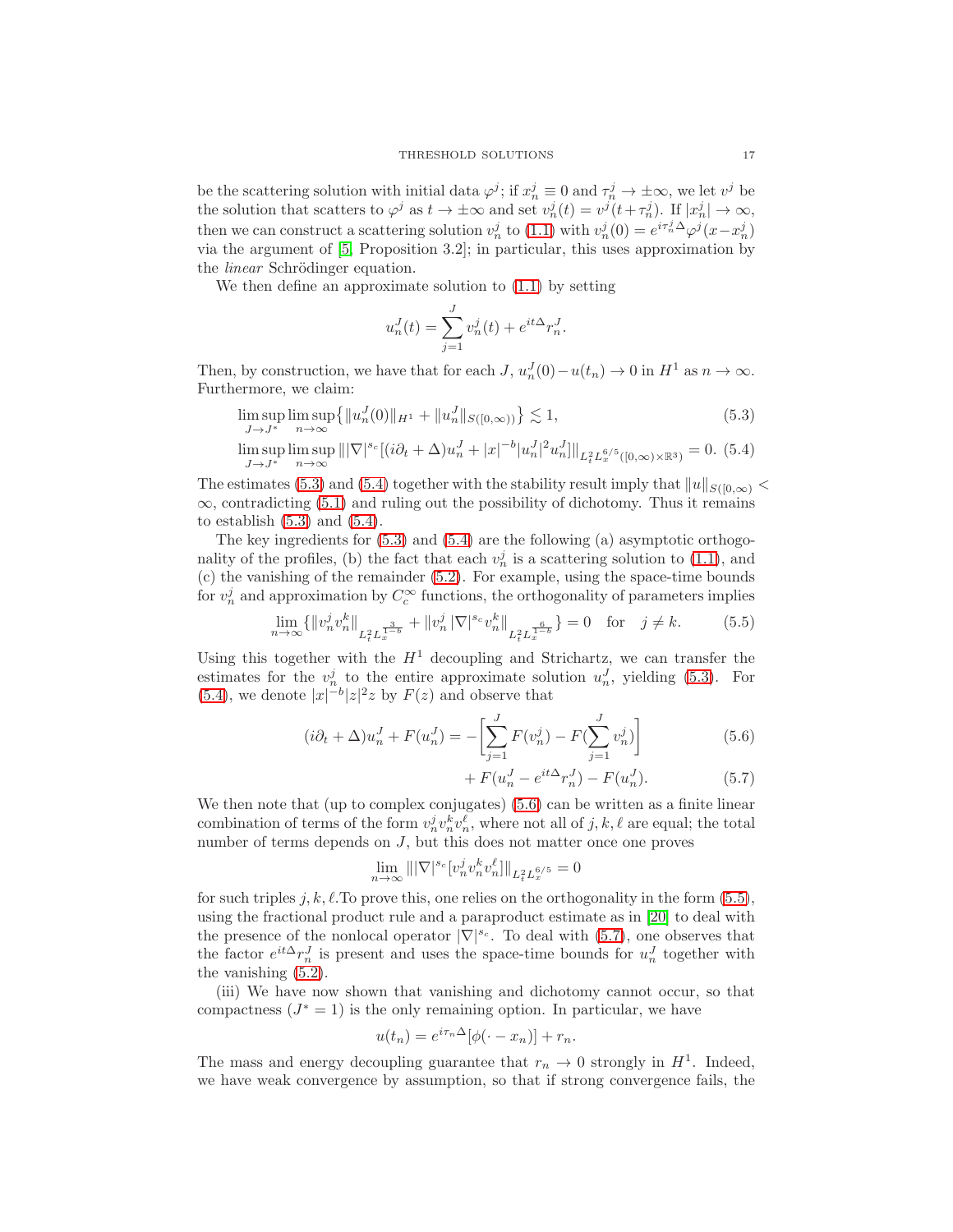be the scattering solution with initial data $\varphi^j$; if $x_n^j \equiv 0$ and $\tau_n^j \to \pm\infty$, we let $v^j$ be the solution that scatters to $\varphi^j$ as $t \to \pm\infty$ and set $v_n^j(t) = v^j(t+\tau_n^j)$. If $|x_n^j| \to \infty$, then we can construct a scattering solution $v_n^j$ to (1.1) with $v_n^j(0) = e^{i\tau_n^j \Delta}\varphi^j(x - x_n^j)$ via the argument of [5, Proposition 3.2]; in particular, this uses approximation by the *linear* Schrödinger equation.

We then define an approximate solution to (1.1) by setting

$$u_n^J(t) = \sum_{j=1}^J v_n^j(t) + e^{it\Delta} r_n^J.$$

Then, by construction, we have that for each $J$, $u_n^J(0) - u(t_n) \to 0$ in $H^1$ as $n \to \infty$. Furthermore, we claim:

$$\limsup_{J\to J^*} \limsup_{n\to\infty} \big\{ \|u_n^J(0)\|_{H^1} + \|u_n^J\|_{S([0,\infty))} \big\} \lesssim 1, \tag{5.3}$$

$$\limsup_{J\to J^*} \limsup_{n\to\infty} \| |\nabla|^{s_c} [(i\partial_t + \Delta) u_n^J + |x|^{-b} |u_n^J|^2 u_n^J] \|_{L_t^2 L_x^{6/5}([0,\infty)\times\mathbb{R}^3)} = 0. \tag{5.4}$$

The estimates (5.3) and (5.4) together with the stability result imply that $\|u\|_{S([0,\infty)} < \infty$, contradicting (5.1) and ruling out the possibility of dichotomy. Thus it remains to establish (5.3) and (5.4).

The key ingredients for (5.3) and (5.4) are the following (a) asymptotic orthogonality of the profiles, (b) the fact that each $v_n^j$ is a scattering solution to (1.1), and (c) the vanishing of the remainder (5.2). For example, using the space-time bounds for $v_n^j$ and approximation by $C_c^\infty$ functions, the orthogonality of parameters implies

$$\lim_{n\to\infty} \{ \|v_n^j v_n^k\|_{L_t^2 L_x^{\frac{3}{1-b}}} + \|v_n^j \, |\nabla|^{s_c} v_n^k\|_{L_t^2 L_x^{\frac{6}{1-b}}} \} = 0 \quad \text{for} \quad j \neq k. \tag{5.5}$$

Using this together with the $H^1$ decoupling and Strichartz, we can transfer the estimates for the $v_n^j$ to the entire approximate solution $u_n^J$, yielding (5.3). For (5.4), we denote $|x|^{-b}|z|^2 z$ by $F(z)$ and observe that

$$(i\partial_t + \Delta)u_n^J + F(u_n^J) = -\Big[ \sum_{j=1}^J F(v_n^j) - F(\sum_{j=1}^J v_n^j) \Big] \tag{5.6}$$

$$+ F(u_n^J - e^{it\Delta} r_n^J) - F(u_n^J). \tag{5.7}$$

We then note that (up to complex conjugates) (5.6) can be written as a finite linear combination of terms of the form $v_n^j v_n^k v_n^\ell$, where not all of $j, k, \ell$ are equal; the total number of terms depends on $J$, but this does not matter once one proves

$$\lim_{n\to\infty} \| |\nabla|^{s_c} [v_n^j v_n^k v_n^\ell] \|_{L_t^2 L_x^{6/5}} = 0$$

for such triples $j, k, \ell$.To prove this, one relies on the orthogonality in the form (5.5), using the fractional product rule and a paraproduct estimate as in [20] to deal with the presence of the nonlocal operator $|\nabla|^{s_c}$. To deal with (5.7), one observes that the factor $e^{it\Delta} r_n^J$ is present and uses the space-time bounds for $u_n^J$ together with the vanishing (5.2).

(iii) We have now shown that vanishing and dichotomy cannot occur, so that compactness ($J^* = 1$) is the only remaining option. In particular, we have

$$u(t_n) = e^{i\tau_n \Delta}[\phi(\cdot - x_n)] + r_n.$$

The mass and energy decoupling guarantee that $r_n \to 0$ strongly in $H^1$. Indeed, we have weak convergence by assumption, so that if strong convergence fails, the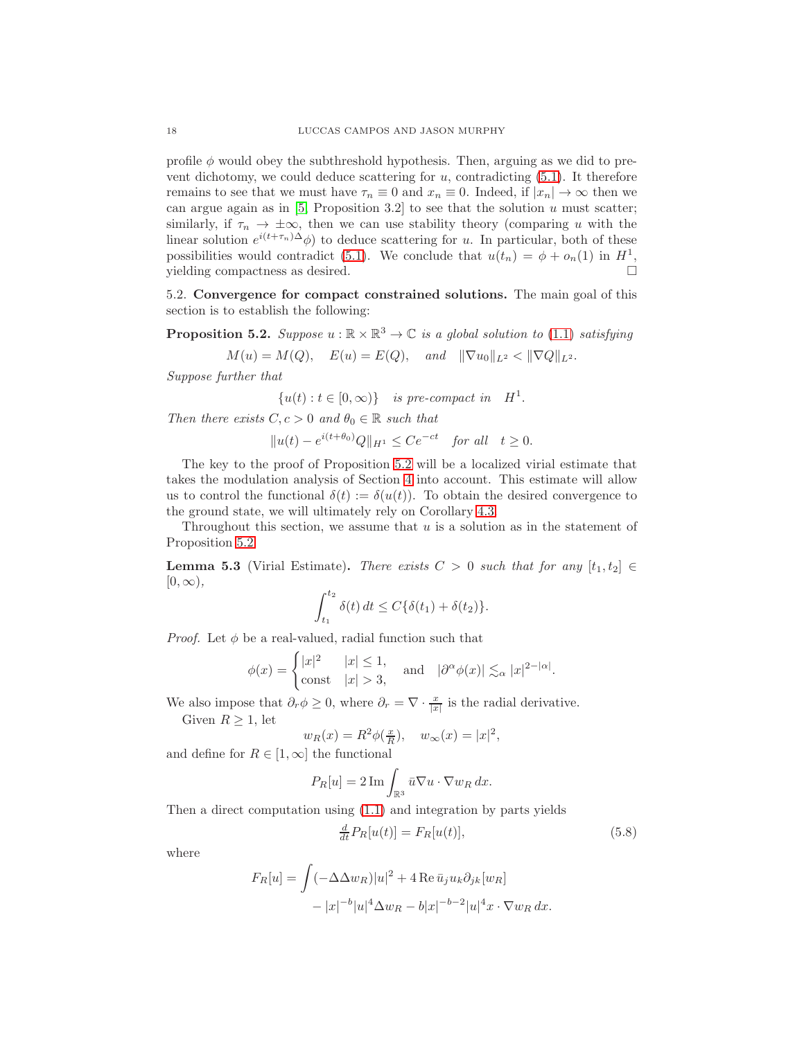profile $\phi$ would obey the subthreshold hypothesis. Then, arguing as we did to prevent dichotomy, we could deduce scattering for $u$, contradicting (5.1). It therefore remains to see that we must have $\tau_n \equiv 0$ and $x_n \equiv 0$. Indeed, if $|x_n| \to \infty$ then we can argue again as in [5, Proposition 3.2] to see that the solution $u$ must scatter; similarly, if $\tau_n \to \pm\infty$, then we can use stability theory (comparing $u$ with the linear solution $e^{i(t+\tau_n)\Delta}\phi$) to deduce scattering for $u$. In particular, both of these possibilities would contradict (5.1). We conclude that $u(t_n) = \phi + o_n(1)$ in $H^1$, yielding compactness as desired. $\square$

**5.2. Convergence for compact constrained solutions.** The main goal of this section is to establish the following:

**Proposition 5.2.** *Suppose $u : \mathbb{R} \times \mathbb{R}^3 \to \mathbb{C}$ is a global solution to (1.1) satisfying*

$$M(u) = M(Q), \quad E(u) = E(Q), \quad \text{and} \quad \|\nabla u_0\|_{L^2} < \|\nabla Q\|_{L^2}.$$

*Suppose further that*

$$\{u(t) : t \in [0, \infty)\} \quad \text{is pre-compact in} \quad H^1.$$

*Then there exists $C, c > 0$ and $\theta_0 \in \mathbb{R}$ such that*

$$\|u(t) - e^{i(t+\theta_0)}Q\|_{H^1} \leq Ce^{-ct} \quad \text{for all} \quad t \geq 0.$$

The key to the proof of Proposition 5.2 will be a localized virial estimate that takes the modulation analysis of Section 4 into account. This estimate will allow us to control the functional $\delta(t) := \delta(u(t))$. To obtain the desired convergence to the ground state, we will ultimately rely on Corollary 4.3.

Throughout this section, we assume that $u$ is a solution as in the statement of Proposition 5.2.

**Lemma 5.3** (Virial Estimate)**.** *There exists $C > 0$ such that for any $[t_1, t_2] \in [0, \infty)$,*

$$\int_{t_1}^{t_2} \delta(t)\, dt \leq C\{\delta(t_1) + \delta(t_2)\}.$$

*Proof.* Let $\phi$ be a real-valued, radial function such that

$$\phi(x) = \begin{cases} |x|^2 & |x| \leq 1, \\ \text{const} & |x| > 3, \end{cases} \quad \text{and} \quad |\partial^\alpha \phi(x)| \lesssim_\alpha |x|^{2-|\alpha|}.$$

We also impose that $\partial_r \phi \geq 0$, where $\partial_r = \nabla \cdot \frac{x}{|x|}$ is the radial derivative.

Given $R \geq 1$, let

$$w_R(x) = R^2\phi(\tfrac{x}{R}), \quad w_\infty(x) = |x|^2,$$

and define for $R \in [1, \infty]$ the functional

$$P_R[u] = 2\,\mathrm{Im} \int_{\mathbb{R}^3} \bar{u}\nabla u \cdot \nabla w_R \, dx.$$

Then a direct computation using (1.1) and integration by parts yields

$$\tfrac{d}{dt} P_R[u(t)] = F_R[u(t)], \tag{5.8}$$

where

$$\begin{aligned} F_R[u] = \int &(-\Delta\Delta w_R)|u|^2 + 4\,\mathrm{Re}\, \bar{u}_j u_k \partial_{jk}[w_R] \\ &- |x|^{-b}|u|^4 \Delta w_R - b|x|^{-b-2}|u|^4 x \cdot \nabla w_R \, dx. \end{aligned}$$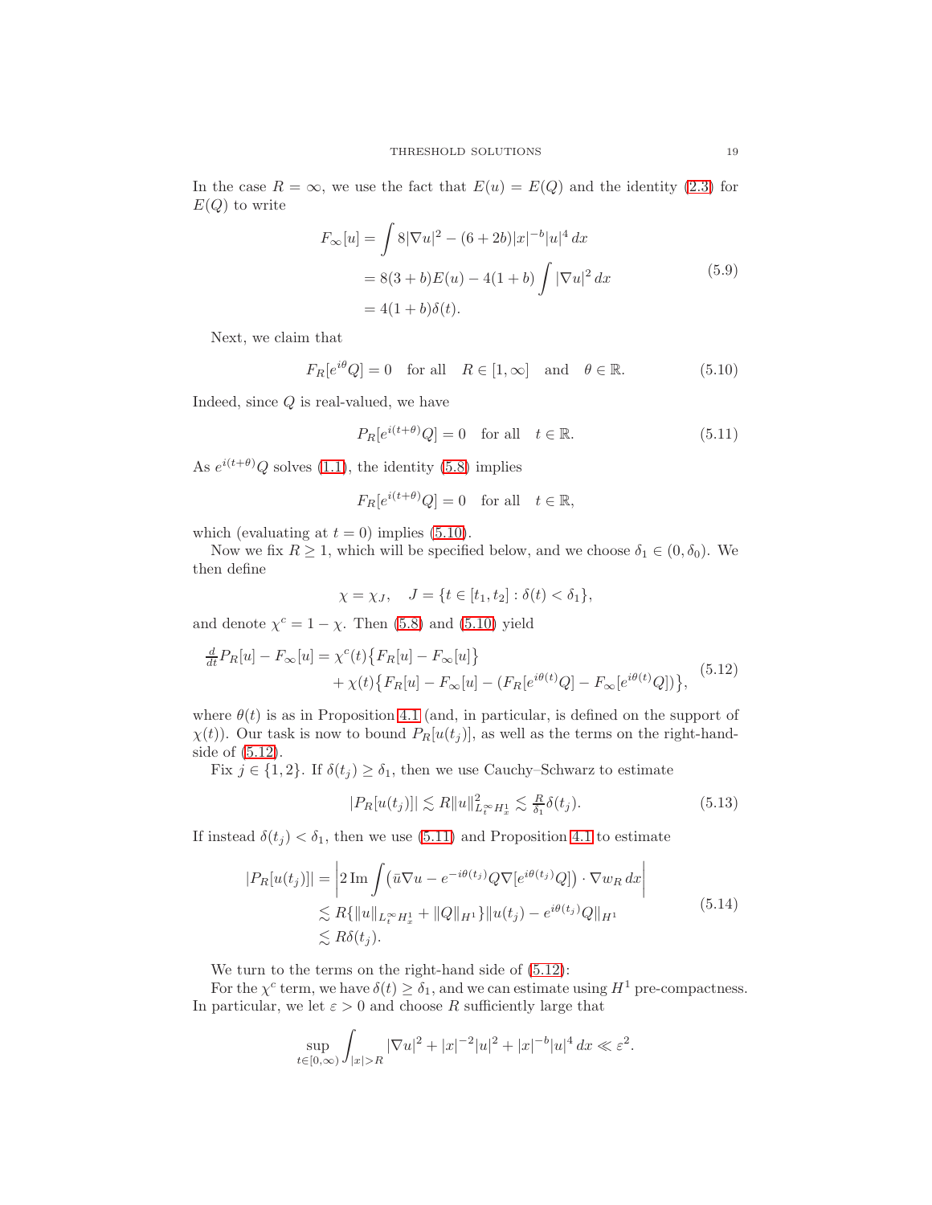In the case $R = \infty$, we use the fact that $E(u) = E(Q)$ and the identity (2.3) for $E(Q)$ to write

$$
\begin{aligned}
F_\infty[u] &= \int 8|\nabla u|^2 - (6+2b)|x|^{-b}|u|^4\,dx \\
&= 8(3+b)E(u) - 4(1+b)\int |\nabla u|^2\,dx \\
&= 4(1+b)\delta(t).
\end{aligned}
\tag{5.9}
$$

Next, we claim that

$$
F_R[e^{i\theta}Q] = 0 \quad \text{for all} \quad R \in [1,\infty] \quad \text{and} \quad \theta \in \mathbb{R}. \tag{5.10}
$$

Indeed, since $Q$ is real-valued, we have

$$
P_R[e^{i(t+\theta)}Q] = 0 \quad \text{for all} \quad t \in \mathbb{R}. \tag{5.11}
$$

As $e^{i(t+\theta)}Q$ solves (1.1), the identity (5.8) implies

$$
F_R[e^{i(t+\theta)}Q] = 0 \quad \text{for all} \quad t \in \mathbb{R},
$$

which (evaluating at $t = 0$) implies (5.10).

Now we fix $R \geq 1$, which will be specified below, and we choose $\delta_1 \in (0, \delta_0)$. We then define

$$
\chi = \chi_J, \quad J = \{t \in [t_1, t_2] : \delta(t) < \delta_1\},
$$

and denote $\chi^c = 1 - \chi$. Then (5.8) and (5.10) yield

$$
\begin{aligned}
\tfrac{d}{dt}P_R[u] - F_\infty[u] &= \chi^c(t)\big\{F_R[u] - F_\infty[u]\big\} \\
&\quad + \chi(t)\big\{F_R[u] - F_\infty[u] - (F_R[e^{i\theta(t)}Q] - F_\infty[e^{i\theta(t)}Q])\big\},
\end{aligned}
\tag{5.12}
$$

where $\theta(t)$ is as in Proposition 4.1 (and, in particular, is defined on the support of $\chi(t)$). Our task is now to bound $P_R[u(t_j)]$, as well as the terms on the right-hand-side of (5.12).

Fix $j \in \{1, 2\}$. If $\delta(t_j) \geq \delta_1$, then we use Cauchy–Schwarz to estimate

$$
|P_R[u(t_j)]| \lesssim R\|u\|_{L_t^\infty H_x^1}^2 \lesssim \tfrac{R}{\delta_1}\delta(t_j). \tag{5.13}
$$

If instead $\delta(t_j) < \delta_1$, then we use (5.11) and Proposition 4.1 to estimate

$$
\begin{aligned}
|P_R[u(t_j)]| &= \left|2\,\mathrm{Im}\int \big(\bar{u}\nabla u - e^{-i\theta(t_j)}Q\nabla[e^{i\theta(t_j)}Q]\big)\cdot \nabla w_R\,dx\right| \\
&\lesssim R\{\|u\|_{L_t^\infty H_x^1} + \|Q\|_{H^1}\}\|u(t_j) - e^{i\theta(t_j)}Q\|_{H^1} \\
&\lesssim R\delta(t_j).
\end{aligned}
\tag{5.14}
$$

We turn to the terms on the right-hand side of (5.12):

For the $\chi^c$ term, we have $\delta(t) \geq \delta_1$, and we can estimate using $H^1$ pre-compactness. In particular, we let $\varepsilon > 0$ and choose $R$ sufficiently large that

$$
\sup_{t\in[0,\infty)} \int_{|x|>R} |\nabla u|^2 + |x|^{-2}|u|^2 + |x|^{-b}|u|^4\,dx \ll \varepsilon^2.
$$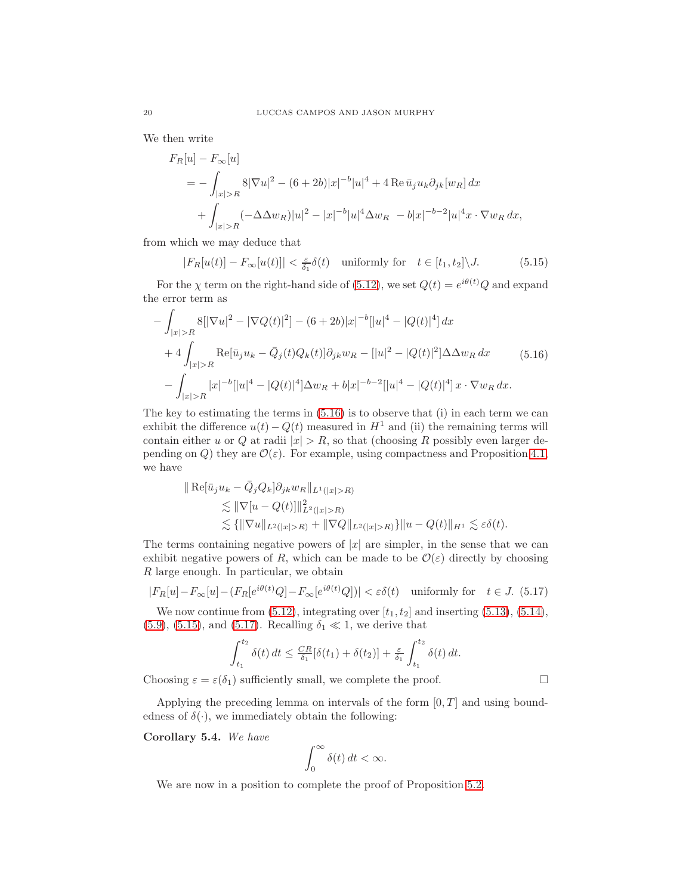We then write

$$
\begin{aligned}
&F_R[u] - F_\infty[u] \\
&\quad = -\int_{|x|>R} 8|\nabla u|^2 - (6+2b)|x|^{-b}|u|^4 + 4\,\mathrm{Re}\,\bar{u}_j u_k \partial_{jk}[w_R]\,dx \\
&\qquad + \int_{|x|>R} (-\Delta\Delta w_R)|u|^2 - |x|^{-b}|u|^4 \Delta w_R \; - b|x|^{-b-2}|u|^4 x\cdot\nabla w_R\,dx,
\end{aligned}
$$

from which we may deduce that

$$
|F_R[u(t)] - F_\infty[u(t)]| < \tfrac{\varepsilon}{\delta_1}\delta(t) \quad \text{uniformly for} \quad t \in [t_1,t_2]\backslash J. \tag{5.15}
$$

For the $\chi$ term on the right-hand side of (5.12), we set $Q(t) = e^{i\theta(t)}Q$ and expand the error term as

$$
\begin{aligned}
&-\int_{|x|>R} 8[|\nabla u|^2 - |\nabla Q(t)|^2] - (6+2b)|x|^{-b}[|u|^4 - |Q(t)|^4]\,dx \\
&+ 4\int_{|x|>R} \mathrm{Re}[\bar{u}_j u_k - \bar{Q}_j(t)Q_k(t)]\partial_{jk}w_R - [|u|^2 - |Q(t)|^2]\Delta\Delta w_R\,dx \\
&- \int_{|x|>R} |x|^{-b}[|u|^4 - |Q(t)|^4]\Delta w_R + b|x|^{-b-2}[|u|^4 - |Q(t)|^4]\,x\cdot\nabla w_R\,dx.
\end{aligned} \tag{5.16}
$$

The key to estimating the terms in (5.16) is to observe that (i) in each term we can exhibit the difference $u(t) - Q(t)$ measured in $H^1$ and (ii) the remaining terms will contain either $u$ or $Q$ at radii $|x| > R$, so that (choosing $R$ possibly even larger depending on $Q$) they are $\mathcal{O}(\varepsilon)$. For example, using compactness and Proposition 4.1, we have

$$
\begin{aligned}
&\|\,\mathrm{Re}[\bar{u}_j u_k - \bar{Q}_j Q_k]\partial_{jk}w_R\|_{L^1(|x|>R)} \\
&\qquad \lesssim \|\nabla[u - Q(t)]\|_{L^2(|x|>R)}^2 \\
&\qquad \lesssim \{\|\nabla u\|_{L^2(|x|>R)} + \|\nabla Q\|_{L^2(|x|>R)}\}\|u - Q(t)\|_{H^1} \lesssim \varepsilon\delta(t).
\end{aligned}
$$

The terms containing negative powers of $|x|$ are simpler, in the sense that we can exhibit negative powers of $R$, which can be made to be $\mathcal{O}(\varepsilon)$ directly by choosing $R$ large enough. In particular, we obtain

$$
|F_R[u] - F_\infty[u] - (F_R[e^{i\theta(t)}Q] - F_\infty[e^{i\theta(t)}Q])| < \varepsilon\delta(t) \quad \text{uniformly for} \quad t \in J. \tag{5.17}
$$

We now continue from (5.12), integrating over $[t_1,t_2]$ and inserting (5.13), (5.14), (5.9), (5.15), and (5.17). Recalling $\delta_1 \ll 1$, we derive that

$$
\int_{t_1}^{t_2} \delta(t)\,dt \leq \tfrac{CR}{\delta_1}[\delta(t_1) + \delta(t_2)] + \tfrac{\varepsilon}{\delta_1}\int_{t_1}^{t_2} \delta(t)\,dt.
$$

Choosing $\varepsilon = \varepsilon(\delta_1)$ sufficiently small, we complete the proof. □

Applying the preceding lemma on intervals of the form $[0,T]$ and using boundedness of $\delta(\cdot)$, we immediately obtain the following:

**Corollary 5.4.** *We have*

$$
\int_0^\infty \delta(t)\,dt < \infty.
$$

We are now in a position to complete the proof of Proposition 5.2.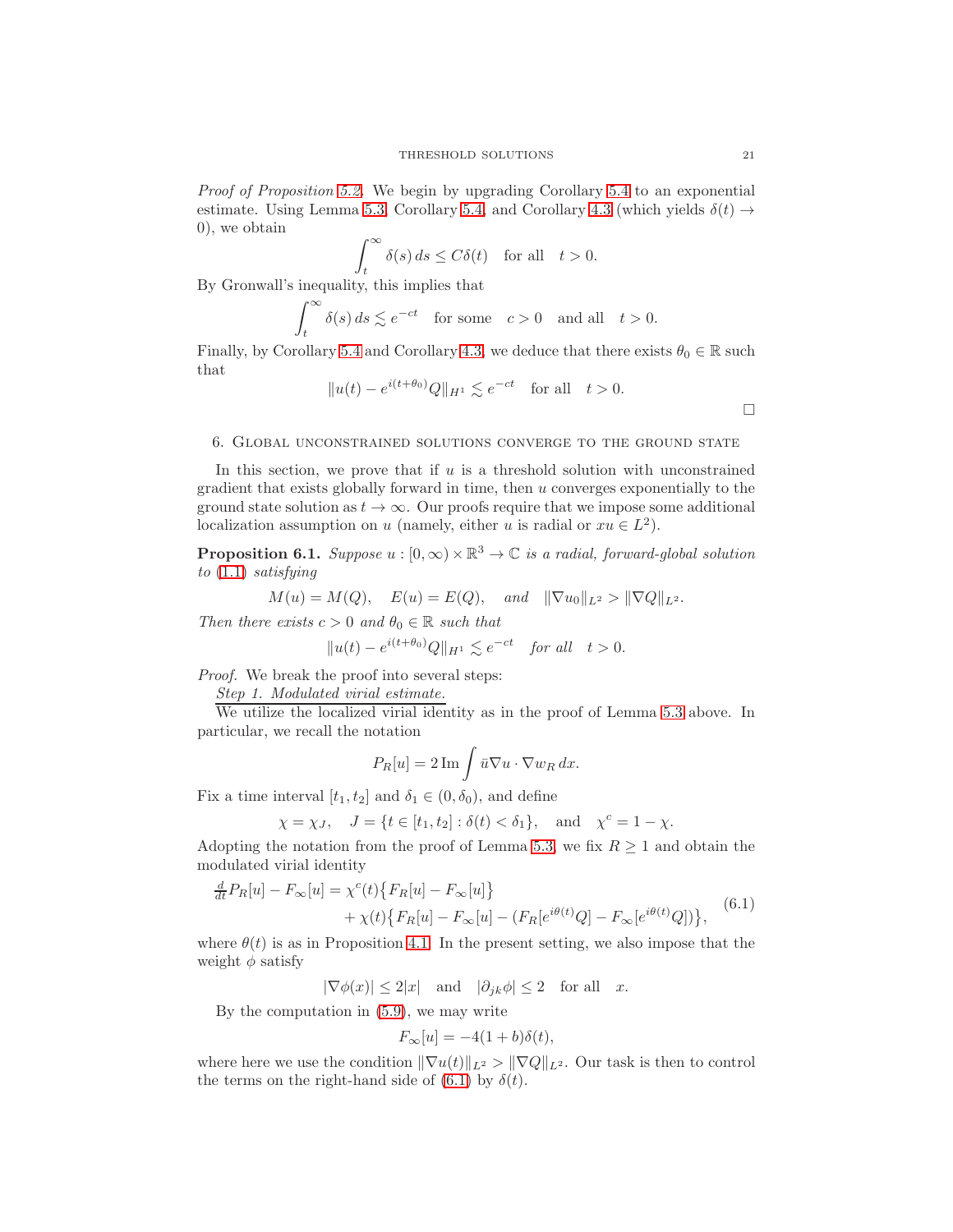*Proof of Proposition 5.2.* We begin by upgrading Corollary 5.4 to an exponential estimate. Using Lemma 5.3, Corollary 5.4, and Corollary 4.3 (which yields $\delta(t) \to 0$), we obtain

$$\int_t^\infty \delta(s)\,ds \le C\delta(t) \quad \text{for all} \quad t > 0.$$

By Gronwall's inequality, this implies that

$$\int_t^\infty \delta(s)\,ds \lesssim e^{-ct} \quad \text{for some} \quad c > 0 \quad \text{and all} \quad t > 0.$$

Finally, by Corollary 5.4 and Corollary 4.3, we deduce that there exists $\theta_0 \in \mathbb{R}$ such that

$$\|u(t) - e^{i(t+\theta_0)}Q\|_{H^1} \lesssim e^{-ct} \quad \text{for all} \quad t > 0.$$

□

## 6. Global unconstrained solutions converge to the ground state

In this section, we prove that if $u$ is a threshold solution with unconstrained gradient that exists globally forward in time, then $u$ converges exponentially to the ground state solution as $t \to \infty$. Our proofs require that we impose some additional localization assumption on $u$ (namely, either $u$ is radial or $xu \in L^2$).

**Proposition 6.1.** *Suppose $u : [0,\infty) \times \mathbb{R}^3 \to \mathbb{C}$ is a radial, forward-global solution to (1.1) satisfying*

$$M(u) = M(Q), \quad E(u) = E(Q), \quad \text{and} \quad \|\nabla u_0\|_{L^2} > \|\nabla Q\|_{L^2}.$$

*Then there exists $c > 0$ and $\theta_0 \in \mathbb{R}$ such that*

$$\|u(t) - e^{i(t+\theta_0)}Q\|_{H^1} \lesssim e^{-ct} \quad \text{for all} \quad t > 0.$$

*Proof.* We break the proof into several steps:

<u>*Step 1. Modulated virial estimate.*</u>

We utilize the localized virial identity as in the proof of Lemma 5.3 above. In particular, we recall the notation

$$P_R[u] = 2\,\mathrm{Im} \int \bar{u}\nabla u \cdot \nabla w_R\,dx.$$

Fix a time interval $[t_1, t_2]$ and $\delta_1 \in (0, \delta_0)$, and define

$$\chi = \chi_J, \quad J = \{t \in [t_1, t_2] : \delta(t) < \delta_1\}, \quad \text{and} \quad \chi^c = 1 - \chi.$$

Adopting the notation from the proof of Lemma 5.3, we fix $R \ge 1$ and obtain the modulated virial identity

$$\begin{aligned} \tfrac{d}{dt} P_R[u] - F_\infty[u] = \chi^c(t)\big\{F_R[u] - F_\infty[u]\big\} \\ + \chi(t)\big\{F_R[u] - F_\infty[u] - (F_R[e^{i\theta(t)}Q] - F_\infty[e^{i\theta(t)}Q])\big\}, \end{aligned} \tag{6.1}$$

where $\theta(t)$ is as in Proposition 4.1. In the present setting, we also impose that the weight $\phi$ satisfy

$$|\nabla \phi(x)| \le 2|x| \quad \text{and} \quad |\partial_{jk}\phi| \le 2 \quad \text{for all} \quad x.$$

By the computation in (5.9), we may write

$$F_\infty[u] = -4(1+b)\delta(t),$$

where here we use the condition $\|\nabla u(t)\|_{L^2} > \|\nabla Q\|_{L^2}$. Our task is then to control the terms on the right-hand side of (6.1) by $\delta(t)$.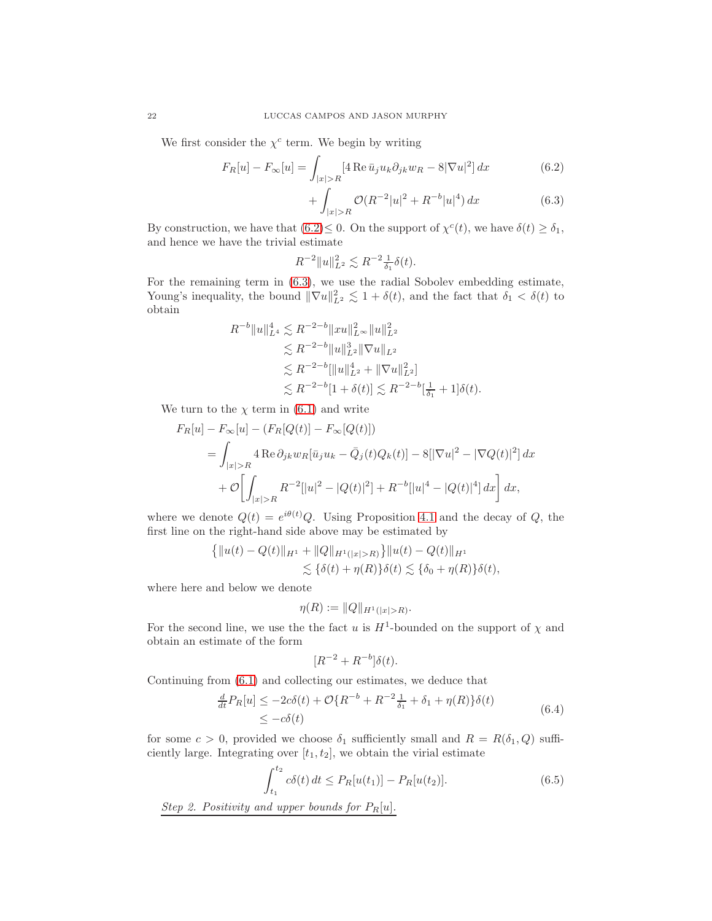We first consider the $\chi^c$ term. We begin by writing

$$F_R[u] - F_\infty[u] = \int_{|x|>R} [4\,\mathrm{Re}\,\bar{u}_j u_k \partial_{jk} w_R - 8|\nabla u|^2]\,dx \tag{6.2}$$

$$+ \int_{|x|>R} \mathcal{O}(R^{-2}|u|^2 + R^{-b}|u|^4)\,dx \tag{6.3}$$

By construction, we have that (6.2)$\leq 0$. On the support of $\chi^c(t)$, we have $\delta(t) \geq \delta_1$, and hence we have the trivial estimate

$$R^{-2}\|u\|_{L^2}^2 \lesssim R^{-2}\tfrac{1}{\delta_1}\delta(t).$$

For the remaining term in (6.3), we use the radial Sobolev embedding estimate, Young's inequality, the bound $\|\nabla u\|_{L^2}^2 \lesssim 1 + \delta(t)$, and the fact that $\delta_1 < \delta(t)$ to obtain

$$\begin{aligned}
R^{-b}\|u\|_{L^4}^4 &\lesssim R^{-2-b}\|xu\|_{L^\infty}^2\|u\|_{L^2}^2 \\
&\lesssim R^{-2-b}\|u\|_{L^2}^3\|\nabla u\|_{L^2} \\
&\lesssim R^{-2-b}[\|u\|_{L^2}^4 + \|\nabla u\|_{L^2}^2] \\
&\lesssim R^{-2-b}[1+\delta(t)] \lesssim R^{-2-b}[\tfrac{1}{\delta_1}+1]\delta(t).
\end{aligned}$$

We turn to the $\chi$ term in (6.1) and write

$$\begin{aligned}
&F_R[u] - F_\infty[u] - (F_R[Q(t)] - F_\infty[Q(t)]) \\
&= \int_{|x|>R} 4\,\mathrm{Re}\,\partial_{jk} w_R[\bar{u}_j u_k - \bar{Q}_j(t) Q_k(t)] - 8[|\nabla u|^2 - |\nabla Q(t)|^2]\,dx \\
&\quad + \mathcal{O}\bigg[\int_{|x|>R} R^{-2}[|u|^2 - |Q(t)|^2] + R^{-b}[|u|^4 - |Q(t)|^4]\,dx\bigg]\,dx,
\end{aligned}$$

where we denote $Q(t) = e^{i\theta(t)}Q$. Using Proposition 4.1 and the decay of $Q$, the first line on the right-hand side above may be estimated by

$$\begin{aligned}
&\big\{\|u(t) - Q(t)\|_{H^1} + \|Q\|_{H^1(|x|>R)}\big\}\|u(t) - Q(t)\|_{H^1} \\
&\qquad \lesssim \{\delta(t) + \eta(R)\}\delta(t) \lesssim \{\delta_0 + \eta(R)\}\delta(t),
\end{aligned}$$

where here and below we denote

$$\eta(R) := \|Q\|_{H^1(|x|>R)}.$$

For the second line, we use the the fact $u$ is $H^1$-bounded on the support of $\chi$ and obtain an estimate of the form

$$[R^{-2} + R^{-b}]\delta(t).$$

Continuing from (6.1) and collecting our estimates, we deduce that

$$\begin{aligned}
\tfrac{d}{dt}P_R[u] &\leq -2c\delta(t) + \mathcal{O}\{R^{-b} + R^{-2}\tfrac{1}{\delta_1} + \delta_1 + \eta(R)\}\delta(t) \\
&\leq -c\delta(t)
\end{aligned} \tag{6.4}$$

for some $c > 0$, provided we choose $\delta_1$ sufficiently small and $R = R(\delta_1, Q)$ sufficiently large. Integrating over $[t_1, t_2]$, we obtain the virial estimate

$$\int_{t_1}^{t_2} c\delta(t)\,dt \leq P_R[u(t_1)] - P_R[u(t_2)]. \tag{6.5}$$

<u>*Step 2. Positivity and upper bounds for $P_R[u]$.*</u>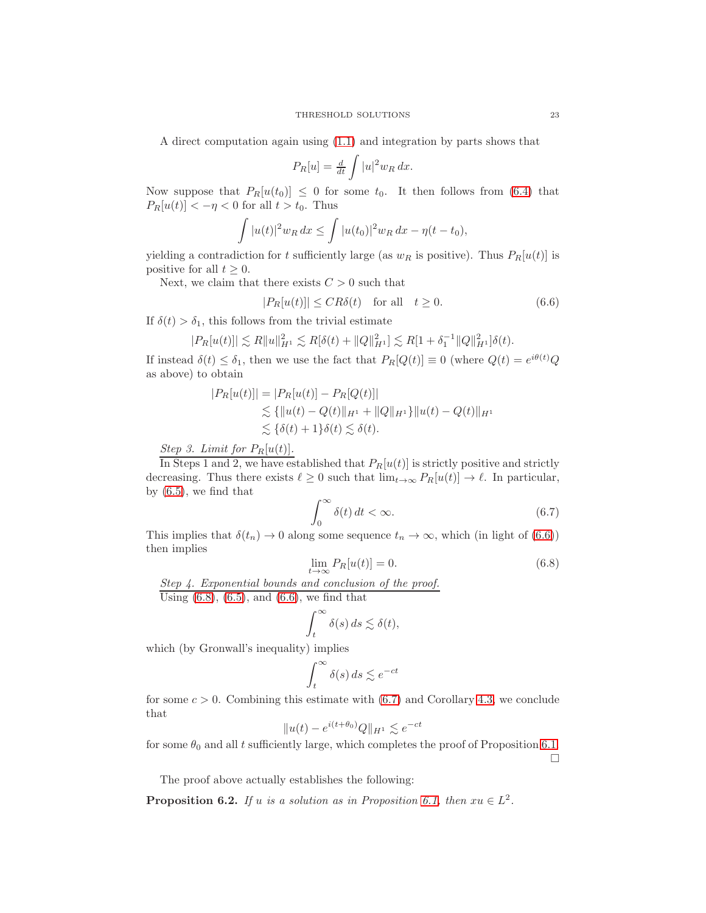A direct computation again using (1.1) and integration by parts shows that

$$P_R[u] = \tfrac{d}{dt}\int |u|^2 w_R\,dx.$$

Now suppose that $P_R[u(t_0)] \leq 0$ for some $t_0$. It then follows from (6.4) that $P_R[u(t)] < -\eta < 0$ for all $t > t_0$. Thus

$$\int |u(t)|^2 w_R\,dx \leq \int |u(t_0)|^2 w_R\,dx - \eta(t-t_0),$$

yielding a contradiction for $t$ sufficiently large (as $w_R$ is positive). Thus $P_R[u(t)]$ is positive for all $t \geq 0$.

Next, we claim that there exists $C > 0$ such that

$$|P_R[u(t)]| \leq CR\delta(t) \quad \text{for all} \quad t \geq 0. \tag{6.6}$$

If $\delta(t) > \delta_1$, this follows from the trivial estimate

$$|P_R[u(t)]| \lesssim R\|u\|_{H^1}^2 \lesssim R[\delta(t) + \|Q\|_{H^1}^2] \lesssim R[1 + \delta_1^{-1}\|Q\|_{H^1}^2]\delta(t).$$

If instead $\delta(t) \leq \delta_1$, then we use the fact that $P_R[Q(t)] \equiv 0$ (where $Q(t) = e^{i\theta(t)}Q$ as above) to obtain

$$\begin{aligned}
|P_R[u(t)]| &= |P_R[u(t)] - P_R[Q(t)]| \\
&\lesssim \{\|u(t) - Q(t)\|_{H^1} + \|Q\|_{H^1}\}\|u(t) - Q(t)\|_{H^1} \\
&\lesssim \{\delta(t) + 1\}\delta(t) \lesssim \delta(t).
\end{aligned}$$

*Step 3. Limit for $P_R[u(t)]$.*
In Steps 1 and 2, we have established that $P_R[u(t)]$ is strictly positive and strictly decreasing. Thus there exists $\ell \geq 0$ such that $\lim_{t\to\infty} P_R[u(t)] \to \ell$. In particular, by (6.5), we find that

$$\int_0^\infty \delta(t)\,dt < \infty. \tag{6.7}$$

This implies that $\delta(t_n) \to 0$ along some sequence $t_n \to \infty$, which (in light of (6.6)) then implies

$$\lim_{t\to\infty} P_R[u(t)] = 0. \tag{6.8}$$

*Step 4. Exponential bounds and conclusion of the proof.*
Using (6.8), (6.5), and (6.6), we find that

$$\int_t^\infty \delta(s)\,ds \lesssim \delta(t),$$

which (by Gronwall's inequality) implies

$$\int_t^\infty \delta(s)\,ds \lesssim e^{-ct}$$

for some $c > 0$. Combining this estimate with (6.7) and Corollary 4.3, we conclude that

$$\|u(t) - e^{i(t+\theta_0)}Q\|_{H^1} \lesssim e^{-ct}$$

for some $\theta_0$ and all $t$ sufficiently large, which completes the proof of Proposition 6.1. □

The proof above actually establishes the following:

**Proposition 6.2.** *If $u$ is a solution as in Proposition 6.1, then $xu \in L^2$.*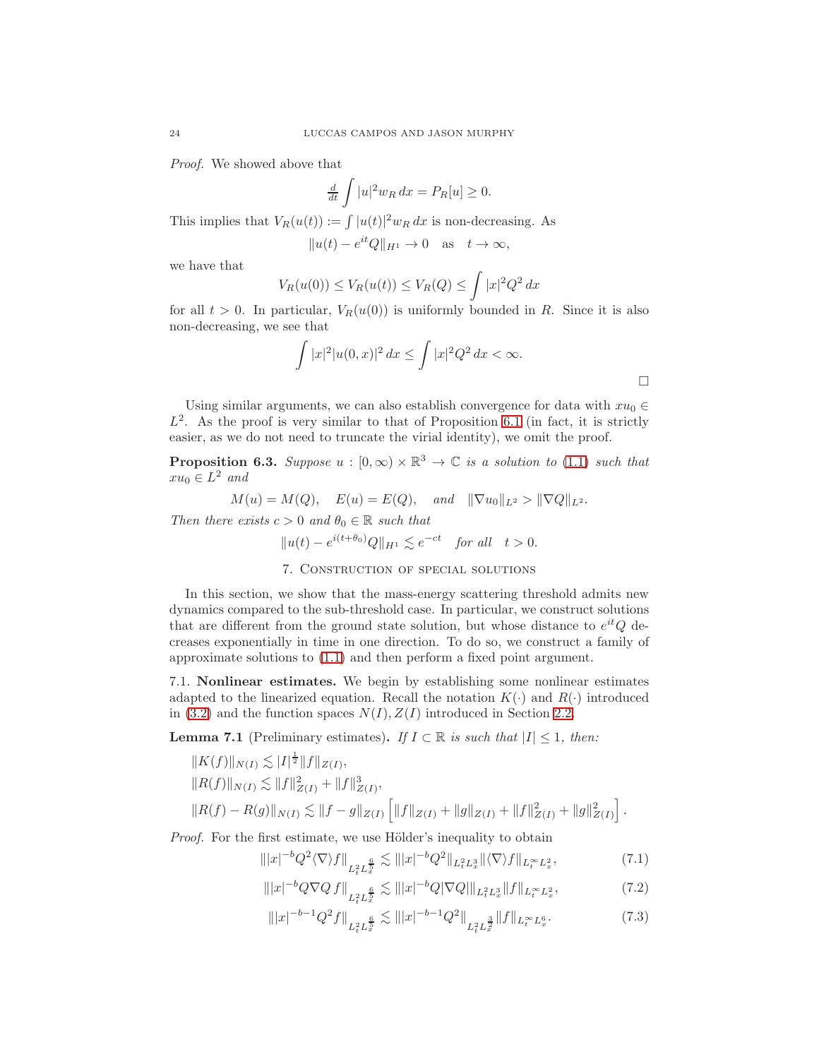*Proof.* We showed above that

$$\tfrac{d}{dt}\int |u|^2 w_R\,dx = P_R[u] \geq 0.$$

This implies that $V_R(u(t)) := \int |u(t)|^2 w_R\,dx$ is non-decreasing. As

$$\|u(t) - e^{it}Q\|_{H^1} \to 0 \quad \text{as} \quad t \to \infty,$$

we have that

$$V_R(u(0)) \leq V_R(u(t)) \leq V_R(Q) \leq \int |x|^2 Q^2\,dx$$

for all $t > 0$. In particular, $V_R(u(0))$ is uniformly bounded in $R$. Since it is also non-decreasing, we see that

$$\int |x|^2 |u(0,x)|^2\,dx \leq \int |x|^2 Q^2\,dx < \infty.$$

□

Using similar arguments, we can also establish convergence for data with $xu_0 \in L^2$. As the proof is very similar to that of Proposition 6.1 (in fact, it is strictly easier, as we do not need to truncate the virial identity), we omit the proof.

**Proposition 6.3.** *Suppose $u : [0,\infty) \times \mathbb{R}^3 \to \mathbb{C}$ is a solution to (1.1) such that $xu_0 \in L^2$ and*

$$M(u) = M(Q), \quad E(u) = E(Q), \quad \text{and} \quad \|\nabla u_0\|_{L^2} > \|\nabla Q\|_{L^2}.$$

*Then there exists $c > 0$ and $\theta_0 \in \mathbb{R}$ such that*

$$\|u(t) - e^{i(t+\theta_0)}Q\|_{H^1} \lesssim e^{-ct} \quad \text{for all} \quad t > 0.$$

## 7. Construction of special solutions

In this section, we show that the mass-energy scattering threshold admits new dynamics compared to the sub-threshold case. In particular, we construct solutions that are different from the ground state solution, but whose distance to $e^{it}Q$ decreases exponentially in time in one direction. To do so, we construct a family of approximate solutions to (1.1) and then perform a fixed point argument.

### 7.1. Nonlinear estimates.

We begin by establishing some nonlinear estimates adapted to the linearized equation. Recall the notation $K(\cdot)$ and $R(\cdot)$ introduced in (3.2) and the function spaces $N(I), Z(I)$ introduced in Section 2.2.

**Lemma 7.1** (Preliminary estimates)**.** *If $I \subset \mathbb{R}$ is such that $|I| \leq 1$, then:*

$$\|K(f)\|_{N(I)} \lesssim |I|^{\frac{1}{2}} \|f\|_{Z(I)},$$

$$\|R(f)\|_{N(I)} \lesssim \|f\|_{Z(I)}^2 + \|f\|_{Z(I)}^3,$$

$$\|R(f) - R(g)\|_{N(I)} \lesssim \|f - g\|_{Z(I)} \left[\|f\|_{Z(I)} + \|g\|_{Z(I)} + \|f\|_{Z(I)}^2 + \|g\|_{Z(I)}^2\right].$$

*Proof.* For the first estimate, we use Hölder's inequality to obtain

$$\||x|^{-b}Q^2\langle\nabla\rangle f\|_{L_t^2 L_x^{\frac{6}{5}}} \lesssim \||x|^{-b}Q^2\|_{L_t^2 L_x^3} \|\langle\nabla\rangle f\|_{L_t^\infty L_x^2}, \tag{7.1}$$

$$\||x|^{-b}Q\nabla Q\, f\|_{L_t^2 L_x^{\frac{6}{5}}} \lesssim \||x|^{-b}Q|\nabla Q|\|_{L_t^2 L_x^3} \|f\|_{L_t^\infty L_x^2}, \tag{7.2}$$

$$\||x|^{-b-1}Q^2 f\|_{L_t^2 L_x^{\frac{6}{5}}} \lesssim \||x|^{-b-1}Q^2\|_{L_t^2 L_x^{\frac{3}{2}}} \|f\|_{L_t^\infty L_x^6}. \tag{7.3}$$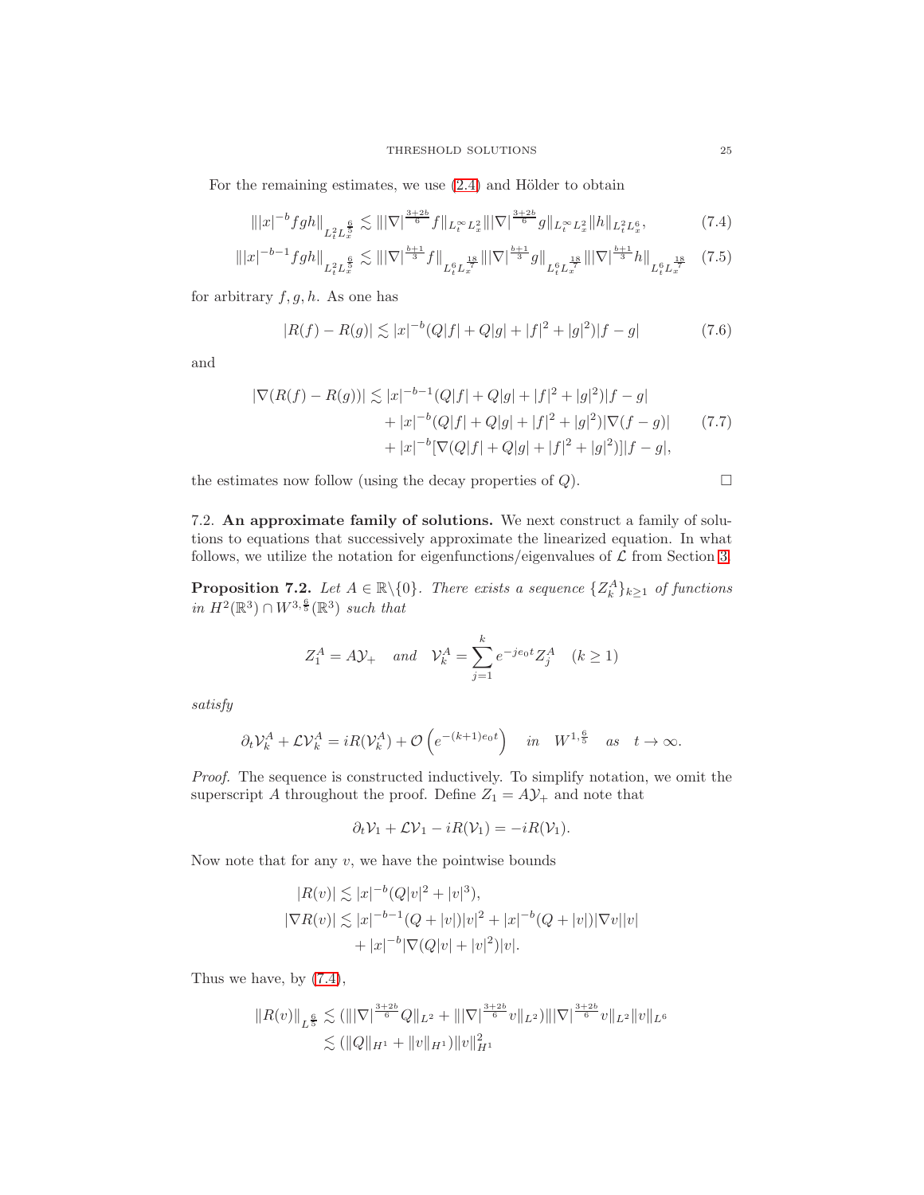For the remaining estimates, we use (2.4) and Hölder to obtain

$$\||x|^{-b} fgh\|_{L_t^2 L_x^{\frac{6}{5}}} \lesssim \||\nabla|^{\frac{3+2b}{6}} f\|_{L_t^\infty L_x^2} \||\nabla|^{\frac{3+2b}{6}} g\|_{L_t^\infty L_x^2} \|h\|_{L_t^2 L_x^6}, \tag{7.4}$$

$$\||x|^{-b-1} fgh\|_{L_t^2 L_x^{\frac{6}{5}}} \lesssim \||\nabla|^{\frac{b+1}{3}} f\|_{L_t^6 L_x^{\frac{18}{7}}} \||\nabla|^{\frac{b+1}{3}} g\|_{L_t^6 L_x^{\frac{18}{7}}} \||\nabla|^{\frac{b+1}{3}} h\|_{L_t^6 L_x^{\frac{18}{7}}} \tag{7.5}$$

for arbitrary $f, g, h$. As one has

$$|R(f) - R(g)| \lesssim |x|^{-b}(Q|f| + Q|g| + |f|^2 + |g|^2)|f - g| \tag{7.6}$$

and

$$\begin{aligned} |\nabla(R(f) - R(g))| &\lesssim |x|^{-b-1}(Q|f| + Q|g| + |f|^2 + |g|^2)|f - g| \\ &\quad + |x|^{-b}(Q|f| + Q|g| + |f|^2 + |g|^2)|\nabla(f - g)| \\ &\quad + |x|^{-b}[\nabla(Q|f| + Q|g| + |f|^2 + |g|^2)]|f - g|, \end{aligned} \tag{7.7}$$

the estimates now follow (using the decay properties of $Q$). □

### 7.2. An approximate family of solutions.

We next construct a family of solutions to equations that successively approximate the linearized equation. In what follows, we utilize the notation for eigenfunctions/eigenvalues of $\mathcal{L}$ from Section 3.

**Proposition 7.2.** *Let $A \in \mathbb{R}\backslash\{0\}$. There exists a sequence $\{Z_k^A\}_{k\geq 1}$ of functions in $H^2(\mathbb{R}^3) \cap W^{3,\frac{6}{5}}(\mathbb{R}^3)$ such that*

$$Z_1^A = A\mathcal{Y}_+ \quad \text{and} \quad \mathcal{V}_k^A = \sum_{j=1}^{k} e^{-je_0 t} Z_j^A \quad (k \geq 1)$$

*satisfy*

$$\partial_t \mathcal{V}_k^A + \mathcal{L}\mathcal{V}_k^A = iR(\mathcal{V}_k^A) + \mathcal{O}\left(e^{-(k+1)e_0 t}\right) \quad \text{in} \quad W^{1,\frac{6}{5}} \quad \text{as} \quad t \to \infty.$$

*Proof.* The sequence is constructed inductively. To simplify notation, we omit the superscript $A$ throughout the proof. Define $Z_1 = A\mathcal{Y}_+$ and note that

$$\partial_t \mathcal{V}_1 + \mathcal{L}\mathcal{V}_1 - iR(\mathcal{V}_1) = -iR(\mathcal{V}_1).$$

Now note that for any $v$, we have the pointwise bounds

$$\begin{aligned} |R(v)| &\lesssim |x|^{-b}(Q|v|^2 + |v|^3), \\ |\nabla R(v)| &\lesssim |x|^{-b-1}(Q + |v|)|v|^2 + |x|^{-b}(Q + |v|)|\nabla v||v| \\ &\quad + |x|^{-b}|\nabla(Q|v| + |v|^2)||v|. \end{aligned}$$

Thus we have, by (7.4),

$$\begin{aligned} \|R(v)\|_{L^{\frac{6}{5}}} &\lesssim (\||\nabla|^{\frac{3+2b}{6}} Q\|_{L^2} + \||\nabla|^{\frac{3+2b}{6}} v\|_{L^2})\||\nabla|^{\frac{3+2b}{6}} v\|_{L^2} \|v\|_{L^6} \\ &\lesssim (\|Q\|_{H^1} + \|v\|_{H^1})\|v\|_{H^1}^2 \end{aligned}$$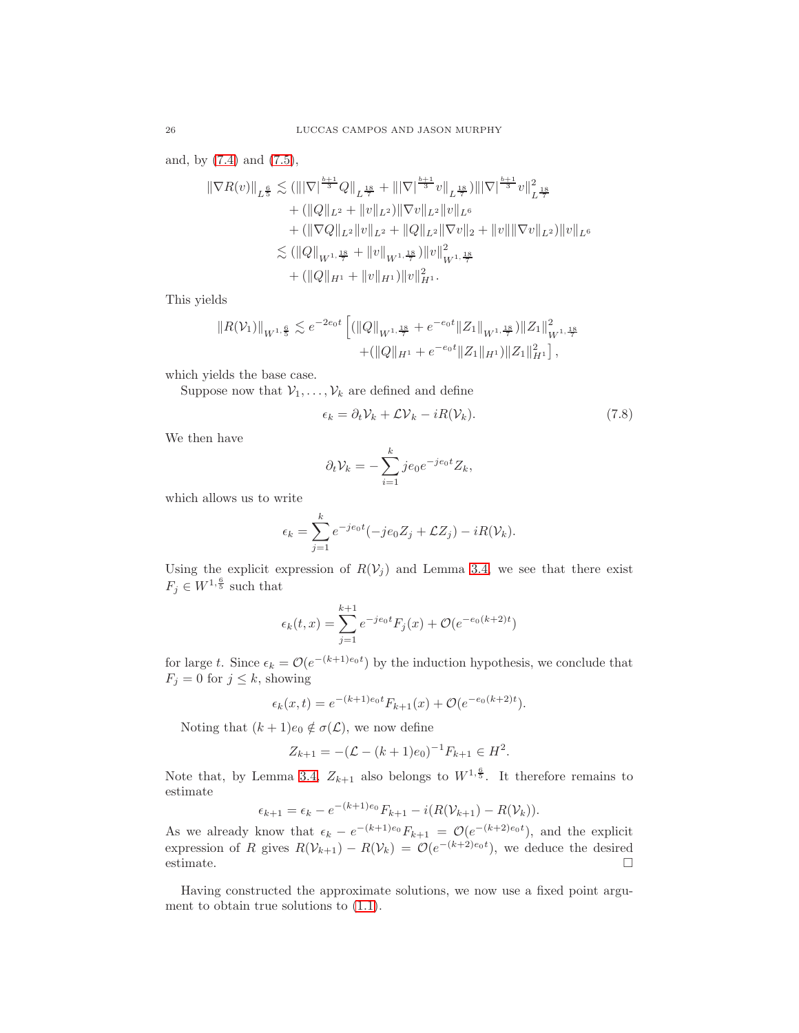and, by (7.4) and (7.5),

$$
\begin{aligned}
\|\nabla R(v)\|_{L^{\frac{6}{5}}} &\lesssim (\||\nabla|^{\frac{b+1}{3}} Q\|_{L^{\frac{18}{7}}} + \||\nabla|^{\frac{b+1}{3}} v\|_{L^{\frac{18}{7}}})\||\nabla|^{\frac{b+1}{3}} v\|_{L^{\frac{18}{7}}}^2 \\
&\quad + (\|Q\|_{L^2} + \|v\|_{L^2})\|\nabla v\|_{L^2}\|v\|_{L^6} \\
&\quad + (\|\nabla Q\|_{L^2}\|v\|_{L^2} + \|Q\|_{L^2}\|\nabla v\|_2 + \|v\|\|\nabla v\|_{L^2})\|v\|_{L^6} \\
&\lesssim (\|Q\|_{W^{1,\frac{18}{7}}} + \|v\|_{W^{1,\frac{18}{7}}})\|v\|_{W^{1,\frac{18}{7}}}^2 \\
&\quad + (\|Q\|_{H^1} + \|v\|_{H^1})\|v\|_{H^1}^2.
\end{aligned}
$$

This yields

$$
\begin{aligned}
\|R(\mathcal{V}_1)\|_{W^{1,\frac{6}{5}}} \lesssim e^{-2e_0 t}\Big[&(\|Q\|_{W^{1,\frac{18}{7}}} + e^{-e_0 t}\|Z_1\|_{W^{1,\frac{18}{7}}})\|Z_1\|_{W^{1,\frac{18}{7}}}^2 \\
&+ (\|Q\|_{H^1} + e^{-e_0 t}\|Z_1\|_{H^1})\|Z_1\|_{H^1}^2\Big],
\end{aligned}
$$

which yields the base case.

Suppose now that $\mathcal{V}_1, \ldots, \mathcal{V}_k$ are defined and define

$$
\epsilon_k = \partial_t \mathcal{V}_k + \mathcal{L}\mathcal{V}_k - iR(\mathcal{V}_k). \tag{7.8}
$$

We then have

$$
\partial_t \mathcal{V}_k = -\sum_{i=1}^{k} j e_0 e^{-j e_0 t} Z_k,
$$

which allows us to write

$$
\epsilon_k = \sum_{j=1}^{k} e^{-j e_0 t}(-j e_0 Z_j + \mathcal{L} Z_j) - iR(\mathcal{V}_k).
$$

Using the explicit expression of $R(\mathcal{V}_j)$ and Lemma 3.4, we see that there exist $F_j \in W^{1,\frac{6}{5}}$ such that

$$
\epsilon_k(t,x) = \sum_{j=1}^{k+1} e^{-j e_0 t} F_j(x) + \mathcal{O}(e^{-e_0(k+2)t})
$$

for large $t$. Since $\epsilon_k = \mathcal{O}(e^{-(k+1)e_0 t})$ by the induction hypothesis, we conclude that $F_j = 0$ for $j \le k$, showing

$$
\epsilon_k(x,t) = e^{-(k+1)e_0 t} F_{k+1}(x) + \mathcal{O}(e^{-e_0(k+2)t}).
$$

Noting that $(k+1)e_0 \notin \sigma(\mathcal{L})$, we now define

$$
Z_{k+1} = -(\mathcal{L} - (k+1)e_0)^{-1} F_{k+1} \in H^2.
$$

Note that, by Lemma 3.4, $Z_{k+1}$ also belongs to $W^{1,\frac{6}{5}}$. It therefore remains to estimate

$$
\epsilon_{k+1} = \epsilon_k - e^{-(k+1)e_0} F_{k+1} - i(R(\mathcal{V}_{k+1}) - R(\mathcal{V}_k)).
$$

As we already know that $\epsilon_k - e^{-(k+1)e_0} F_{k+1} = \mathcal{O}(e^{-(k+2)e_0 t})$, and the explicit expression of $R$ gives $R(\mathcal{V}_{k+1}) - R(\mathcal{V}_k) = \mathcal{O}(e^{-(k+2)e_0 t})$, we deduce the desired estimate. □

Having constructed the approximate solutions, we now use a fixed point argument to obtain true solutions to (1.1).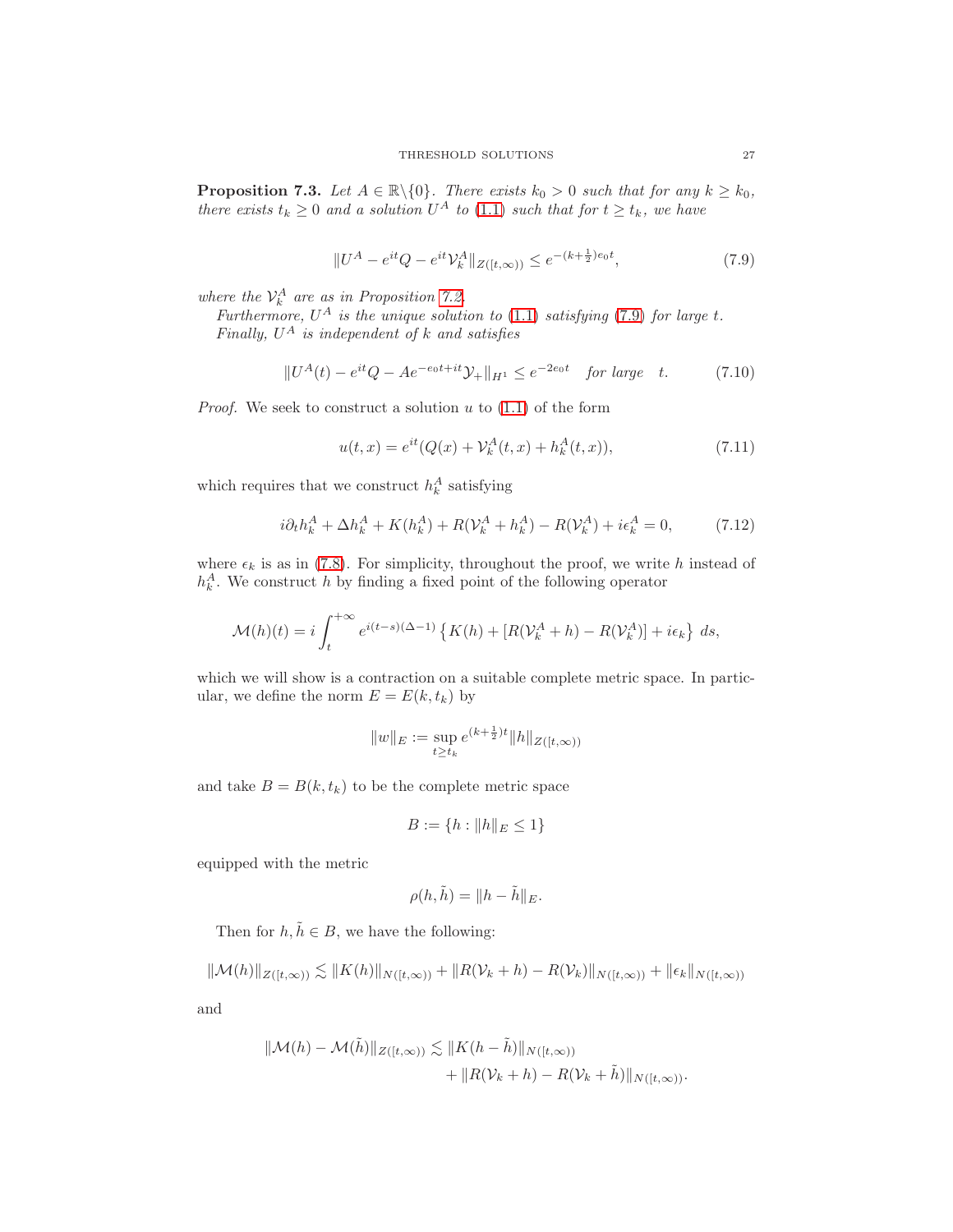**Proposition 7.3.** *Let $A \in \mathbb{R}\backslash\{0\}$. There exists $k_0 > 0$ such that for any $k \geq k_0$, there exists $t_k \geq 0$ and a solution $U^A$ to (1.1) such that for $t \geq t_k$, we have*

$$\|U^A - e^{it}Q - e^{it}\mathcal{V}_k^A\|_{Z([t,\infty))} \leq e^{-(k+\frac{1}{2})e_0 t}, \tag{7.9}$$

*where the $\mathcal{V}_k^A$ are as in Proposition 7.2.*

*Furthermore, $U^A$ is the unique solution to (1.1) satisfying (7.9) for large $t$.*

*Finally, $U^A$ is independent of $k$ and satisfies*

$$\|U^A(t) - e^{it}Q - Ae^{-e_0 t + it}\mathcal{Y}_+\|_{H^1} \leq e^{-2e_0 t} \quad \textit{for large} \quad t. \tag{7.10}$$

*Proof.* We seek to construct a solution $u$ to (1.1) of the form

$$u(t,x) = e^{it}(Q(x) + \mathcal{V}_k^A(t,x) + h_k^A(t,x)), \tag{7.11}$$

which requires that we construct $h_k^A$ satisfying

$$i\partial_t h_k^A + \Delta h_k^A + K(h_k^A) + R(\mathcal{V}_k^A + h_k^A) - R(\mathcal{V}_k^A) + i\epsilon_k^A = 0, \tag{7.12}$$

where $\epsilon_k$ is as in (7.8). For simplicity, throughout the proof, we write $h$ instead of $h_k^A$. We construct $h$ by finding a fixed point of the following operator

$$\mathcal{M}(h)(t) = i\int_t^{+\infty} e^{i(t-s)(\Delta-1)}\left\{K(h) + [R(\mathcal{V}_k^A + h) - R(\mathcal{V}_k^A)] + i\epsilon_k\right\} ds,$$

which we will show is a contraction on a suitable complete metric space. In particular, we define the norm $E = E(k, t_k)$ by

$$\|w\|_E := \sup_{t \geq t_k} e^{(k+\frac{1}{2})t}\|h\|_{Z([t,\infty))}$$

and take $B = B(k, t_k)$ to be the complete metric space

$$B := \{h : \|h\|_E \leq 1\}$$

equipped with the metric

$$\rho(h, \tilde{h}) = \|h - \tilde{h}\|_E.$$

Then for $h, \tilde{h} \in B$, we have the following:

$$\|\mathcal{M}(h)\|_{Z([t,\infty))} \lesssim \|K(h)\|_{N([t,\infty))} + \|R(\mathcal{V}_k + h) - R(\mathcal{V}_k)\|_{N([t,\infty))} + \|\epsilon_k\|_{N([t,\infty))}$$

and

$$\begin{aligned}\|\mathcal{M}(h) - \mathcal{M}(\tilde{h})\|_{Z([t,\infty))} \lesssim\ & \|K(h - \tilde{h})\|_{N([t,\infty))} \\ & + \|R(\mathcal{V}_k + h) - R(\mathcal{V}_k + \tilde{h})\|_{N([t,\infty))}.\end{aligned}$$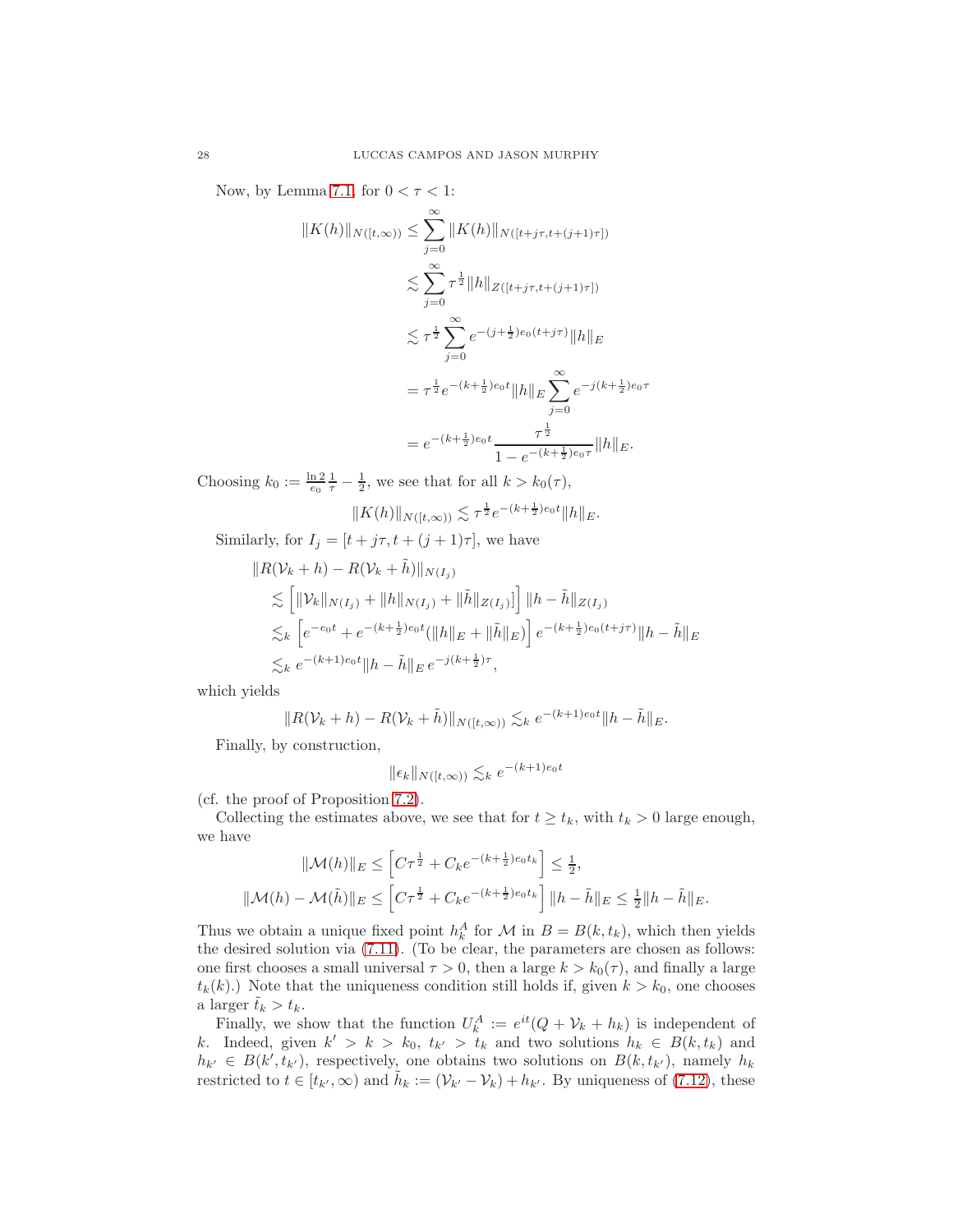Now, by Lemma 7.1, for $0 < \tau < 1$:

$$
\begin{aligned}
\|K(h)\|_{N([t,\infty))} &\leq \sum_{j=0}^{\infty} \|K(h)\|_{N([t+j\tau, t+(j+1)\tau])} \\
&\lesssim \sum_{j=0}^{\infty} \tau^{\frac{1}{2}} \|h\|_{Z([t+j\tau, t+(j+1)\tau])} \\
&\lesssim \tau^{\frac{1}{2}} \sum_{j=0}^{\infty} e^{-(j+\frac{1}{2})e_0(t+j\tau)} \|h\|_E \\
&= \tau^{\frac{1}{2}} e^{-(k+\frac{1}{2})e_0 t} \|h\|_E \sum_{j=0}^{\infty} e^{-j(k+\frac{1}{2})e_0\tau} \\
&= e^{-(k+\frac{1}{2})e_0 t} \frac{\tau^{\frac{1}{2}}}{1 - e^{-(k+\frac{1}{2})e_0\tau}} \|h\|_E.
\end{aligned}
$$

Choosing $k_0 := \frac{\ln 2}{e_0}\frac{1}{\tau} - \frac{1}{2}$, we see that for all $k > k_0(\tau)$,

$$
\|K(h)\|_{N([t,\infty))} \lesssim \tau^{\frac{1}{2}} e^{-(k+\frac{1}{2})e_0 t} \|h\|_E.
$$

Similarly, for $I_j = [t + j\tau, t + (j+1)\tau]$, we have

$$
\begin{aligned}
&\|R(\mathcal{V}_k + h) - R(\mathcal{V}_k + \tilde{h})\|_{N(I_j)} \\
&\quad \lesssim \left[ \|\mathcal{V}_k\|_{N(I_j)} + \|h\|_{N(I_j)} + \|\tilde{h}\|_{Z(I_j)} \right] \|h - \tilde{h}\|_{Z(I_j)} \\
&\quad \lesssim_k \left[ e^{-e_0 t} + e^{-(k+\frac{1}{2})e_0 t}(\|h\|_E + \|\tilde{h}\|_E) \right] e^{-(k+\frac{1}{2})e_0(t+j\tau)} \|h - \tilde{h}\|_E \\
&\quad \lesssim_k e^{-(k+1)e_0 t} \|h - \tilde{h}\|_E \, e^{-j(k+\frac{1}{2})\tau},
\end{aligned}
$$

which yields

$$
\|R(\mathcal{V}_k + h) - R(\mathcal{V}_k + \tilde{h})\|_{N([t,\infty))} \lesssim_k e^{-(k+1)e_0 t} \|h - \tilde{h}\|_E.
$$

Finally, by construction,

$$
\|\epsilon_k\|_{N([t,\infty))} \lesssim_k e^{-(k+1)e_0 t}
$$

(cf. the proof of Proposition 7.2).

Collecting the estimates above, we see that for $t \geq t_k$, with $t_k > 0$ large enough, we have

$$
\begin{aligned}
\|\mathcal{M}(h)\|_E &\leq \left[ C\tau^{\frac{1}{2}} + C_k e^{-(k+\frac{1}{2})e_0 t_k} \right] \leq \tfrac{1}{2}, \\
\|\mathcal{M}(h) - \mathcal{M}(\tilde{h})\|_E &\leq \left[ C\tau^{\frac{1}{2}} + C_k e^{-(k+\frac{1}{2})e_0 t_k} \right] \|h - \tilde{h}\|_E \leq \tfrac{1}{2}\|h - \tilde{h}\|_E.
\end{aligned}
$$

Thus we obtain a unique fixed point $h_k^A$ for $\mathcal{M}$ in $B = B(k, t_k)$, which then yields the desired solution via (7.11). (To be clear, the parameters are chosen as follows: one first chooses a small universal $\tau > 0$, then a large $k > k_0(\tau)$, and finally a large $t_k(k)$.) Note that the uniqueness condition still holds if, given $k > k_0$, one chooses a larger $\tilde{t}_k > t_k$.

Finally, we show that the function $U_k^A := e^{it}(Q + \mathcal{V}_k + h_k)$ is independent of $k$. Indeed, given $k' > k > k_0$, $t_{k'} > t_k$ and two solutions $h_k \in B(k, t_k)$ and $h_{k'} \in B(k', t_{k'})$, respectively, one obtains two solutions on $B(k, t_{k'})$, namely $h_k$ restricted to $t \in [t_{k'}, \infty)$ and $\tilde{h}_k := (\mathcal{V}_{k'} - \mathcal{V}_k) + h_{k'}$. By uniqueness of (7.12), these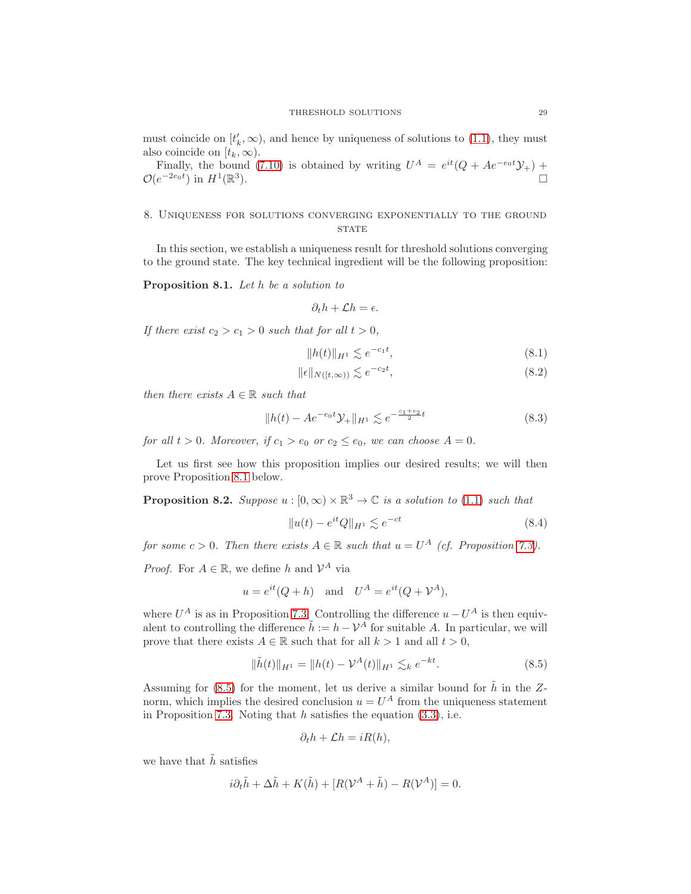must coincide on $[t_k', \infty)$, and hence by uniqueness of solutions to (1.1), they must also coincide on $[t_k, \infty)$.

Finally, the bound (7.10) is obtained by writing $U^A = e^{it}(Q + Ae^{-e_0 t}\mathcal{Y}_+) + \mathcal{O}(e^{-2e_0 t})$ in $H^1(\mathbb{R}^3)$. □

## 8. Uniqueness for solutions converging exponentially to the ground state

In this section, we establish a uniqueness result for threshold solutions converging to the ground state. The key technical ingredient will be the following proposition:

**Proposition 8.1.** *Let $h$ be a solution to*

$$\partial_t h + \mathcal{L} h = \epsilon.$$

*If there exist $c_2 > c_1 > 0$ such that for all $t > 0$,*

$$\|h(t)\|_{H^1} \lesssim e^{-c_1 t}, \tag{8.1}$$

$$\|\epsilon\|_{N([t,\infty))} \lesssim e^{-c_2 t}, \tag{8.2}$$

*then there exists $A \in \mathbb{R}$ such that*

$$\|h(t) - Ae^{-e_0 t}\mathcal{Y}_+\|_{H^1} \lesssim e^{-\frac{c_1+c_2}{2}t} \tag{8.3}$$

*for all $t > 0$. Moreover, if $c_1 > e_0$ or $c_2 \leq e_0$, we can choose $A = 0$.*

Let us first see how this proposition implies our desired results; we will then prove Proposition 8.1 below.

**Proposition 8.2.** *Suppose $u : [0, \infty) \times \mathbb{R}^3 \to \mathbb{C}$ is a solution to (1.1) such that*

$$\|u(t) - e^{it}Q\|_{H^1} \lesssim e^{-ct} \tag{8.4}$$

*for some $c > 0$. Then there exists $A \in \mathbb{R}$ such that $u = U^A$ (cf. Proposition 7.3).*

*Proof.* For $A \in \mathbb{R}$, we define $h$ and $\mathcal{V}^A$ via

$$u = e^{it}(Q + h) \quad \text{and} \quad U^A = e^{it}(Q + \mathcal{V}^A),$$

where $U^A$ is as in Proposition 7.3. Controlling the difference $u - U^A$ is then equivalent to controlling the difference $\tilde{h} := h - \mathcal{V}^A$ for suitable $A$. In particular, we will prove that there exists $A \in \mathbb{R}$ such that for all $k > 1$ and all $t > 0$,

$$\|\tilde{h}(t)\|_{H^1} = \|h(t) - \mathcal{V}^A(t)\|_{H^1} \lesssim_k e^{-kt}. \tag{8.5}$$

Assuming for (8.5) for the moment, let us derive a similar bound for $\tilde{h}$ in the $Z$-norm, which implies the desired conclusion $u = U^A$ from the uniqueness statement in Proposition 7.3. Noting that $h$ satisfies the equation (3.3), i.e.

$$\partial_t h + \mathcal{L} h = iR(h),$$

we have that $\tilde{h}$ satisfies

$$i\partial_t \tilde{h} + \Delta \tilde{h} + K(\tilde{h}) + [R(\mathcal{V}^A + \tilde{h}) - R(\mathcal{V}^A)] = 0.$$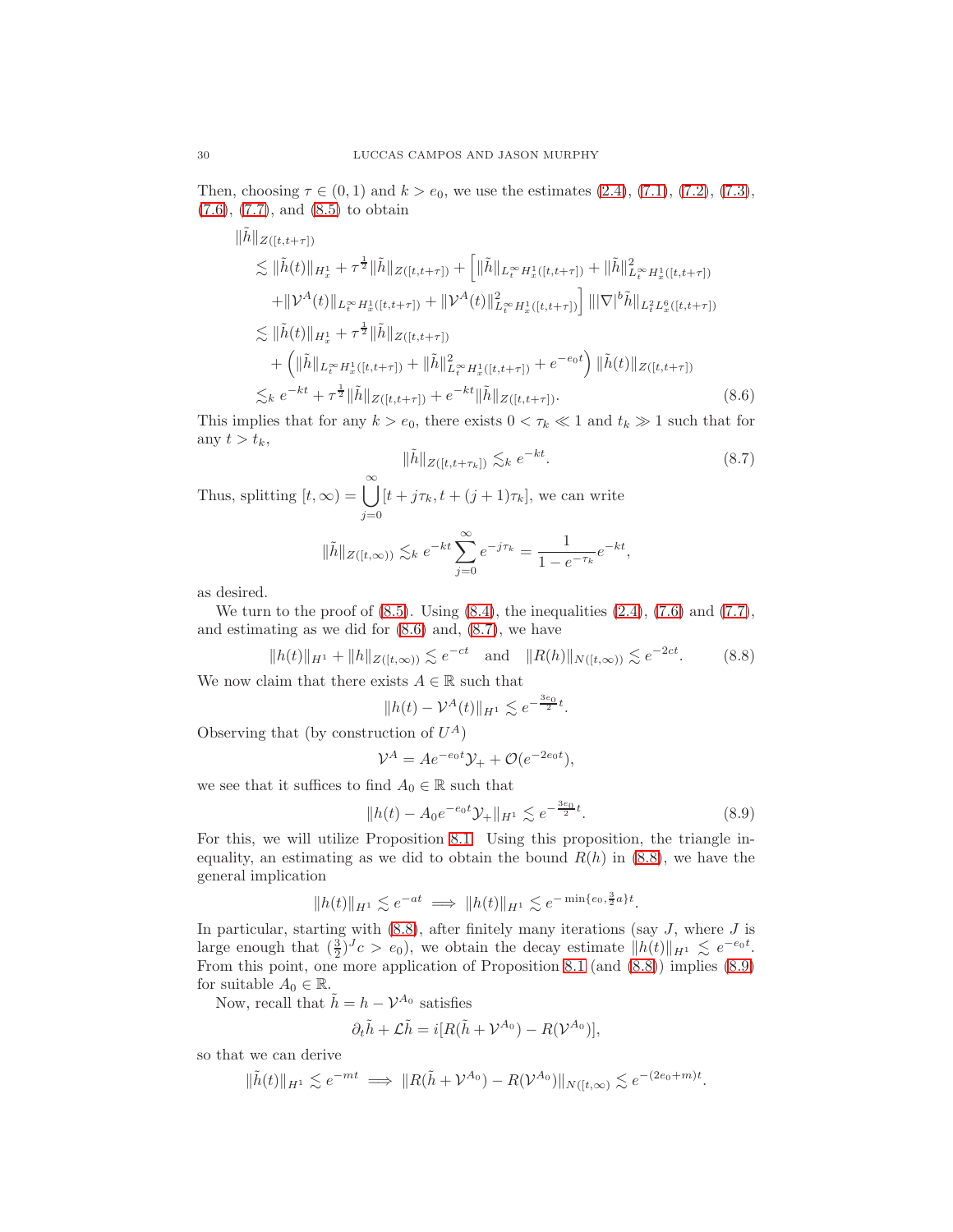Then, choosing $\tau \in (0,1)$ and $k > e_0$, we use the estimates (2.4), (7.1), (7.2), (7.3), (7.6), (7.7), and (8.5) to obtain

$$
\begin{aligned}
&\|\tilde{h}\|_{Z([t,t+\tau])} \\
&\quad \lesssim \|\tilde{h}(t)\|_{H^1_x} + \tau^{\frac{1}{2}}\|\tilde{h}\|_{Z([t,t+\tau])} + \Big[\|\tilde{h}\|_{L^\infty_t H^1_x([t,t+\tau])} + \|\tilde{h}\|^2_{L^\infty_t H^1_x([t,t+\tau])} \\
&\qquad + \|\mathcal{V}^A(t)\|_{L^\infty_t H^1_x([t,t+\tau])} + \|\mathcal{V}^A(t)\|^2_{L^\infty_t H^1_x([t,t+\tau])}\Big] \, \||\nabla|^b \tilde{h}\|_{L^2_t L^6_x([t,t+\tau])} \\
&\quad \lesssim \|\tilde{h}(t)\|_{H^1_x} + \tau^{\frac{1}{2}}\|\tilde{h}\|_{Z([t,t+\tau])} \\
&\qquad + \left(\|\tilde{h}\|_{L^\infty_t H^1_x([t,t+\tau])} + \|\tilde{h}\|^2_{L^\infty_t H^1_x([t,t+\tau])} + e^{-e_0 t}\right)\|\tilde{h}(t)\|_{Z([t,t+\tau])} \\
&\quad \lesssim_k e^{-kt} + \tau^{\frac{1}{2}}\|\tilde{h}\|_{Z([t,t+\tau])} + e^{-kt}\|\tilde{h}\|_{Z([t,t+\tau])}.
\end{aligned} \tag{8.6}
$$

This implies that for any $k > e_0$, there exists $0 < \tau_k \ll 1$ and $t_k \gg 1$ such that for any $t > t_k$,

$$
\|\tilde{h}\|_{Z([t,t+\tau_k])} \lesssim_k e^{-kt}. \tag{8.7}
$$

Thus, splitting $[t,\infty) = \bigcup_{j=0}^{\infty}[t + j\tau_k, t + (j+1)\tau_k]$, we can write

$$
\|\tilde{h}\|_{Z([t,\infty))} \lesssim_k e^{-kt}\sum_{j=0}^{\infty} e^{-j\tau_k} = \frac{1}{1 - e^{-\tau_k}} e^{-kt},
$$

as desired.

We turn to the proof of (8.5). Using (8.4), the inequalities (2.4), (7.6) and (7.7), and estimating as we did for (8.6) and, (8.7), we have

$$
\|h(t)\|_{H^1} + \|h\|_{Z([t,\infty))} \lesssim e^{-ct} \quad \text{and} \quad \|R(h)\|_{N([t,\infty))} \lesssim e^{-2ct}. \tag{8.8}
$$

We now claim that there exists $A \in \mathbb{R}$ such that

$$
\|h(t) - \mathcal{V}^A(t)\|_{H^1} \lesssim e^{-\frac{3e_0}{2}t}.
$$

Observing that (by construction of $U^A$)

$$
\mathcal{V}^A = Ae^{-e_0 t}\mathcal{Y}_+ + \mathcal{O}(e^{-2e_0 t}),
$$

we see that it suffices to find $A_0 \in \mathbb{R}$ such that

$$
\|h(t) - A_0 e^{-e_0 t}\mathcal{Y}_+\|_{H^1} \lesssim e^{-\frac{3e_0}{2}t}. \tag{8.9}
$$

For this, we will utilize Proposition 8.1. Using this proposition, the triangle inequality, an estimating as we did to obtain the bound $R(h)$ in (8.8), we have the general implication

$$
\|h(t)\|_{H^1} \lesssim e^{-at} \implies \|h(t)\|_{H^1} \lesssim e^{-\min\{e_0, \frac{3}{2}a\}t}.
$$

In particular, starting with (8.8), after finitely many iterations (say $J$, where $J$ is large enough that $(\frac{3}{2})^J c > e_0$), we obtain the decay estimate $\|h(t)\|_{H^1} \lesssim e^{-e_0 t}$. From this point, one more application of Proposition 8.1 (and (8.8)) implies (8.9) for suitable $A_0 \in \mathbb{R}$.

Now, recall that $\tilde{h} = h - \mathcal{V}^{A_0}$ satisfies

$$
\partial_t \tilde{h} + \mathcal{L}\tilde{h} = i[R(\tilde{h} + \mathcal{V}^{A_0}) - R(\mathcal{V}^{A_0})],
$$

so that we can derive

$$
\|\tilde{h}(t)\|_{H^1} \lesssim e^{-mt} \implies \|R(\tilde{h} + \mathcal{V}^{A_0}) - R(\mathcal{V}^{A_0})\|_{N([t,\infty)} \lesssim e^{-(2e_0+m)t}.
$$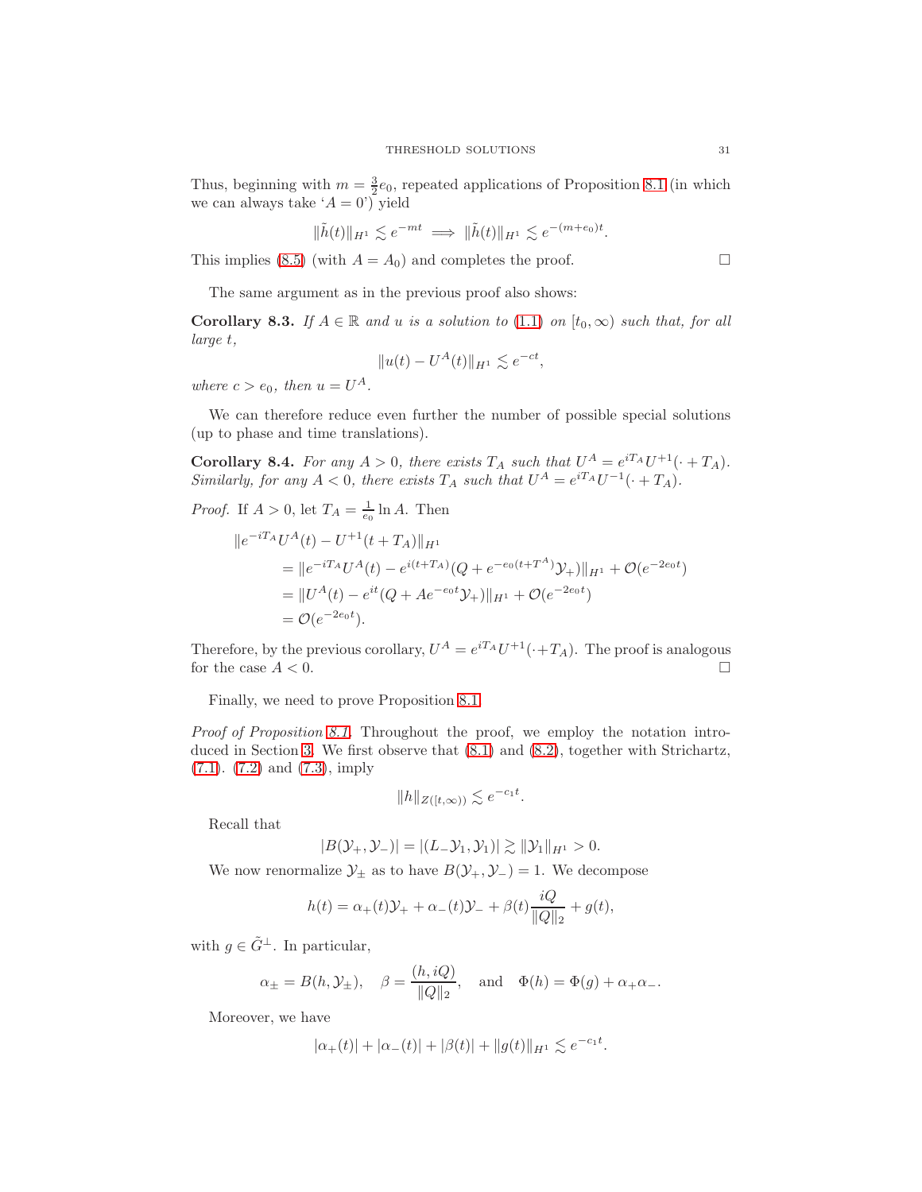Thus, beginning with $m = \frac{3}{2}e_0$, repeated applications of Proposition 8.1 (in which we can always take '$A = 0$') yield

$$\|\tilde{h}(t)\|_{H^1} \lesssim e^{-mt} \implies \|\tilde{h}(t)\|_{H^1} \lesssim e^{-(m+e_0)t}.$$

This implies (8.5) (with $A = A_0$) and completes the proof. $\square$

The same argument as in the previous proof also shows:

**Corollary 8.3.** *If $A \in \mathbb{R}$ and $u$ is a solution to (1.1) on $[t_0, \infty)$ such that, for all large $t$,*

$$\|u(t) - U^A(t)\|_{H^1} \lesssim e^{-ct},$$

*where $c > e_0$, then $u = U^A$.*

We can therefore reduce even further the number of possible special solutions (up to phase and time translations).

**Corollary 8.4.** *For any $A > 0$, there exists $T_A$ such that $U^A = e^{iT_A}U^{+1}(\cdot + T_A)$. Similarly, for any $A < 0$, there exists $T_A$ such that $U^A = e^{iT_A}U^{-1}(\cdot + T_A)$.*

*Proof.* If $A > 0$, let $T_A = \frac{1}{e_0}\ln A$. Then

$$\begin{aligned}
\|e^{-iT_A}&U^A(t) - U^{+1}(t+T_A)\|_{H^1} \\
&= \|e^{-iT_A}U^A(t) - e^{i(t+T_A)}(Q + e^{-e_0(t+T^A)}\mathcal{Y}_+)\|_{H^1} + \mathcal{O}(e^{-2e_0t}) \\
&= \|U^A(t) - e^{it}(Q + Ae^{-e_0t}\mathcal{Y}_+)\|_{H^1} + \mathcal{O}(e^{-2e_0t}) \\
&= \mathcal{O}(e^{-2e_0t}).
\end{aligned}$$

Therefore, by the previous corollary, $U^A = e^{iT_A}U^{+1}(\cdot + T_A)$. The proof is analogous for the case $A < 0$. $\square$

Finally, we need to prove Proposition 8.1.

*Proof of Proposition 8.1.* Throughout the proof, we employ the notation introduced in Section 3. We first observe that (8.1) and (8.2), together with Strichartz, (7.1), (7.2) and (7.3), imply

$$\|h\|_{Z([t,\infty))} \lesssim e^{-c_1t}.$$

Recall that

$$|B(\mathcal{Y}_+, \mathcal{Y}_-)| = |(L_-\mathcal{Y}_1, \mathcal{Y}_1)| \gtrsim \|\mathcal{Y}_1\|_{H^1} > 0.$$

We now renormalize $\mathcal{Y}_\pm$ as to have $B(\mathcal{Y}_+, \mathcal{Y}_-) = 1$. We decompose

$$h(t) = \alpha_+(t)\mathcal{Y}_+ + \alpha_-(t)\mathcal{Y}_- + \beta(t)\frac{iQ}{\|Q\|_2} + g(t),$$

with $g \in \tilde{G}^\perp$. In particular,

$$\alpha_\pm = B(h, \mathcal{Y}_\pm), \quad \beta = \frac{(h, iQ)}{\|Q\|_2}, \quad \text{and} \quad \Phi(h) = \Phi(g) + \alpha_+\alpha_-.$$

Moreover, we have

$$|\alpha_+(t)| + |\alpha_-(t)| + |\beta(t)| + \|g(t)\|_{H^1} \lesssim e^{-c_1t}.$$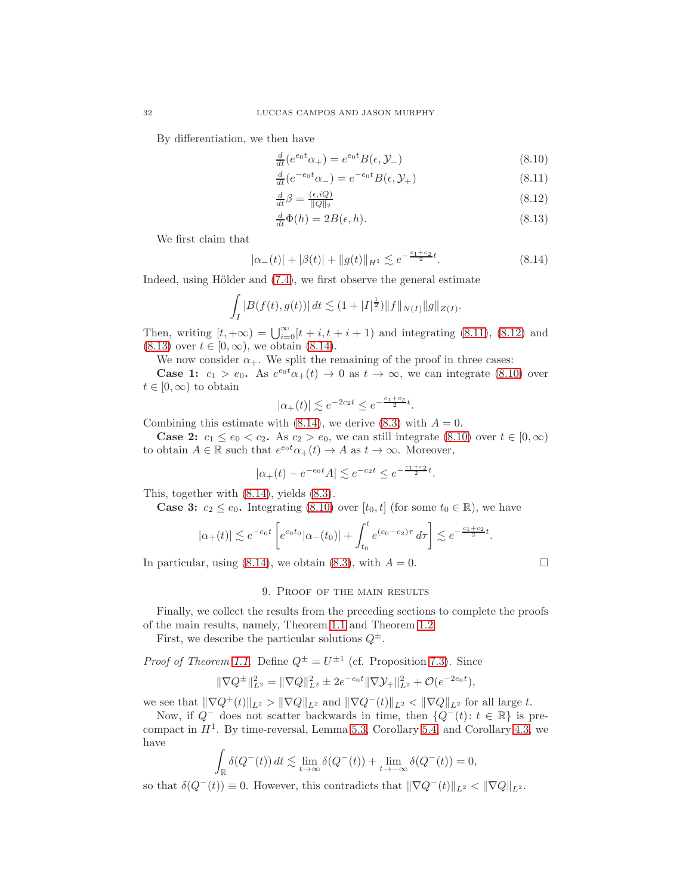By differentiation, we then have

$$\tfrac{d}{dt}(e^{e_0 t}\alpha_+) = e^{e_0 t}B(\epsilon, \mathcal{Y}_-) \tag{8.10}$$

$$\tfrac{d}{dt}(e^{-e_0 t}\alpha_-) = e^{-e_0 t}B(\epsilon, \mathcal{Y}_+) \tag{8.11}$$

$$\tfrac{d}{dt}\beta = \tfrac{(\epsilon, iQ)}{\|Q\|_2} \tag{8.12}$$

$$\tfrac{d}{dt}\Phi(h) = 2B(\epsilon, h). \tag{8.13}$$

We first claim that

$$|\alpha_-(t)| + |\beta(t)| + \|g(t)\|_{H^1} \lesssim e^{-\frac{c_1+c_2}{2}t}. \tag{8.14}$$

Indeed, using Hölder and (7.4), we first observe the general estimate

$$\int_I |B(f(t), g(t))|\,dt \lesssim (1 + |I|^{\frac{1}{2}})\|f\|_{N(I)}\|g\|_{Z(I)}.$$

Then, writing $[t, +\infty) = \bigcup_{i=0}^{\infty}[t+i, t+i+1)$ and integrating (8.11), (8.12) and (8.13) over $t \in [0, \infty)$, we obtain (8.14).

We now consider $\alpha_+$. We split the remaining of the proof in three cases:

**Case 1:** $c_1 > e_0$**.** As $e^{e_0 t}\alpha_+(t) \to 0$ as $t \to \infty$, we can integrate (8.10) over $t \in [0, \infty)$ to obtain

$$|\alpha_+(t)| \lesssim e^{-2c_2 t} \leq e^{-\frac{c_1+c_2}{2}t}.$$

Combining this estimate with (8.14), we derive (8.3) with $A = 0$.

**Case 2:** $c_1 \leq e_0 < c_2$**.** As $c_2 > e_0$, we can still integrate (8.10) over $t \in [0, \infty)$ to obtain $A \in \mathbb{R}$ such that $e^{e_0 t}\alpha_+(t) \to A$ as $t \to \infty$. Moreover,

$$|\alpha_+(t) - e^{-e_0 t}A| \lesssim e^{-c_2 t} \leq e^{-\frac{c_1+c_2}{2}t}.$$

This, together with (8.14), yields (8.3).

**Case 3:** $c_2 \leq e_0$**.** Integrating (8.10) over $[t_0, t]$ (for some $t_0 \in \mathbb{R}$), we have

$$|\alpha_+(t)| \lesssim e^{-e_0 t}\left[e^{e_0 t_0}|\alpha_-(t_0)| + \int_{t_0}^{t} e^{(e_0 - c_2)\tau}\,d\tau\right] \lesssim e^{-\frac{c_1+c_2}{2}t}.$$

In particular, using (8.14), we obtain (8.3), with $A = 0$. □

## 9. Proof of the main results

Finally, we collect the results from the preceding sections to complete the proofs of the main results, namely, Theorem 1.1 and Theorem 1.2.

First, we describe the particular solutions $Q^{\pm}$.

*Proof of Theorem 1.1.* Define $Q^{\pm} = U^{\pm 1}$ (cf. Proposition 7.3). Since

$$\|\nabla Q^{\pm}\|_{L^2}^2 = \|\nabla Q\|_{L^2}^2 \pm 2e^{-e_0 t}\|\nabla \mathcal{Y}_+\|_{L^2}^2 + \mathcal{O}(e^{-2e_0 t}),$$

we see that $\|\nabla Q^+(t)\|_{L^2} > \|\nabla Q\|_{L^2}$ and $\|\nabla Q^-(t)\|_{L^2} < \|\nabla Q\|_{L^2}$ for all large $t$.

Now, if $Q^-$ does not scatter backwards in time, then $\{Q^-(t) \colon t \in \mathbb{R}\}$ is pre-compact in $H^1$. By time-reversal, Lemma 5.3, Corollary 5.4, and Corollary 4.3, we have

$$\int_{\mathbb{R}} \delta(Q^-(t))\,dt \lesssim \lim_{t\to\infty} \delta(Q^-(t)) + \lim_{t\to-\infty} \delta(Q^-(t)) = 0,$$

so that $\delta(Q^-(t)) \equiv 0$. However, this contradicts that $\|\nabla Q^-(t)\|_{L^2} < \|\nabla Q\|_{L^2}$.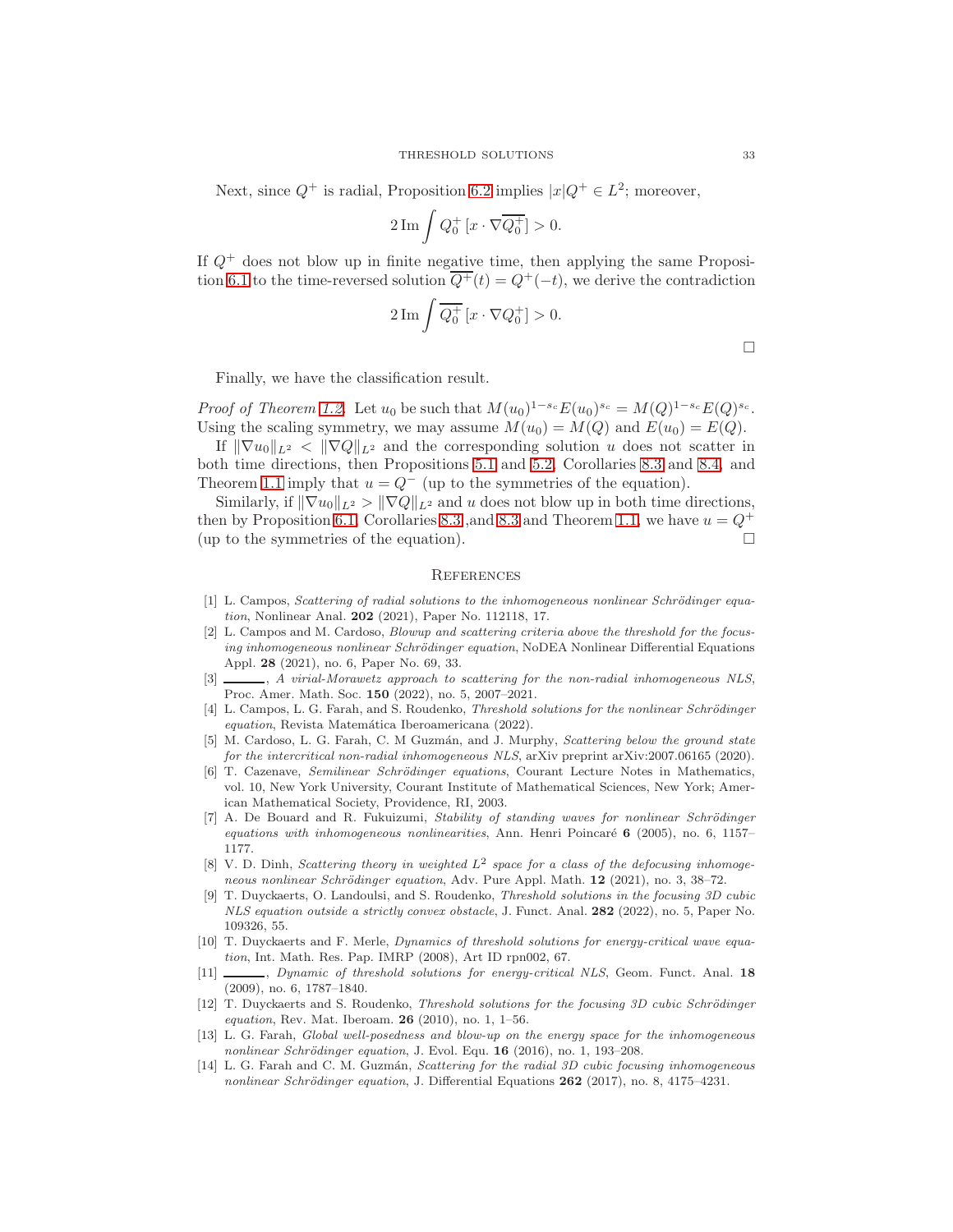Next, since $Q^+$ is radial, Proposition 6.2 implies $|x|Q^+ \in L^2$; moreover,

$$2\,\mathrm{Im}\int Q_0^+\,[x\cdot\nabla\overline{Q_0^+}] > 0.$$

If $Q^+$ does not blow up in finite negative time, then applying the same Proposition 6.1 to the time-reversed solution $\overline{Q^+}(t) = Q^+(-t)$, we derive the contradiction

$$2\,\mathrm{Im}\int \overline{Q_0^+}\,[x\cdot\nabla Q_0^+] > 0.$$

□

Finally, we have the classification result.

*Proof of Theorem 1.2.* Let $u_0$ be such that $M(u_0)^{1-s_c}E(u_0)^{s_c} = M(Q)^{1-s_c}E(Q)^{s_c}$. Using the scaling symmetry, we may assume $M(u_0) = M(Q)$ and $E(u_0) = E(Q)$.

If $\|\nabla u_0\|_{L^2} < \|\nabla Q\|_{L^2}$ and the corresponding solution $u$ does not scatter in both time directions, then Propositions 5.1 and 5.2, Corollaries 8.3 and 8.4, and Theorem 1.1 imply that $u = Q^-$ (up to the symmetries of the equation).

Similarly, if $\|\nabla u_0\|_{L^2} > \|\nabla Q\|_{L^2}$ and $u$ does not blow up in both time directions, then by Proposition 6.1, Corollaries 8.3 ,and 8.3 and Theorem 1.1, we have $u = Q^+$ (up to the symmetries of the equation). □

## References

[1] L. Campos, *Scattering of radial solutions to the inhomogeneous nonlinear Schrödinger equation*, Nonlinear Anal. **202** (2021), Paper No. 112118, 17.

[2] L. Campos and M. Cardoso, *Blowup and scattering criteria above the threshold for the focusing inhomogeneous nonlinear Schrödinger equation*, NoDEA Nonlinear Differential Equations Appl. **28** (2021), no. 6, Paper No. 69, 33.

[3] ———, *A virial-Morawetz approach to scattering for the non-radial inhomogeneous NLS*, Proc. Amer. Math. Soc. **150** (2022), no. 5, 2007–2021.

[4] L. Campos, L. G. Farah, and S. Roudenko, *Threshold solutions for the nonlinear Schrödinger equation*, Revista Matemática Iberoamericana (2022).

[5] M. Cardoso, L. G. Farah, C. M Guzmán, and J. Murphy, *Scattering below the ground state for the intercritical non-radial inhomogeneous NLS*, arXiv preprint arXiv:2007.06165 (2020).

[6] T. Cazenave, *Semilinear Schrödinger equations*, Courant Lecture Notes in Mathematics, vol. 10, New York University, Courant Institute of Mathematical Sciences, New York; American Mathematical Society, Providence, RI, 2003.

[7] A. De Bouard and R. Fukuizumi, *Stability of standing waves for nonlinear Schrödinger equations with inhomogeneous nonlinearities*, Ann. Henri Poincaré **6** (2005), no. 6, 1157–1177.

[8] V. D. Dinh, *Scattering theory in weighted $L^2$ space for a class of the defocusing inhomogeneous nonlinear Schrödinger equation*, Adv. Pure Appl. Math. **12** (2021), no. 3, 38–72.

[9] T. Duyckaerts, O. Landoulsi, and S. Roudenko, *Threshold solutions in the focusing 3D cubic NLS equation outside a strictly convex obstacle*, J. Funct. Anal. **282** (2022), no. 5, Paper No. 109326, 55.

[10] T. Duyckaerts and F. Merle, *Dynamics of threshold solutions for energy-critical wave equation*, Int. Math. Res. Pap. IMRP (2008), Art ID rpn002, 67.

[11] ———, *Dynamic of threshold solutions for energy-critical NLS*, Geom. Funct. Anal. **18** (2009), no. 6, 1787–1840.

[12] T. Duyckaerts and S. Roudenko, *Threshold solutions for the focusing 3D cubic Schrödinger equation*, Rev. Mat. Iberoam. **26** (2010), no. 1, 1–56.

[13] L. G. Farah, *Global well-posedness and blow-up on the energy space for the inhomogeneous nonlinear Schrödinger equation*, J. Evol. Equ. **16** (2016), no. 1, 193–208.

[14] L. G. Farah and C. M. Guzmán, *Scattering for the radial 3D cubic focusing inhomogeneous nonlinear Schrödinger equation*, J. Differential Equations **262** (2017), no. 8, 4175–4231.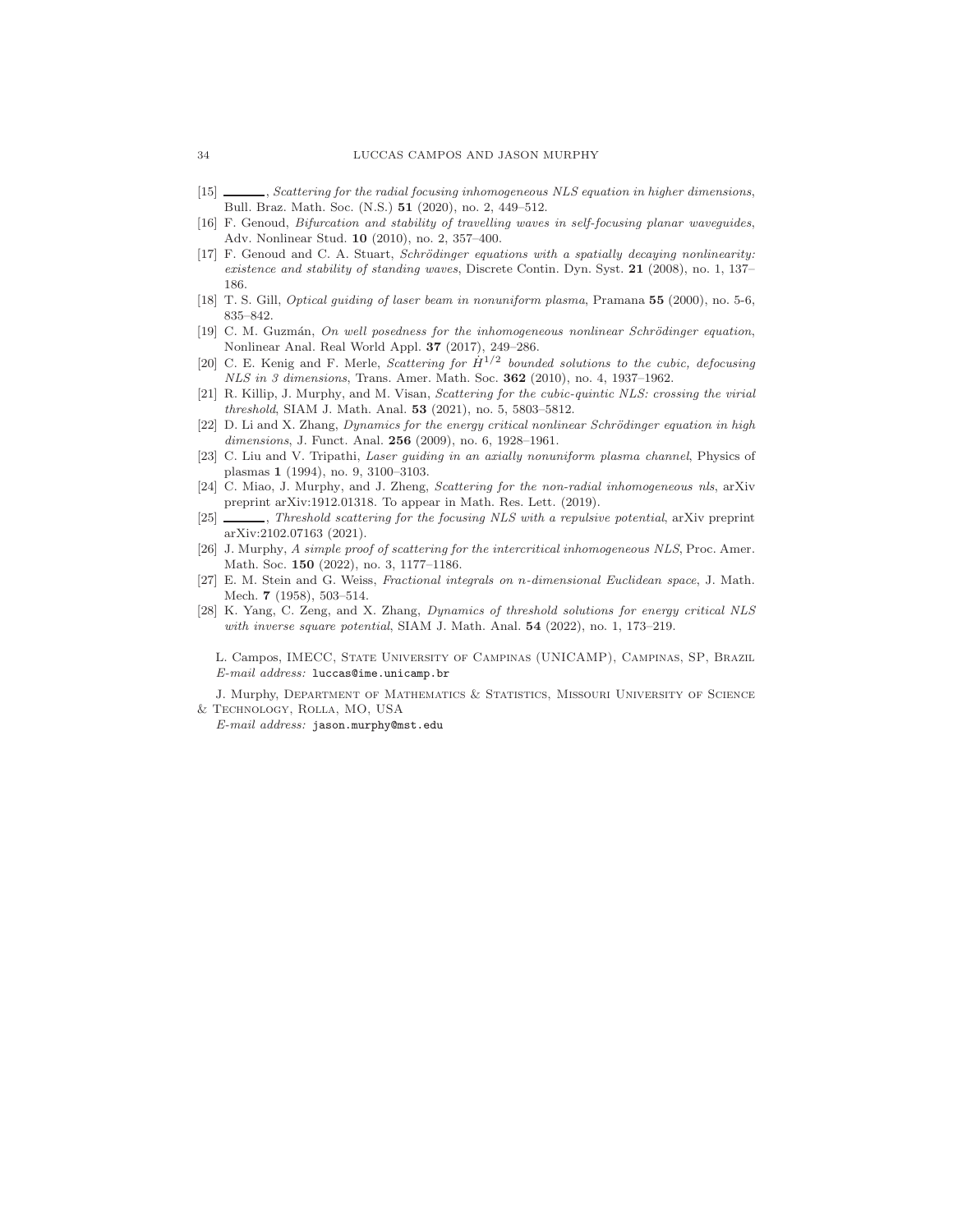[15] ———, *Scattering for the radial focusing inhomogeneous NLS equation in higher dimensions*, Bull. Braz. Math. Soc. (N.S.) **51** (2020), no. 2, 449–512.

[16] F. Genoud, *Bifurcation and stability of travelling waves in self-focusing planar waveguides*, Adv. Nonlinear Stud. **10** (2010), no. 2, 357–400.

[17] F. Genoud and C. A. Stuart, *Schrödinger equations with a spatially decaying nonlinearity: existence and stability of standing waves*, Discrete Contin. Dyn. Syst. **21** (2008), no. 1, 137–186.

[18] T. S. Gill, *Optical guiding of laser beam in nonuniform plasma*, Pramana **55** (2000), no. 5-6, 835–842.

[19] C. M. Guzmán, *On well posedness for the inhomogeneous nonlinear Schrödinger equation*, Nonlinear Anal. Real World Appl. **37** (2017), 249–286.

[20] C. E. Kenig and F. Merle, *Scattering for $\dot{H}^{1/2}$ bounded solutions to the cubic, defocusing NLS in 3 dimensions*, Trans. Amer. Math. Soc. **362** (2010), no. 4, 1937–1962.

[21] R. Killip, J. Murphy, and M. Visan, *Scattering for the cubic-quintic NLS: crossing the virial threshold*, SIAM J. Math. Anal. **53** (2021), no. 5, 5803–5812.

[22] D. Li and X. Zhang, *Dynamics for the energy critical nonlinear Schrödinger equation in high dimensions*, J. Funct. Anal. **256** (2009), no. 6, 1928–1961.

[23] C. Liu and V. Tripathi, *Laser guiding in an axially nonuniform plasma channel*, Physics of plasmas **1** (1994), no. 9, 3100–3103.

[24] C. Miao, J. Murphy, and J. Zheng, *Scattering for the non-radial inhomogeneous nls*, arXiv preprint arXiv:1912.01318. To appear in Math. Res. Lett. (2019).

[25] ———, *Threshold scattering for the focusing NLS with a repulsive potential*, arXiv preprint arXiv:2102.07163 (2021).

[26] J. Murphy, *A simple proof of scattering for the intercritical inhomogeneous NLS*, Proc. Amer. Math. Soc. **150** (2022), no. 3, 1177–1186.

[27] E. M. Stein and G. Weiss, *Fractional integrals on n-dimensional Euclidean space*, J. Math. Mech. **7** (1958), 503–514.

[28] K. Yang, C. Zeng, and X. Zhang, *Dynamics of threshold solutions for energy critical NLS with inverse square potential*, SIAM J. Math. Anal. **54** (2022), no. 1, 173–219.

L. Campos, IMECC, State University of Campinas (UNICAMP), Campinas, SP, Brazil
*E-mail address:* luccas@ime.unicamp.br

J. Murphy, Department of Mathematics & Statistics, Missouri University of Science & Technology, Rolla, MO, USA
*E-mail address:* jason.murphy@mst.edu